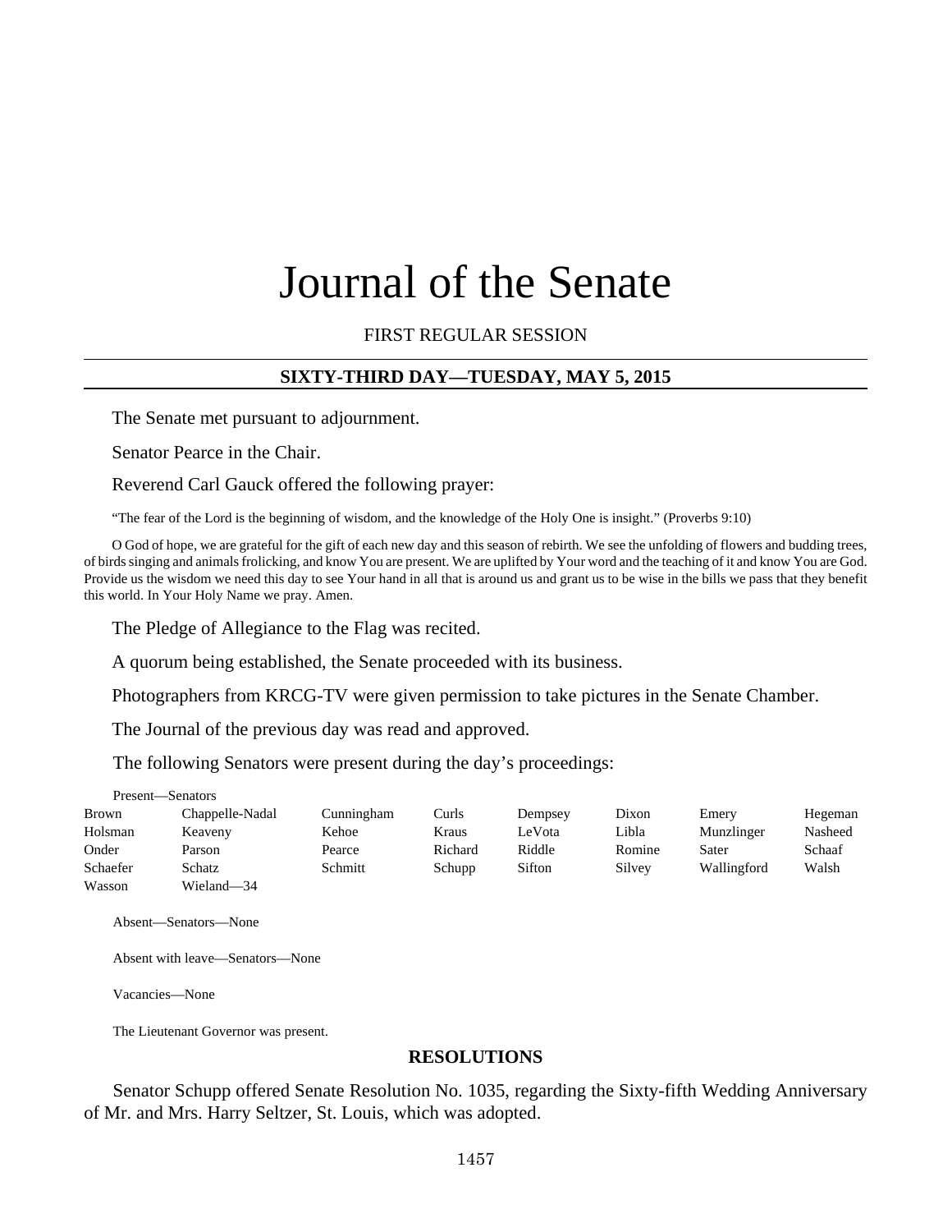# Journal of the Senate

FIRST REGULAR SESSION

## SIXTY-THIRD DAY—TUESDAY, MAY 5, 2015

The Senate met pursuant to adjournment.

Senator Pearce in the Chair.

Reverend Carl Gauck offered the following prayer:

"The fear of the Lord is the beginning of wisdom, and the knowledge of the Holy One is insight." (Proverbs 9:10)

O God of hope, we are grateful for the gift of each new day and this season of rebirth. We see the unfolding of flowers and budding trees, of birds singing and animals frolicking, and know You are present. We are uplifted by Your word and the teaching of it and know You are God. Provide us the wisdom we need this day to see Your hand in all that is around us and grant us to be wise in the bills we pass that they benefit this world. In Your Holy Name we pray. Amen.

The Pledge of Allegiance to the Flag was recited.

A quorum being established, the Senate proceeded with its business.

Photographers from KRCG-TV were given permission to take pictures in the Senate Chamber.

The Journal of the previous day was read and approved.

The following Senators were present during the day's proceedings:

Present—Senators

| | | | | | | | |
|---|---|---|---|---|---|---|---|
| Brown | Chappelle-Nadal | Cunningham | Curls | Dempsey | Dixon | Emery | Hegeman |
| Holsman | Keaveny | Kehoe | Kraus | LeVota | Libla | Munzlinger | Nasheed |
| Onder | Parson | Pearce | Richard | Riddle | Romine | Sater | Schaaf |
| Schaefer | Schatz | Schmitt | Schupp | Sifton | Silvey | Wallingford | Walsh |
| Wasson | Wieland—34 | | | | | | |

Absent—Senators—None

Absent with leave—Senators—None

Vacancies—None

The Lieutenant Governor was present.

## RESOLUTIONS

Senator Schupp offered Senate Resolution No. 1035, regarding the Sixty-fifth Wedding Anniversary of Mr. and Mrs. Harry Seltzer, St. Louis, which was adopted.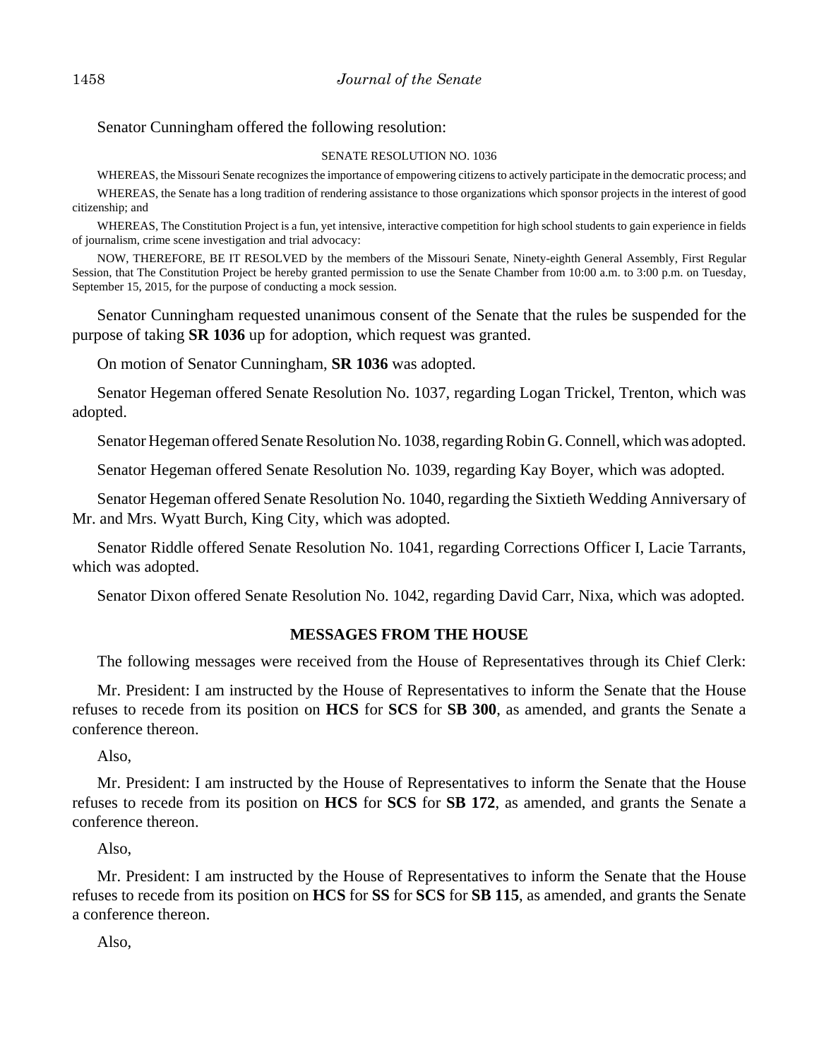Senator Cunningham offered the following resolution:

SENATE RESOLUTION NO. 1036

WHEREAS, the Missouri Senate recognizes the importance of empowering citizens to actively participate in the democratic process; and

WHEREAS, the Senate has a long tradition of rendering assistance to those organizations which sponsor projects in the interest of good citizenship; and

WHEREAS, The Constitution Project is a fun, yet intensive, interactive competition for high school students to gain experience in fields of journalism, crime scene investigation and trial advocacy:

NOW, THEREFORE, BE IT RESOLVED by the members of the Missouri Senate, Ninety-eighth General Assembly, First Regular Session, that The Constitution Project be hereby granted permission to use the Senate Chamber from 10:00 a.m. to 3:00 p.m. on Tuesday, September 15, 2015, for the purpose of conducting a mock session.

Senator Cunningham requested unanimous consent of the Senate that the rules be suspended for the purpose of taking **SR 1036** up for adoption, which request was granted.

On motion of Senator Cunningham, **SR 1036** was adopted.

Senator Hegeman offered Senate Resolution No. 1037, regarding Logan Trickel, Trenton, which was adopted.

Senator Hegeman offered Senate Resolution No. 1038, regarding Robin G. Connell, which was adopted.

Senator Hegeman offered Senate Resolution No. 1039, regarding Kay Boyer, which was adopted.

Senator Hegeman offered Senate Resolution No. 1040, regarding the Sixtieth Wedding Anniversary of Mr. and Mrs. Wyatt Burch, King City, which was adopted.

Senator Riddle offered Senate Resolution No. 1041, regarding Corrections Officer I, Lacie Tarrants, which was adopted.

Senator Dixon offered Senate Resolution No. 1042, regarding David Carr, Nixa, which was adopted.

## MESSAGES FROM THE HOUSE

The following messages were received from the House of Representatives through its Chief Clerk:

Mr. President: I am instructed by the House of Representatives to inform the Senate that the House refuses to recede from its position on **HCS** for **SCS** for **SB 300**, as amended, and grants the Senate a conference thereon.

Also,

Mr. President: I am instructed by the House of Representatives to inform the Senate that the House refuses to recede from its position on **HCS** for **SCS** for **SB 172**, as amended, and grants the Senate a conference thereon.

Also,

Mr. President: I am instructed by the House of Representatives to inform the Senate that the House refuses to recede from its position on **HCS** for **SS** for **SCS** for **SB 115**, as amended, and grants the Senate a conference thereon.

Also,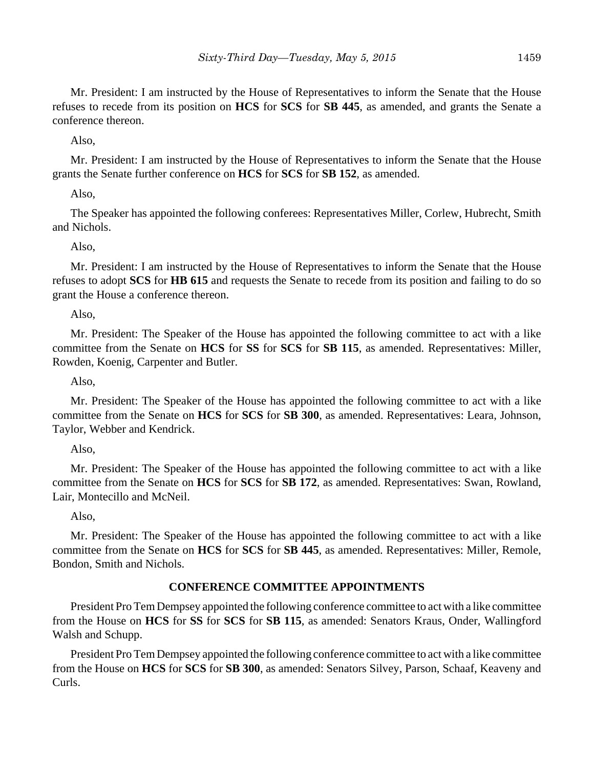Mr. President: I am instructed by the House of Representatives to inform the Senate that the House refuses to recede from its position on **HCS** for **SCS** for **SB 445**, as amended, and grants the Senate a conference thereon.

Also,

Mr. President: I am instructed by the House of Representatives to inform the Senate that the House grants the Senate further conference on **HCS** for **SCS** for **SB 152**, as amended.

Also,

The Speaker has appointed the following conferees: Representatives Miller, Corlew, Hubrecht, Smith and Nichols.

Also,

Mr. President: I am instructed by the House of Representatives to inform the Senate that the House refuses to adopt **SCS** for **HB 615** and requests the Senate to recede from its position and failing to do so grant the House a conference thereon.

Also,

Mr. President: The Speaker of the House has appointed the following committee to act with a like committee from the Senate on **HCS** for **SS** for **SCS** for **SB 115**, as amended. Representatives: Miller, Rowden, Koenig, Carpenter and Butler.

Also,

Mr. President: The Speaker of the House has appointed the following committee to act with a like committee from the Senate on **HCS** for **SCS** for **SB 300**, as amended. Representatives: Leara, Johnson, Taylor, Webber and Kendrick.

Also,

Mr. President: The Speaker of the House has appointed the following committee to act with a like committee from the Senate on **HCS** for **SCS** for **SB 172**, as amended. Representatives: Swan, Rowland, Lair, Montecillo and McNeil.

Also,

Mr. President: The Speaker of the House has appointed the following committee to act with a like committee from the Senate on **HCS** for **SCS** for **SB 445**, as amended. Representatives: Miller, Remole, Bondon, Smith and Nichols.

## CONFERENCE COMMITTEE APPOINTMENTS

President Pro Tem Dempsey appointed the following conference committee to act with a like committee from the House on **HCS** for **SS** for **SCS** for **SB 115**, as amended: Senators Kraus, Onder, Wallingford Walsh and Schupp.

President Pro Tem Dempsey appointed the following conference committee to act with a like committee from the House on **HCS** for **SCS** for **SB 300**, as amended: Senators Silvey, Parson, Schaaf, Keaveny and Curls.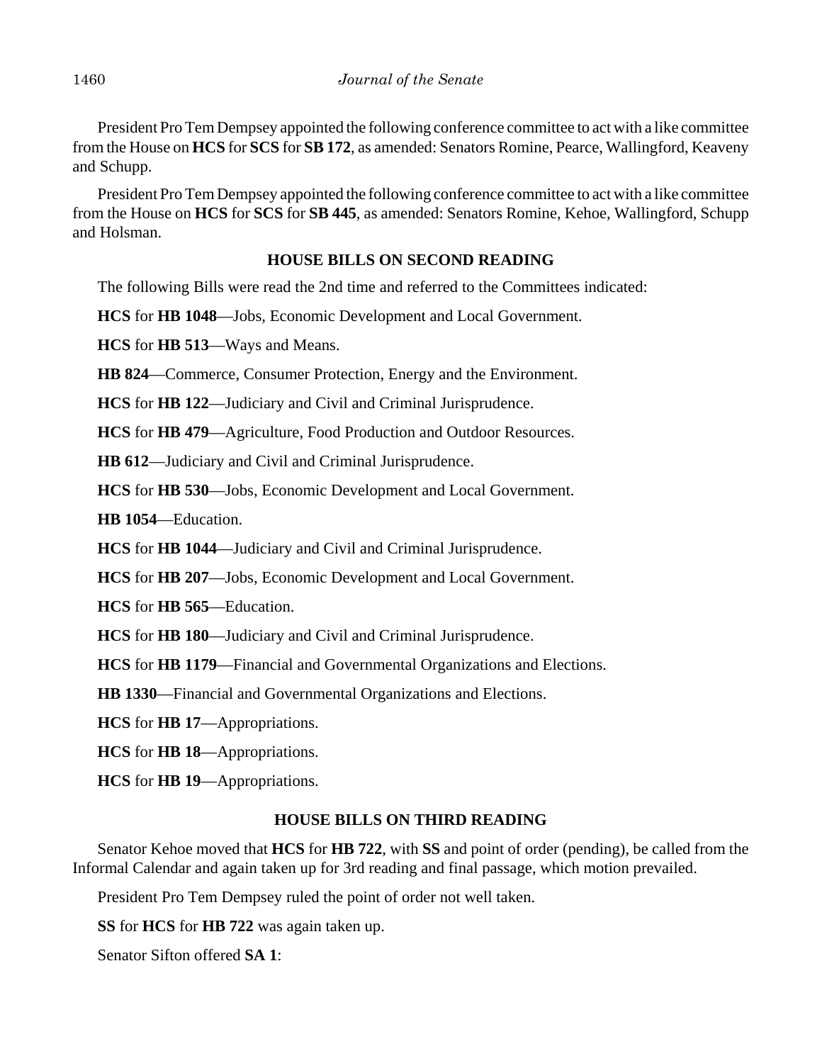President Pro Tem Dempsey appointed the following conference committee to act with a like committee from the House on **HCS** for **SCS** for **SB 172**, as amended: Senators Romine, Pearce, Wallingford, Keaveny and Schupp.

President Pro Tem Dempsey appointed the following conference committee to act with a like committee from the House on **HCS** for **SCS** for **SB 445**, as amended: Senators Romine, Kehoe, Wallingford, Schupp and Holsman.

## HOUSE BILLS ON SECOND READING

The following Bills were read the 2nd time and referred to the Committees indicated:

**HCS** for **HB 1048**—Jobs, Economic Development and Local Government.

**HCS** for **HB 513**—Ways and Means.

**HB 824**—Commerce, Consumer Protection, Energy and the Environment.

**HCS** for **HB 122**—Judiciary and Civil and Criminal Jurisprudence.

**HCS** for **HB 479**—Agriculture, Food Production and Outdoor Resources.

**HB 612**—Judiciary and Civil and Criminal Jurisprudence.

**HCS** for **HB 530**—Jobs, Economic Development and Local Government.

**HB 1054**—Education.

**HCS** for **HB 1044**—Judiciary and Civil and Criminal Jurisprudence.

**HCS** for **HB 207**—Jobs, Economic Development and Local Government.

**HCS** for **HB 565**—Education.

**HCS** for **HB 180**—Judiciary and Civil and Criminal Jurisprudence.

**HCS** for **HB 1179**—Financial and Governmental Organizations and Elections.

**HB 1330**—Financial and Governmental Organizations and Elections.

**HCS** for **HB 17**—Appropriations.

**HCS** for **HB 18**—Appropriations.

**HCS** for **HB 19**—Appropriations.

## HOUSE BILLS ON THIRD READING

Senator Kehoe moved that **HCS** for **HB 722**, with **SS** and point of order (pending), be called from the Informal Calendar and again taken up for 3rd reading and final passage, which motion prevailed.

President Pro Tem Dempsey ruled the point of order not well taken.

**SS** for **HCS** for **HB 722** was again taken up.

Senator Sifton offered **SA 1**: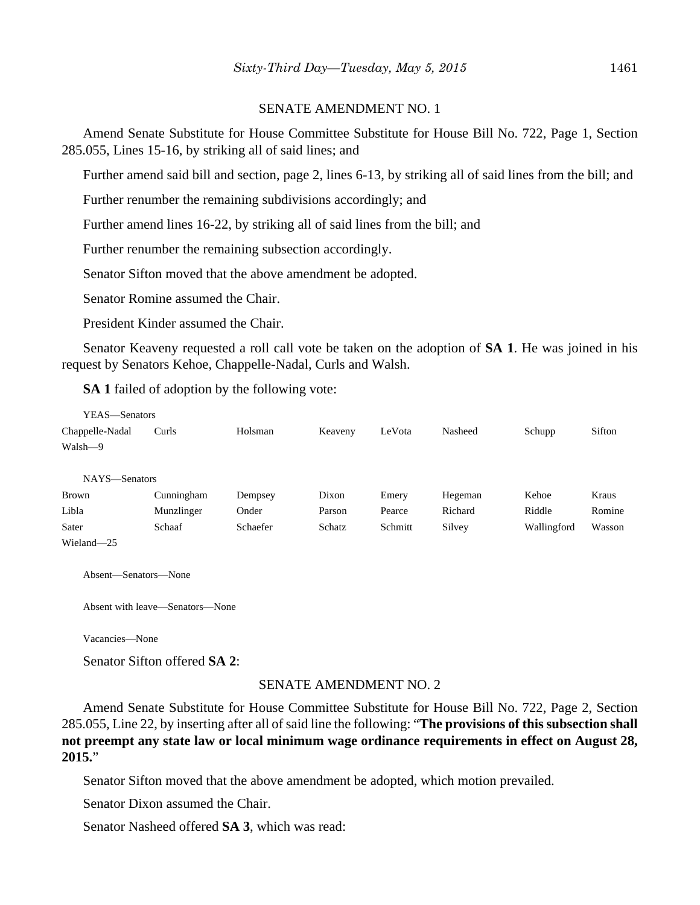SENATE AMENDMENT NO. 1

Amend Senate Substitute for House Committee Substitute for House Bill No. 722, Page 1, Section 285.055, Lines 15-16, by striking all of said lines; and

Further amend said bill and section, page 2, lines 6-13, by striking all of said lines from the bill; and

Further renumber the remaining subdivisions accordingly; and

Further amend lines 16-22, by striking all of said lines from the bill; and

Further renumber the remaining subsection accordingly.

Senator Sifton moved that the above amendment be adopted.

Senator Romine assumed the Chair.

President Kinder assumed the Chair.

Senator Keaveny requested a roll call vote be taken on the adoption of **SA 1**. He was joined in his request by Senators Kehoe, Chappelle-Nadal, Curls and Walsh.

**SA 1** failed of adoption by the following vote:

YEAS—Senators

| | | | | | | | |
|---|---|---|---|---|---|---|---|
| Chappelle-Nadal | Curls | Holsman | Keaveny | LeVota | Nasheed | Schupp | Sifton |
| Walsh—9 | | | | | | | |

NAYS—Senators

| | | | | | | | |
|---|---|---|---|---|---|---|---|
| Brown | Cunningham | Dempsey | Dixon | Emery | Hegeman | Kehoe | Kraus |
| Libla | Munzlinger | Onder | Parson | Pearce | Richard | Riddle | Romine |
| Sater | Schaaf | Schaefer | Schatz | Schmitt | Silvey | Wallingford | Wasson |
| Wieland—25 | | | | | | | |

Absent—Senators—None

Absent with leave—Senators—None

Vacancies—None

Senator Sifton offered **SA 2**:

SENATE AMENDMENT NO. 2

Amend Senate Substitute for House Committee Substitute for House Bill No. 722, Page 2, Section 285.055, Line 22, by inserting after all of said line the following: "**The provisions of this subsection shall not preempt any state law or local minimum wage ordinance requirements in effect on August 28, 2015.**"

Senator Sifton moved that the above amendment be adopted, which motion prevailed.

Senator Dixon assumed the Chair.

Senator Nasheed offered **SA 3**, which was read: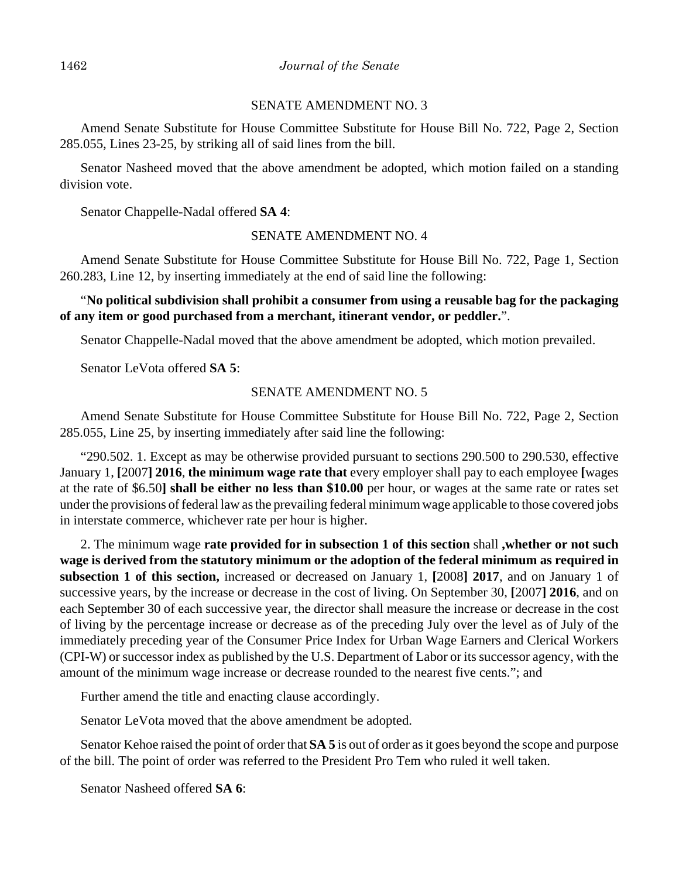SENATE AMENDMENT NO. 3

Amend Senate Substitute for House Committee Substitute for House Bill No. 722, Page 2, Section 285.055, Lines 23-25, by striking all of said lines from the bill.

Senator Nasheed moved that the above amendment be adopted, which motion failed on a standing division vote.

Senator Chappelle-Nadal offered **SA 4**:

SENATE AMENDMENT NO. 4

Amend Senate Substitute for House Committee Substitute for House Bill No. 722, Page 1, Section 260.283, Line 12, by inserting immediately at the end of said line the following:

"**No political subdivision shall prohibit a consumer from using a reusable bag for the packaging of any item or good purchased from a merchant, itinerant vendor, or peddler.**".

Senator Chappelle-Nadal moved that the above amendment be adopted, which motion prevailed.

Senator LeVota offered **SA 5**:

SENATE AMENDMENT NO. 5

Amend Senate Substitute for House Committee Substitute for House Bill No. 722, Page 2, Section 285.055, Line 25, by inserting immediately after said line the following:

"290.502. 1. Except as may be otherwise provided pursuant to sections 290.500 to 290.530, effective January 1, **[**2007**] 2016**, **the minimum wage rate that** every employer shall pay to each employee **[**wages at the rate of $6.50**] shall be either no less than $10.00** per hour, or wages at the same rate or rates set under the provisions of federal law as the prevailing federal minimum wage applicable to those covered jobs in interstate commerce, whichever rate per hour is higher.

2. The minimum wage **rate provided for in subsection 1 of this section** shall **,whether or not such wage is derived from the statutory minimum or the adoption of the federal minimum as required in subsection 1 of this section,** increased or decreased on January 1, **[**2008**] 2017**, and on January 1 of successive years, by the increase or decrease in the cost of living. On September 30, **[**2007**] 2016**, and on each September 30 of each successive year, the director shall measure the increase or decrease in the cost of living by the percentage increase or decrease as of the preceding July over the level as of July of the immediately preceding year of the Consumer Price Index for Urban Wage Earners and Clerical Workers (CPI-W) or successor index as published by the U.S. Department of Labor or its successor agency, with the amount of the minimum wage increase or decrease rounded to the nearest five cents."; and

Further amend the title and enacting clause accordingly.

Senator LeVota moved that the above amendment be adopted.

Senator Kehoe raised the point of order that **SA 5** is out of order as it goes beyond the scope and purpose of the bill. The point of order was referred to the President Pro Tem who ruled it well taken.

Senator Nasheed offered **SA 6**: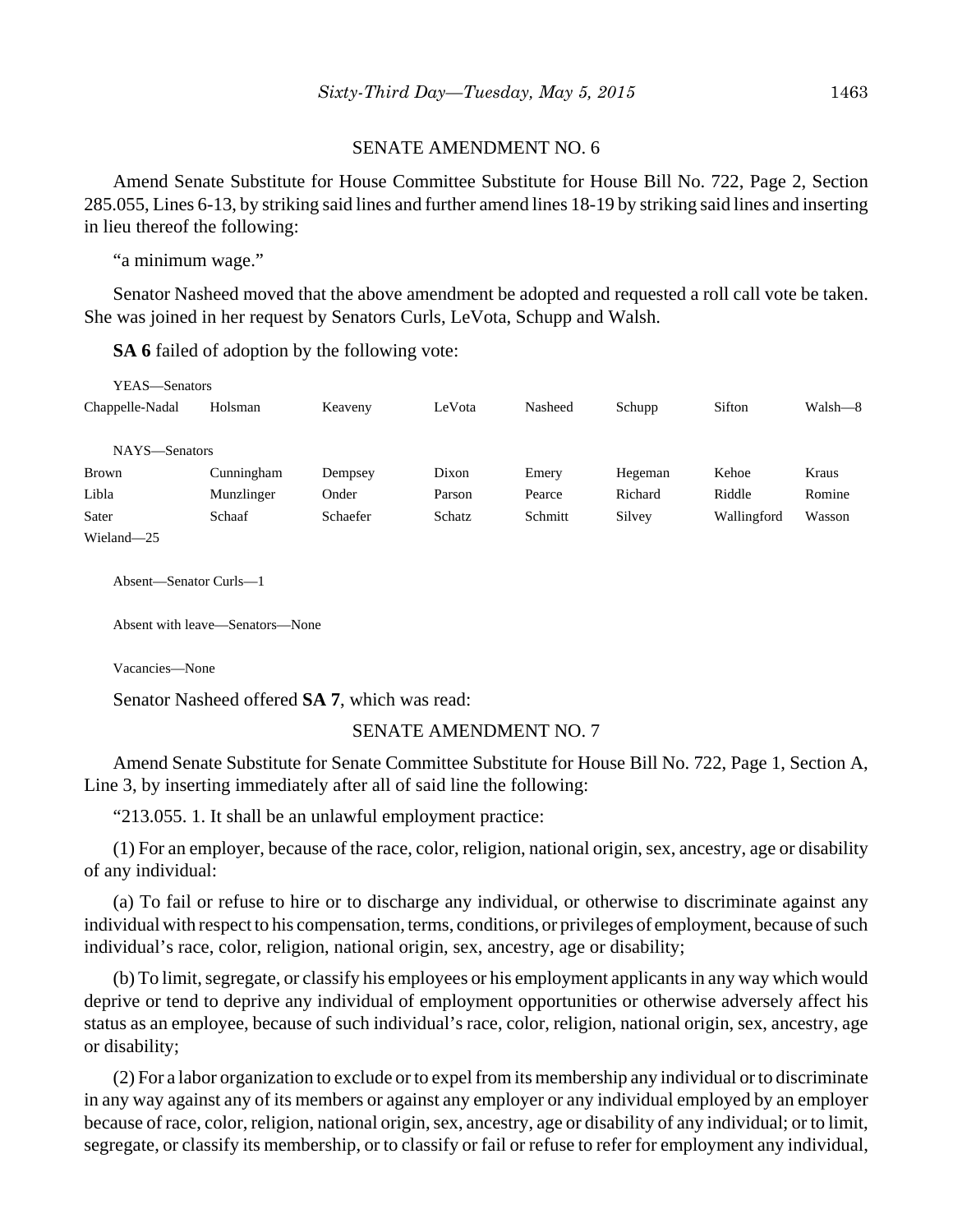SENATE AMENDMENT NO. 6

Amend Senate Substitute for House Committee Substitute for House Bill No. 722, Page 2, Section 285.055, Lines 6-13, by striking said lines and further amend lines 18-19 by striking said lines and inserting in lieu thereof the following:

"a minimum wage."

Senator Nasheed moved that the above amendment be adopted and requested a roll call vote be taken. She was joined in her request by Senators Curls, LeVota, Schupp and Walsh.

**SA 6** failed of adoption by the following vote:

YEAS—Senators

| | | | | | | | |
|---|---|---|---|---|---|---|---|
| Chappelle-Nadal | Holsman | Keaveny | LeVota | Nasheed | Schupp | Sifton | Walsh—8 |

NAYS—Senators

| | | | | | | | |
|---|---|---|---|---|---|---|---|
| Brown | Cunningham | Dempsey | Dixon | Emery | Hegeman | Kehoe | Kraus |
| Libla | Munzlinger | Onder | Parson | Pearce | Richard | Riddle | Romine |
| Sater | Schaaf | Schaefer | Schatz | Schmitt | Silvey | Wallingford | Wasson |
| Wieland—25 | | | | | | | |

Absent—Senator Curls—1

Absent with leave—Senators—None

Vacancies—None

Senator Nasheed offered **SA 7**, which was read:

SENATE AMENDMENT NO. 7

Amend Senate Substitute for Senate Committee Substitute for House Bill No. 722, Page 1, Section A, Line 3, by inserting immediately after all of said line the following:

"213.055. 1. It shall be an unlawful employment practice:

(1) For an employer, because of the race, color, religion, national origin, sex, ancestry, age or disability of any individual:

(a) To fail or refuse to hire or to discharge any individual, or otherwise to discriminate against any individual with respect to his compensation, terms, conditions, or privileges of employment, because of such individual's race, color, religion, national origin, sex, ancestry, age or disability;

(b) To limit, segregate, or classify his employees or his employment applicants in any way which would deprive or tend to deprive any individual of employment opportunities or otherwise adversely affect his status as an employee, because of such individual's race, color, religion, national origin, sex, ancestry, age or disability;

(2) For a labor organization to exclude or to expel from its membership any individual or to discriminate in any way against any of its members or against any employer or any individual employed by an employer because of race, color, religion, national origin, sex, ancestry, age or disability of any individual; or to limit, segregate, or classify its membership, or to classify or fail or refuse to refer for employment any individual,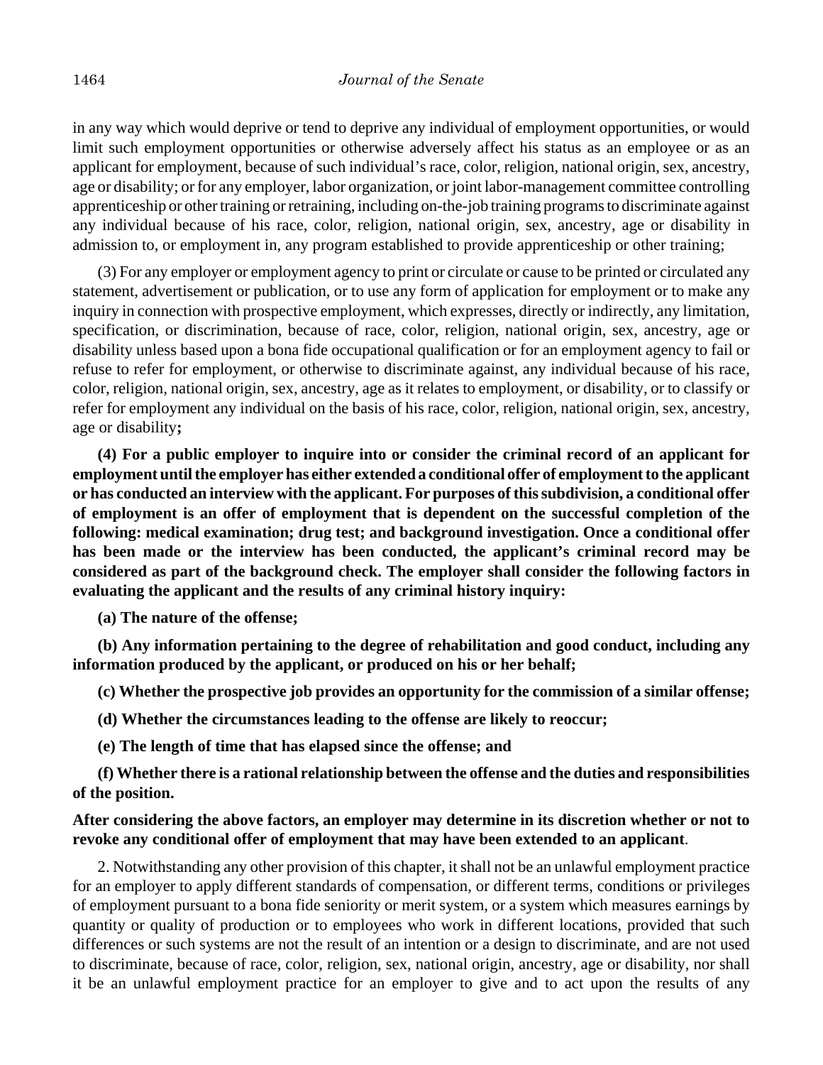in any way which would deprive or tend to deprive any individual of employment opportunities, or would limit such employment opportunities or otherwise adversely affect his status as an employee or as an applicant for employment, because of such individual's race, color, religion, national origin, sex, ancestry, age or disability; or for any employer, labor organization, or joint labor-management committee controlling apprenticeship or other training or retraining, including on-the-job training programs to discriminate against any individual because of his race, color, religion, national origin, sex, ancestry, age or disability in admission to, or employment in, any program established to provide apprenticeship or other training;

(3) For any employer or employment agency to print or circulate or cause to be printed or circulated any statement, advertisement or publication, or to use any form of application for employment or to make any inquiry in connection with prospective employment, which expresses, directly or indirectly, any limitation, specification, or discrimination, because of race, color, religion, national origin, sex, ancestry, age or disability unless based upon a bona fide occupational qualification or for an employment agency to fail or refuse to refer for employment, or otherwise to discriminate against, any individual because of his race, color, religion, national origin, sex, ancestry, age as it relates to employment, or disability, or to classify or refer for employment any individual on the basis of his race, color, religion, national origin, sex, ancestry, age or disability**;**

**(4) For a public employer to inquire into or consider the criminal record of an applicant for employment until the employer has either extended a conditional offer of employment to the applicant or has conducted an interview with the applicant. For purposes of this subdivision, a conditional offer of employment is an offer of employment that is dependent on the successful completion of the following: medical examination; drug test; and background investigation. Once a conditional offer has been made or the interview has been conducted, the applicant's criminal record may be considered as part of the background check. The employer shall consider the following factors in evaluating the applicant and the results of any criminal history inquiry:**

**(a) The nature of the offense;**

**(b) Any information pertaining to the degree of rehabilitation and good conduct, including any information produced by the applicant, or produced on his or her behalf;**

**(c) Whether the prospective job provides an opportunity for the commission of a similar offense;**

**(d) Whether the circumstances leading to the offense are likely to reoccur;**

**(e) The length of time that has elapsed since the offense; and**

**(f) Whether there is a rational relationship between the offense and the duties and responsibilities of the position.**

**After considering the above factors, an employer may determine in its discretion whether or not to revoke any conditional offer of employment that may have been extended to an applicant**.

2. Notwithstanding any other provision of this chapter, it shall not be an unlawful employment practice for an employer to apply different standards of compensation, or different terms, conditions or privileges of employment pursuant to a bona fide seniority or merit system, or a system which measures earnings by quantity or quality of production or to employees who work in different locations, provided that such differences or such systems are not the result of an intention or a design to discriminate, and are not used to discriminate, because of race, color, religion, sex, national origin, ancestry, age or disability, nor shall it be an unlawful employment practice for an employer to give and to act upon the results of any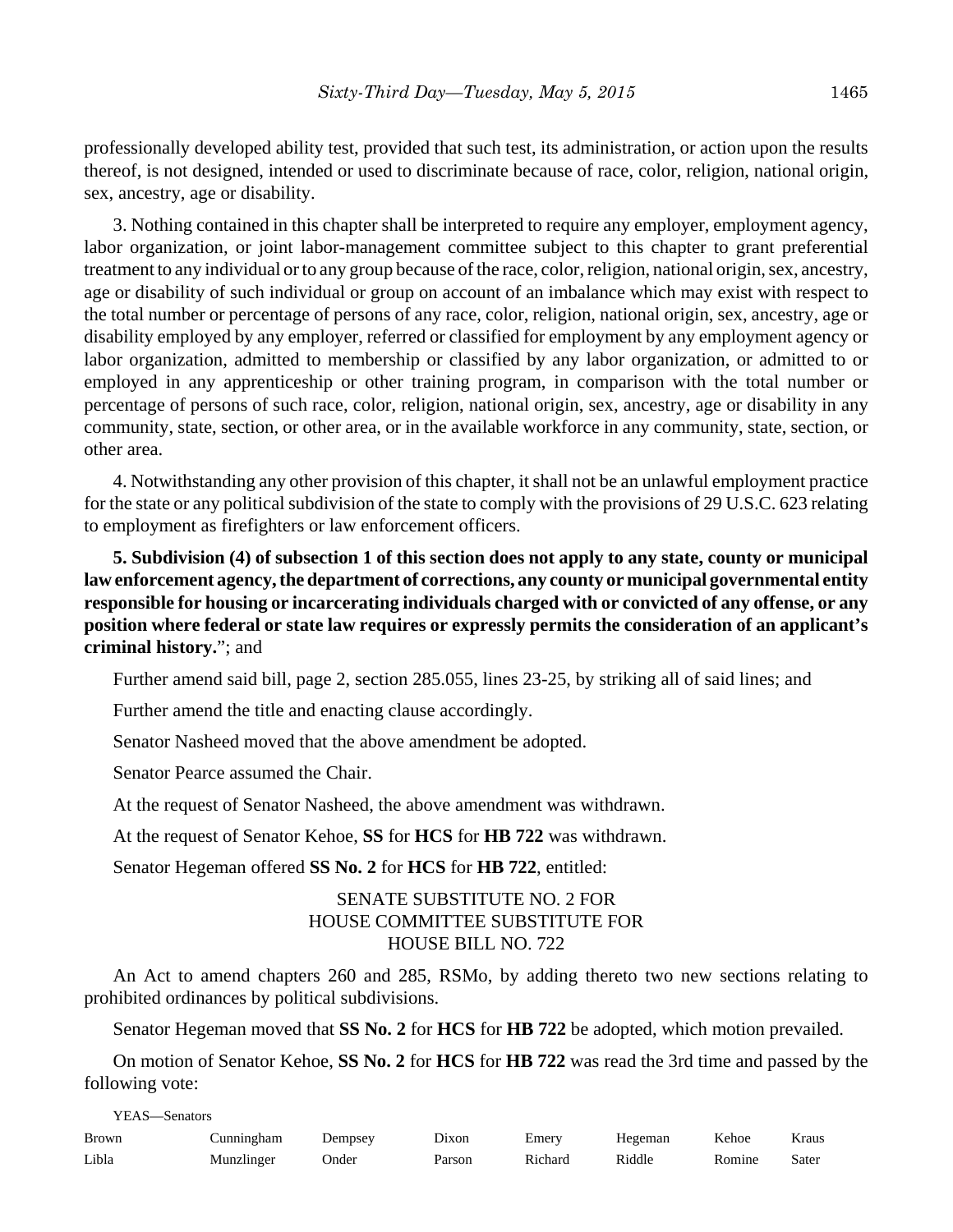professionally developed ability test, provided that such test, its administration, or action upon the results thereof, is not designed, intended or used to discriminate because of race, color, religion, national origin, sex, ancestry, age or disability.

3. Nothing contained in this chapter shall be interpreted to require any employer, employment agency, labor organization, or joint labor-management committee subject to this chapter to grant preferential treatment to any individual or to any group because of the race, color, religion, national origin, sex, ancestry, age or disability of such individual or group on account of an imbalance which may exist with respect to the total number or percentage of persons of any race, color, religion, national origin, sex, ancestry, age or disability employed by any employer, referred or classified for employment by any employment agency or labor organization, admitted to membership or classified by any labor organization, or admitted to or employed in any apprenticeship or other training program, in comparison with the total number or percentage of persons of such race, color, religion, national origin, sex, ancestry, age or disability in any community, state, section, or other area, or in the available workforce in any community, state, section, or other area.

4. Notwithstanding any other provision of this chapter, it shall not be an unlawful employment practice for the state or any political subdivision of the state to comply with the provisions of 29 U.S.C. 623 relating to employment as firefighters or law enforcement officers.

**5. Subdivision (4) of subsection 1 of this section does not apply to any state, county or municipal law enforcement agency, the department of corrections, any county or municipal governmental entity responsible for housing or incarcerating individuals charged with or convicted of any offense, or any position where federal or state law requires or expressly permits the consideration of an applicant's criminal history.**"; and

Further amend said bill, page 2, section 285.055, lines 23-25, by striking all of said lines; and

Further amend the title and enacting clause accordingly.

Senator Nasheed moved that the above amendment be adopted.

Senator Pearce assumed the Chair.

At the request of Senator Nasheed, the above amendment was withdrawn.

At the request of Senator Kehoe, **SS** for **HCS** for **HB 722** was withdrawn.

Senator Hegeman offered **SS No. 2** for **HCS** for **HB 722**, entitled:

SENATE SUBSTITUTE NO. 2 FOR
HOUSE COMMITTEE SUBSTITUTE FOR
HOUSE BILL NO. 722

An Act to amend chapters 260 and 285, RSMo, by adding thereto two new sections relating to prohibited ordinances by political subdivisions.

Senator Hegeman moved that **SS No. 2** for **HCS** for **HB 722** be adopted, which motion prevailed.

On motion of Senator Kehoe, **SS No. 2** for **HCS** for **HB 722** was read the 3rd time and passed by the following vote:

YEAS—Senators

| | | | | | | | |
|---|---|---|---|---|---|---|---|
| Brown | Cunningham | Dempsey | Dixon | Emery | Hegeman | Kehoe | Kraus |
| Libla | Munzlinger | Onder | Parson | Richard | Riddle | Romine | Sater |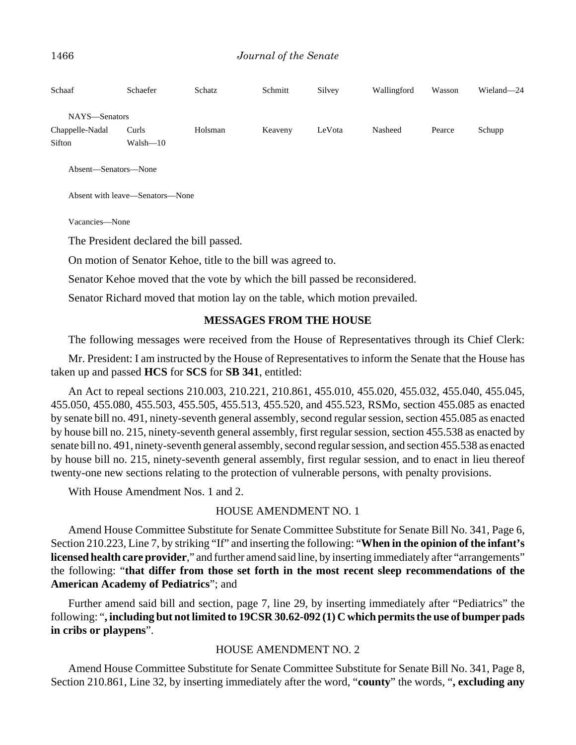Schaaf Schaefer Schatz Schmitt Silvey Wallingford Wasson Wieland—24

NAYS—Senators

Chappelle-Nadal Curls Holsman Keaveny LeVota Nasheed Pearce Schupp Sifton Walsh—10

Absent—Senators—None

Absent with leave—Senators—None

Vacancies—None

The President declared the bill passed.

On motion of Senator Kehoe, title to the bill was agreed to.

Senator Kehoe moved that the vote by which the bill passed be reconsidered.

Senator Richard moved that motion lay on the table, which motion prevailed.

## MESSAGES FROM THE HOUSE

The following messages were received from the House of Representatives through its Chief Clerk:

Mr. President: I am instructed by the House of Representatives to inform the Senate that the House has taken up and passed **HCS** for **SCS** for **SB 341**, entitled:

An Act to repeal sections 210.003, 210.221, 210.861, 455.010, 455.020, 455.032, 455.040, 455.045, 455.050, 455.080, 455.503, 455.505, 455.513, 455.520, and 455.523, RSMo, section 455.085 as enacted by senate bill no. 491, ninety-seventh general assembly, second regular session, section 455.085 as enacted by house bill no. 215, ninety-seventh general assembly, first regular session, section 455.538 as enacted by senate bill no. 491, ninety-seventh general assembly, second regular session, and section 455.538 as enacted by house bill no. 215, ninety-seventh general assembly, first regular session, and to enact in lieu thereof twenty-one new sections relating to the protection of vulnerable persons, with penalty provisions.

With House Amendment Nos. 1 and 2.

HOUSE AMENDMENT NO. 1

Amend House Committee Substitute for Senate Committee Substitute for Senate Bill No. 341, Page 6, Section 210.223, Line 7, by striking "If" and inserting the following: "**When in the opinion of the infant's licensed health care provider**," and further amend said line, by inserting immediately after "arrangements" the following: "**that differ from those set forth in the most recent sleep recommendations of the American Academy of Pediatrics**"; and

Further amend said bill and section, page 7, line 29, by inserting immediately after "Pediatrics" the following: "**, including but not limited to 19CSR 30.62-092 (1) C which permits the use of bumper pads in cribs or playpens**".

HOUSE AMENDMENT NO. 2

Amend House Committee Substitute for Senate Committee Substitute for Senate Bill No. 341, Page 8, Section 210.861, Line 32, by inserting immediately after the word, "**county**" the words, "**, excluding any**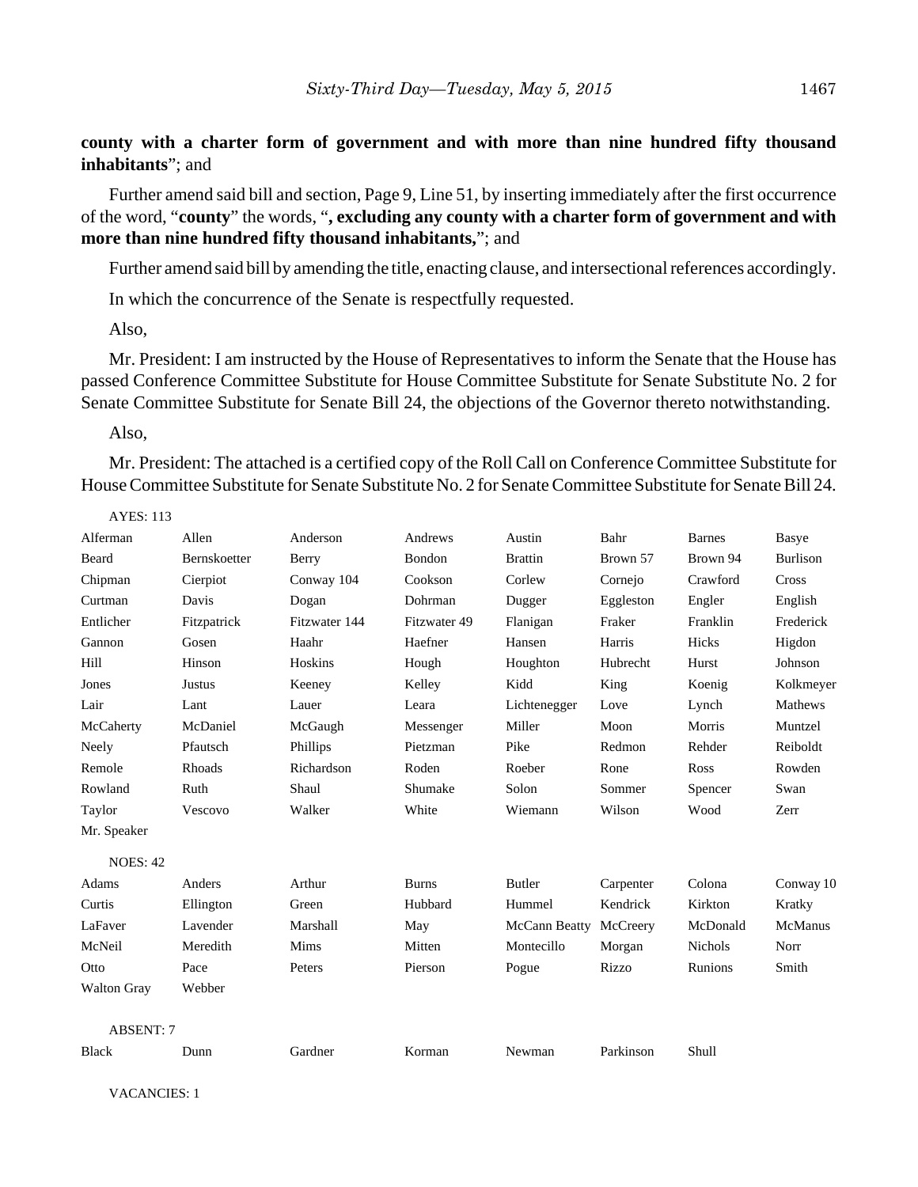**county with a charter form of government and with more than nine hundred fifty thousand inhabitants**"; and

Further amend said bill and section, Page 9, Line 51, by inserting immediately after the first occurrence of the word, "**county**" the words, "**, excluding any county with a charter form of government and with more than nine hundred fifty thousand inhabitants,**"; and

Further amend said bill by amending the title, enacting clause, and intersectional references accordingly.

In which the concurrence of the Senate is respectfully requested.

Also,

Mr. President: I am instructed by the House of Representatives to inform the Senate that the House has passed Conference Committee Substitute for House Committee Substitute for Senate Substitute No. 2 for Senate Committee Substitute for Senate Bill 24, the objections of the Governor thereto notwithstanding.

Also,

Mr. President: The attached is a certified copy of the Roll Call on Conference Committee Substitute for House Committee Substitute for Senate Substitute No. 2 for Senate Committee Substitute for Senate Bill 24.

AYES: 113

| | | | | | | | |
|---|---|---|---|---|---|---|---|
| Alferman | Allen | Anderson | Andrews | Austin | Bahr | Barnes | Basye |
| Beard | Bernskoetter | Berry | Bondon | Brattin | Brown 57 | Brown 94 | Burlison |
| Chipman | Cierpiot | Conway 104 | Cookson | Corlew | Cornejo | Crawford | Cross |
| Curtman | Davis | Dogan | Dohrman | Dugger | Eggleston | Engler | English |
| Entlicher | Fitzpatrick | Fitzwater 144 | Fitzwater 49 | Flanigan | Fraker | Franklin | Frederick |
| Gannon | Gosen | Haahr | Haefner | Hansen | Harris | Hicks | Higdon |
| Hill | Hinson | Hoskins | Hough | Houghton | Hubrecht | Hurst | Johnson |
| Jones | Justus | Keeney | Kelley | Kidd | King | Koenig | Kolkmeyer |
| Lair | Lant | Lauer | Leara | Lichtenegger | Love | Lynch | Mathews |
| McCaherty | McDaniel | McGaugh | Messenger | Miller | Moon | Morris | Muntzel |
| Neely | Pfautsch | Phillips | Pietzman | Pike | Redmon | Rehder | Reiboldt |
| Remole | Rhoads | Richardson | Roden | Roeber | Rone | Ross | Rowden |
| Rowland | Ruth | Shaul | Shumake | Solon | Sommer | Spencer | Swan |
| Taylor | Vescovo | Walker | White | Wiemann | Wilson | Wood | Zerr |
| Mr. Speaker | | | | | | | |

NOES: 42

| | | | | | | | |
|---|---|---|---|---|---|---|---|
| Adams | Anders | Arthur | Burns | Butler | Carpenter | Colona | Conway 10 |
| Curtis | Ellington | Green | Hubbard | Hummel | Kendrick | Kirkton | Kratky |
| LaFaver | Lavender | Marshall | May | McCann Beatty | McCreery | McDonald | McManus |
| McNeil | Meredith | Mims | Mitten | Montecillo | Morgan | Nichols | Norr |
| Otto | Pace | Peters | Pierson | Pogue | Rizzo | Runions | Smith |
| Walton Gray | Webber | | | | | | |

ABSENT: 7

| | | | | | | |
|---|---|---|---|---|---|---|
| Black | Dunn | Gardner | Korman | Newman | Parkinson | Shull |

VACANCIES: 1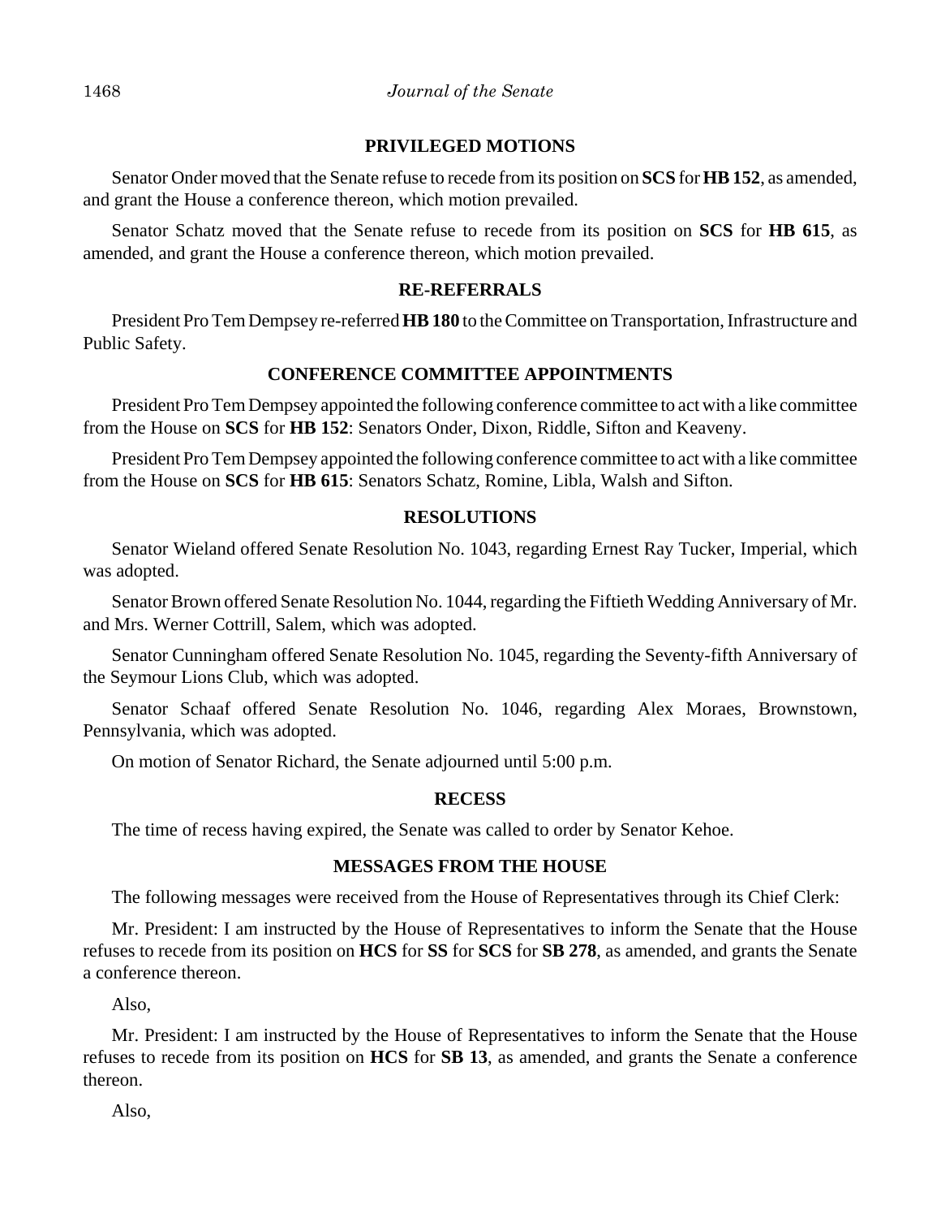## PRIVILEGED MOTIONS

Senator Onder moved that the Senate refuse to recede from its position on **SCS** for **HB 152**, as amended, and grant the House a conference thereon, which motion prevailed.

Senator Schatz moved that the Senate refuse to recede from its position on **SCS** for **HB 615**, as amended, and grant the House a conference thereon, which motion prevailed.

## RE-REFERRALS

President Pro Tem Dempsey re-referred **HB 180** to the Committee on Transportation, Infrastructure and Public Safety.

## CONFERENCE COMMITTEE APPOINTMENTS

President Pro Tem Dempsey appointed the following conference committee to act with a like committee from the House on **SCS** for **HB 152**: Senators Onder, Dixon, Riddle, Sifton and Keaveny.

President Pro Tem Dempsey appointed the following conference committee to act with a like committee from the House on **SCS** for **HB 615**: Senators Schatz, Romine, Libla, Walsh and Sifton.

## RESOLUTIONS

Senator Wieland offered Senate Resolution No. 1043, regarding Ernest Ray Tucker, Imperial, which was adopted.

Senator Brown offered Senate Resolution No. 1044, regarding the Fiftieth Wedding Anniversary of Mr. and Mrs. Werner Cottrill, Salem, which was adopted.

Senator Cunningham offered Senate Resolution No. 1045, regarding the Seventy-fifth Anniversary of the Seymour Lions Club, which was adopted.

Senator Schaaf offered Senate Resolution No. 1046, regarding Alex Moraes, Brownstown, Pennsylvania, which was adopted.

On motion of Senator Richard, the Senate adjourned until 5:00 p.m.

## RECESS

The time of recess having expired, the Senate was called to order by Senator Kehoe.

## MESSAGES FROM THE HOUSE

The following messages were received from the House of Representatives through its Chief Clerk:

Mr. President: I am instructed by the House of Representatives to inform the Senate that the House refuses to recede from its position on **HCS** for **SS** for **SCS** for **SB 278**, as amended, and grants the Senate a conference thereon.

Also,

Mr. President: I am instructed by the House of Representatives to inform the Senate that the House refuses to recede from its position on **HCS** for **SB 13**, as amended, and grants the Senate a conference thereon.

Also,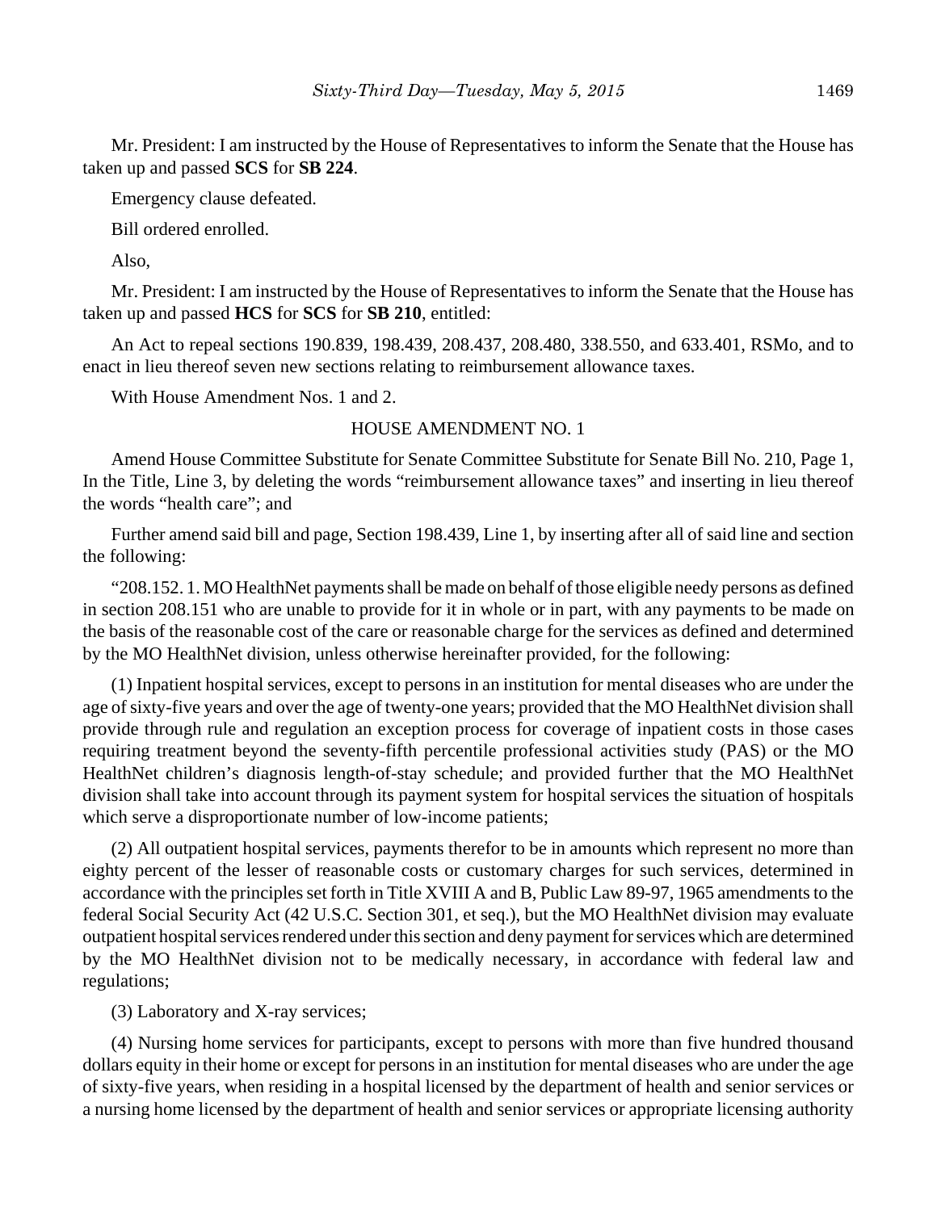Mr. President: I am instructed by the House of Representatives to inform the Senate that the House has taken up and passed **SCS** for **SB 224**.

Emergency clause defeated.

Bill ordered enrolled.

Also,

Mr. President: I am instructed by the House of Representatives to inform the Senate that the House has taken up and passed **HCS** for **SCS** for **SB 210**, entitled:

An Act to repeal sections 190.839, 198.439, 208.437, 208.480, 338.550, and 633.401, RSMo, and to enact in lieu thereof seven new sections relating to reimbursement allowance taxes.

With House Amendment Nos. 1 and 2.

HOUSE AMENDMENT NO. 1

Amend House Committee Substitute for Senate Committee Substitute for Senate Bill No. 210, Page 1, In the Title, Line 3, by deleting the words "reimbursement allowance taxes" and inserting in lieu thereof the words "health care"; and

Further amend said bill and page, Section 198.439, Line 1, by inserting after all of said line and section the following:

"208.152. 1. MO HealthNet payments shall be made on behalf of those eligible needy persons as defined in section 208.151 who are unable to provide for it in whole or in part, with any payments to be made on the basis of the reasonable cost of the care or reasonable charge for the services as defined and determined by the MO HealthNet division, unless otherwise hereinafter provided, for the following:

(1) Inpatient hospital services, except to persons in an institution for mental diseases who are under the age of sixty-five years and over the age of twenty-one years; provided that the MO HealthNet division shall provide through rule and regulation an exception process for coverage of inpatient costs in those cases requiring treatment beyond the seventy-fifth percentile professional activities study (PAS) or the MO HealthNet children's diagnosis length-of-stay schedule; and provided further that the MO HealthNet division shall take into account through its payment system for hospital services the situation of hospitals which serve a disproportionate number of low-income patients;

(2) All outpatient hospital services, payments therefor to be in amounts which represent no more than eighty percent of the lesser of reasonable costs or customary charges for such services, determined in accordance with the principles set forth in Title XVIII A and B, Public Law 89-97, 1965 amendments to the federal Social Security Act (42 U.S.C. Section 301, et seq.), but the MO HealthNet division may evaluate outpatient hospital services rendered under this section and deny payment for services which are determined by the MO HealthNet division not to be medically necessary, in accordance with federal law and regulations;

(3) Laboratory and X-ray services;

(4) Nursing home services for participants, except to persons with more than five hundred thousand dollars equity in their home or except for persons in an institution for mental diseases who are under the age of sixty-five years, when residing in a hospital licensed by the department of health and senior services or a nursing home licensed by the department of health and senior services or appropriate licensing authority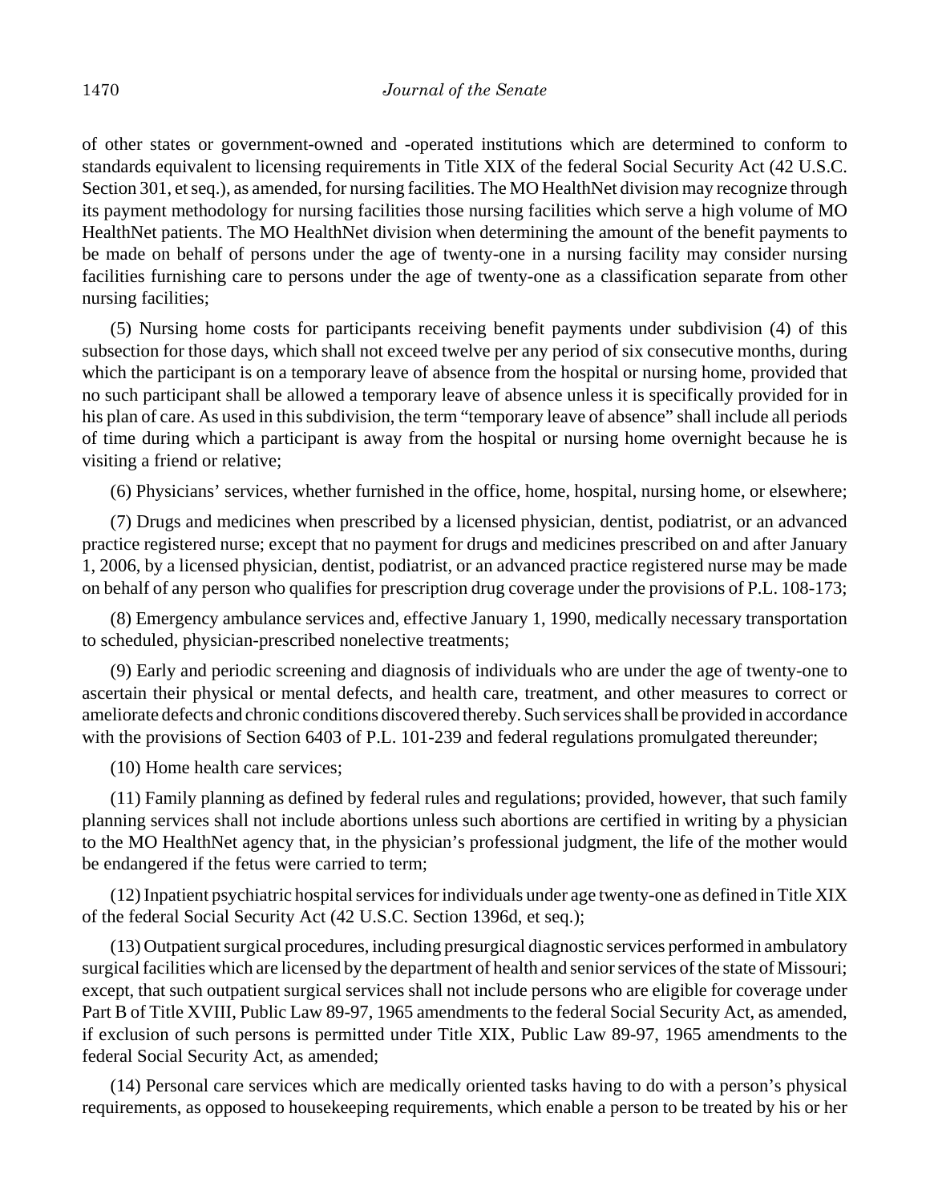of other states or government-owned and -operated institutions which are determined to conform to standards equivalent to licensing requirements in Title XIX of the federal Social Security Act (42 U.S.C. Section 301, et seq.), as amended, for nursing facilities. The MO HealthNet division may recognize through its payment methodology for nursing facilities those nursing facilities which serve a high volume of MO HealthNet patients. The MO HealthNet division when determining the amount of the benefit payments to be made on behalf of persons under the age of twenty-one in a nursing facility may consider nursing facilities furnishing care to persons under the age of twenty-one as a classification separate from other nursing facilities;

(5) Nursing home costs for participants receiving benefit payments under subdivision (4) of this subsection for those days, which shall not exceed twelve per any period of six consecutive months, during which the participant is on a temporary leave of absence from the hospital or nursing home, provided that no such participant shall be allowed a temporary leave of absence unless it is specifically provided for in his plan of care. As used in this subdivision, the term "temporary leave of absence" shall include all periods of time during which a participant is away from the hospital or nursing home overnight because he is visiting a friend or relative;

(6) Physicians' services, whether furnished in the office, home, hospital, nursing home, or elsewhere;

(7) Drugs and medicines when prescribed by a licensed physician, dentist, podiatrist, or an advanced practice registered nurse; except that no payment for drugs and medicines prescribed on and after January 1, 2006, by a licensed physician, dentist, podiatrist, or an advanced practice registered nurse may be made on behalf of any person who qualifies for prescription drug coverage under the provisions of P.L. 108-173;

(8) Emergency ambulance services and, effective January 1, 1990, medically necessary transportation to scheduled, physician-prescribed nonelective treatments;

(9) Early and periodic screening and diagnosis of individuals who are under the age of twenty-one to ascertain their physical or mental defects, and health care, treatment, and other measures to correct or ameliorate defects and chronic conditions discovered thereby. Such services shall be provided in accordance with the provisions of Section 6403 of P.L. 101-239 and federal regulations promulgated thereunder;

(10) Home health care services;

(11) Family planning as defined by federal rules and regulations; provided, however, that such family planning services shall not include abortions unless such abortions are certified in writing by a physician to the MO HealthNet agency that, in the physician's professional judgment, the life of the mother would be endangered if the fetus were carried to term;

(12) Inpatient psychiatric hospital services for individuals under age twenty-one as defined in Title XIX of the federal Social Security Act (42 U.S.C. Section 1396d, et seq.);

(13) Outpatient surgical procedures, including presurgical diagnostic services performed in ambulatory surgical facilities which are licensed by the department of health and senior services of the state of Missouri; except, that such outpatient surgical services shall not include persons who are eligible for coverage under Part B of Title XVIII, Public Law 89-97, 1965 amendments to the federal Social Security Act, as amended, if exclusion of such persons is permitted under Title XIX, Public Law 89-97, 1965 amendments to the federal Social Security Act, as amended;

(14) Personal care services which are medically oriented tasks having to do with a person's physical requirements, as opposed to housekeeping requirements, which enable a person to be treated by his or her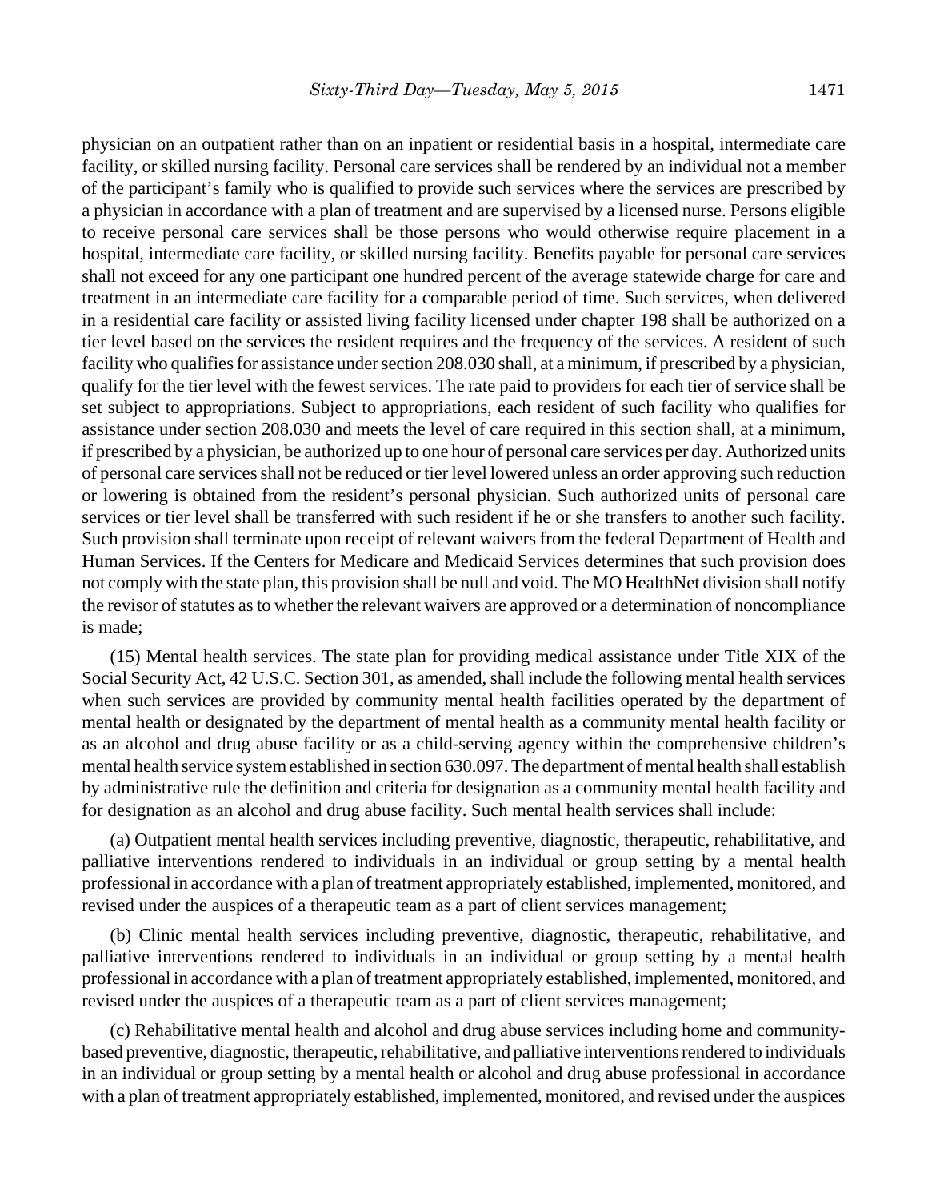physician on an outpatient rather than on an inpatient or residential basis in a hospital, intermediate care facility, or skilled nursing facility. Personal care services shall be rendered by an individual not a member of the participant's family who is qualified to provide such services where the services are prescribed by a physician in accordance with a plan of treatment and are supervised by a licensed nurse. Persons eligible to receive personal care services shall be those persons who would otherwise require placement in a hospital, intermediate care facility, or skilled nursing facility. Benefits payable for personal care services shall not exceed for any one participant one hundred percent of the average statewide charge for care and treatment in an intermediate care facility for a comparable period of time. Such services, when delivered in a residential care facility or assisted living facility licensed under chapter 198 shall be authorized on a tier level based on the services the resident requires and the frequency of the services. A resident of such facility who qualifies for assistance under section 208.030 shall, at a minimum, if prescribed by a physician, qualify for the tier level with the fewest services. The rate paid to providers for each tier of service shall be set subject to appropriations. Subject to appropriations, each resident of such facility who qualifies for assistance under section 208.030 and meets the level of care required in this section shall, at a minimum, if prescribed by a physician, be authorized up to one hour of personal care services per day. Authorized units of personal care services shall not be reduced or tier level lowered unless an order approving such reduction or lowering is obtained from the resident's personal physician. Such authorized units of personal care services or tier level shall be transferred with such resident if he or she transfers to another such facility. Such provision shall terminate upon receipt of relevant waivers from the federal Department of Health and Human Services. If the Centers for Medicare and Medicaid Services determines that such provision does not comply with the state plan, this provision shall be null and void. The MO HealthNet division shall notify the revisor of statutes as to whether the relevant waivers are approved or a determination of noncompliance is made;

(15) Mental health services. The state plan for providing medical assistance under Title XIX of the Social Security Act, 42 U.S.C. Section 301, as amended, shall include the following mental health services when such services are provided by community mental health facilities operated by the department of mental health or designated by the department of mental health as a community mental health facility or as an alcohol and drug abuse facility or as a child-serving agency within the comprehensive children's mental health service system established in section 630.097. The department of mental health shall establish by administrative rule the definition and criteria for designation as a community mental health facility and for designation as an alcohol and drug abuse facility. Such mental health services shall include:

(a) Outpatient mental health services including preventive, diagnostic, therapeutic, rehabilitative, and palliative interventions rendered to individuals in an individual or group setting by a mental health professional in accordance with a plan of treatment appropriately established, implemented, monitored, and revised under the auspices of a therapeutic team as a part of client services management;

(b) Clinic mental health services including preventive, diagnostic, therapeutic, rehabilitative, and palliative interventions rendered to individuals in an individual or group setting by a mental health professional in accordance with a plan of treatment appropriately established, implemented, monitored, and revised under the auspices of a therapeutic team as a part of client services management;

(c) Rehabilitative mental health and alcohol and drug abuse services including home and community-based preventive, diagnostic, therapeutic, rehabilitative, and palliative interventions rendered to individuals in an individual or group setting by a mental health or alcohol and drug abuse professional in accordance with a plan of treatment appropriately established, implemented, monitored, and revised under the auspices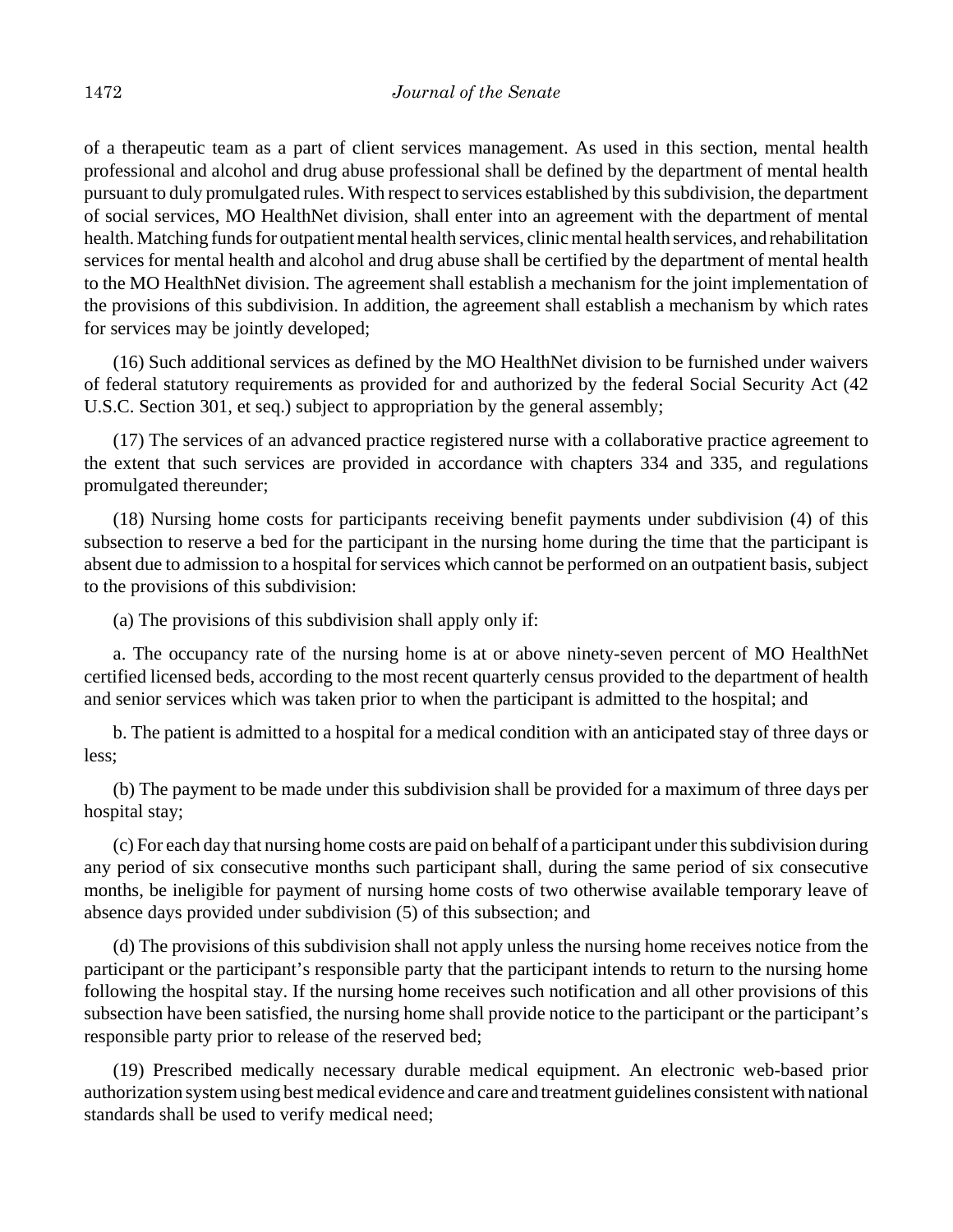of a therapeutic team as a part of client services management. As used in this section, mental health professional and alcohol and drug abuse professional shall be defined by the department of mental health pursuant to duly promulgated rules. With respect to services established by this subdivision, the department of social services, MO HealthNet division, shall enter into an agreement with the department of mental health. Matching funds for outpatient mental health services, clinic mental health services, and rehabilitation services for mental health and alcohol and drug abuse shall be certified by the department of mental health to the MO HealthNet division. The agreement shall establish a mechanism for the joint implementation of the provisions of this subdivision. In addition, the agreement shall establish a mechanism by which rates for services may be jointly developed;

(16) Such additional services as defined by the MO HealthNet division to be furnished under waivers of federal statutory requirements as provided for and authorized by the federal Social Security Act (42 U.S.C. Section 301, et seq.) subject to appropriation by the general assembly;

(17) The services of an advanced practice registered nurse with a collaborative practice agreement to the extent that such services are provided in accordance with chapters 334 and 335, and regulations promulgated thereunder;

(18) Nursing home costs for participants receiving benefit payments under subdivision (4) of this subsection to reserve a bed for the participant in the nursing home during the time that the participant is absent due to admission to a hospital for services which cannot be performed on an outpatient basis, subject to the provisions of this subdivision:

(a) The provisions of this subdivision shall apply only if:

a. The occupancy rate of the nursing home is at or above ninety-seven percent of MO HealthNet certified licensed beds, according to the most recent quarterly census provided to the department of health and senior services which was taken prior to when the participant is admitted to the hospital; and

b. The patient is admitted to a hospital for a medical condition with an anticipated stay of three days or less;

(b) The payment to be made under this subdivision shall be provided for a maximum of three days per hospital stay;

(c) For each day that nursing home costs are paid on behalf of a participant under this subdivision during any period of six consecutive months such participant shall, during the same period of six consecutive months, be ineligible for payment of nursing home costs of two otherwise available temporary leave of absence days provided under subdivision (5) of this subsection; and

(d) The provisions of this subdivision shall not apply unless the nursing home receives notice from the participant or the participant's responsible party that the participant intends to return to the nursing home following the hospital stay. If the nursing home receives such notification and all other provisions of this subsection have been satisfied, the nursing home shall provide notice to the participant or the participant's responsible party prior to release of the reserved bed;

(19) Prescribed medically necessary durable medical equipment. An electronic web-based prior authorization system using best medical evidence and care and treatment guidelines consistent with national standards shall be used to verify medical need;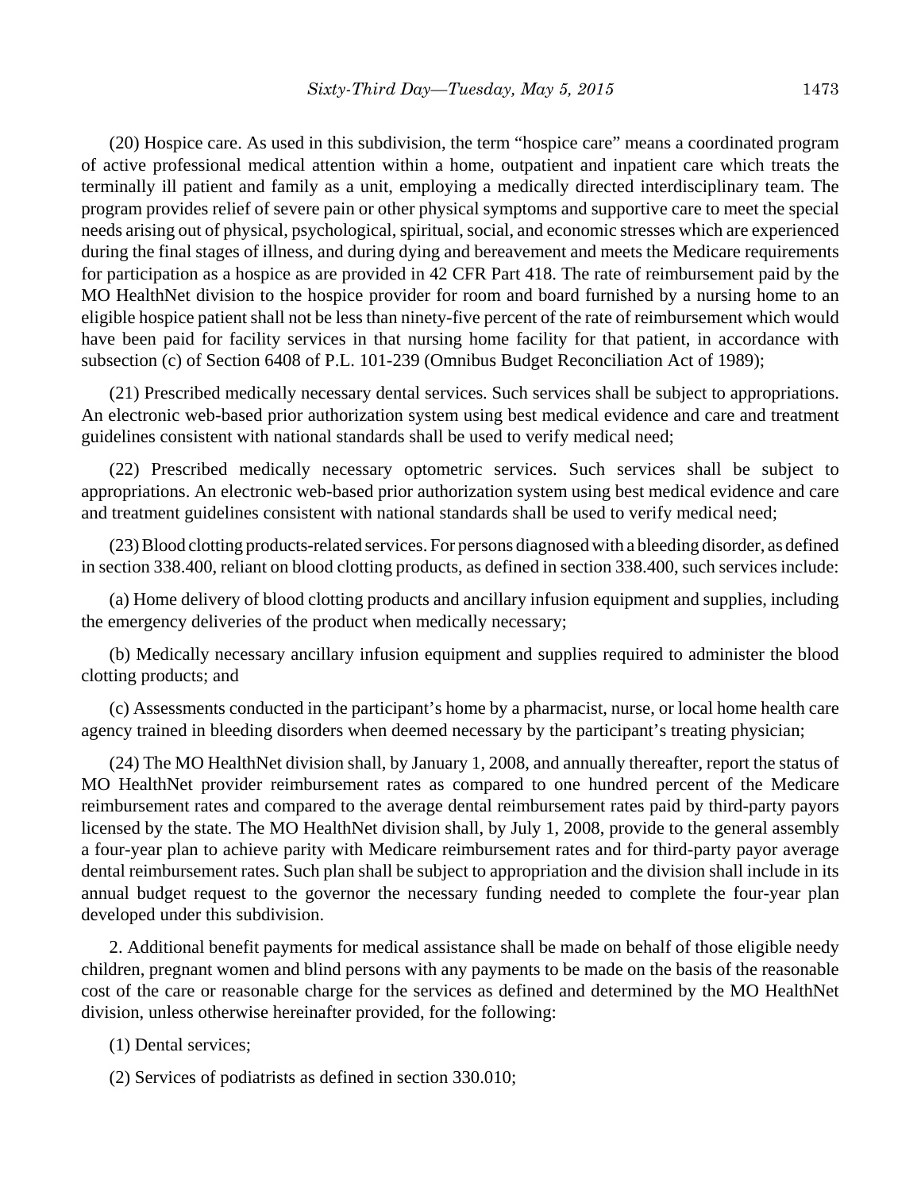(20) Hospice care. As used in this subdivision, the term "hospice care" means a coordinated program of active professional medical attention within a home, outpatient and inpatient care which treats the terminally ill patient and family as a unit, employing a medically directed interdisciplinary team. The program provides relief of severe pain or other physical symptoms and supportive care to meet the special needs arising out of physical, psychological, spiritual, social, and economic stresses which are experienced during the final stages of illness, and during dying and bereavement and meets the Medicare requirements for participation as a hospice as are provided in 42 CFR Part 418. The rate of reimbursement paid by the MO HealthNet division to the hospice provider for room and board furnished by a nursing home to an eligible hospice patient shall not be less than ninety-five percent of the rate of reimbursement which would have been paid for facility services in that nursing home facility for that patient, in accordance with subsection (c) of Section 6408 of P.L. 101-239 (Omnibus Budget Reconciliation Act of 1989);

(21) Prescribed medically necessary dental services. Such services shall be subject to appropriations. An electronic web-based prior authorization system using best medical evidence and care and treatment guidelines consistent with national standards shall be used to verify medical need;

(22) Prescribed medically necessary optometric services. Such services shall be subject to appropriations. An electronic web-based prior authorization system using best medical evidence and care and treatment guidelines consistent with national standards shall be used to verify medical need;

(23) Blood clotting products-related services. For persons diagnosed with a bleeding disorder, as defined in section 338.400, reliant on blood clotting products, as defined in section 338.400, such services include:

(a) Home delivery of blood clotting products and ancillary infusion equipment and supplies, including the emergency deliveries of the product when medically necessary;

(b) Medically necessary ancillary infusion equipment and supplies required to administer the blood clotting products; and

(c) Assessments conducted in the participant's home by a pharmacist, nurse, or local home health care agency trained in bleeding disorders when deemed necessary by the participant's treating physician;

(24) The MO HealthNet division shall, by January 1, 2008, and annually thereafter, report the status of MO HealthNet provider reimbursement rates as compared to one hundred percent of the Medicare reimbursement rates and compared to the average dental reimbursement rates paid by third-party payors licensed by the state. The MO HealthNet division shall, by July 1, 2008, provide to the general assembly a four-year plan to achieve parity with Medicare reimbursement rates and for third-party payor average dental reimbursement rates. Such plan shall be subject to appropriation and the division shall include in its annual budget request to the governor the necessary funding needed to complete the four-year plan developed under this subdivision.

2. Additional benefit payments for medical assistance shall be made on behalf of those eligible needy children, pregnant women and blind persons with any payments to be made on the basis of the reasonable cost of the care or reasonable charge for the services as defined and determined by the MO HealthNet division, unless otherwise hereinafter provided, for the following:

(1) Dental services;

(2) Services of podiatrists as defined in section 330.010;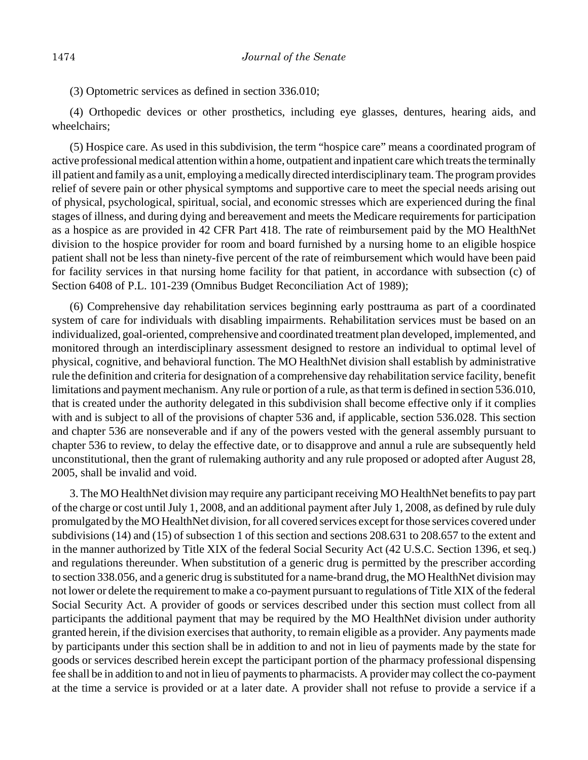(3) Optometric services as defined in section 336.010;

(4) Orthopedic devices or other prosthetics, including eye glasses, dentures, hearing aids, and wheelchairs;

(5) Hospice care. As used in this subdivision, the term "hospice care" means a coordinated program of active professional medical attention within a home, outpatient and inpatient care which treats the terminally ill patient and family as a unit, employing a medically directed interdisciplinary team. The program provides relief of severe pain or other physical symptoms and supportive care to meet the special needs arising out of physical, psychological, spiritual, social, and economic stresses which are experienced during the final stages of illness, and during dying and bereavement and meets the Medicare requirements for participation as a hospice as are provided in 42 CFR Part 418. The rate of reimbursement paid by the MO HealthNet division to the hospice provider for room and board furnished by a nursing home to an eligible hospice patient shall not be less than ninety-five percent of the rate of reimbursement which would have been paid for facility services in that nursing home facility for that patient, in accordance with subsection (c) of Section 6408 of P.L. 101-239 (Omnibus Budget Reconciliation Act of 1989);

(6) Comprehensive day rehabilitation services beginning early posttrauma as part of a coordinated system of care for individuals with disabling impairments. Rehabilitation services must be based on an individualized, goal-oriented, comprehensive and coordinated treatment plan developed, implemented, and monitored through an interdisciplinary assessment designed to restore an individual to optimal level of physical, cognitive, and behavioral function. The MO HealthNet division shall establish by administrative rule the definition and criteria for designation of a comprehensive day rehabilitation service facility, benefit limitations and payment mechanism. Any rule or portion of a rule, as that term is defined in section 536.010, that is created under the authority delegated in this subdivision shall become effective only if it complies with and is subject to all of the provisions of chapter 536 and, if applicable, section 536.028. This section and chapter 536 are nonseverable and if any of the powers vested with the general assembly pursuant to chapter 536 to review, to delay the effective date, or to disapprove and annul a rule are subsequently held unconstitutional, then the grant of rulemaking authority and any rule proposed or adopted after August 28, 2005, shall be invalid and void.

3. The MO HealthNet division may require any participant receiving MO HealthNet benefits to pay part of the charge or cost until July 1, 2008, and an additional payment after July 1, 2008, as defined by rule duly promulgated by the MO HealthNet division, for all covered services except for those services covered under subdivisions (14) and (15) of subsection 1 of this section and sections 208.631 to 208.657 to the extent and in the manner authorized by Title XIX of the federal Social Security Act (42 U.S.C. Section 1396, et seq.) and regulations thereunder. When substitution of a generic drug is permitted by the prescriber according to section 338.056, and a generic drug is substituted for a name-brand drug, the MO HealthNet division may not lower or delete the requirement to make a co-payment pursuant to regulations of Title XIX of the federal Social Security Act. A provider of goods or services described under this section must collect from all participants the additional payment that may be required by the MO HealthNet division under authority granted herein, if the division exercises that authority, to remain eligible as a provider. Any payments made by participants under this section shall be in addition to and not in lieu of payments made by the state for goods or services described herein except the participant portion of the pharmacy professional dispensing fee shall be in addition to and not in lieu of payments to pharmacists. A provider may collect the co-payment at the time a service is provided or at a later date. A provider shall not refuse to provide a service if a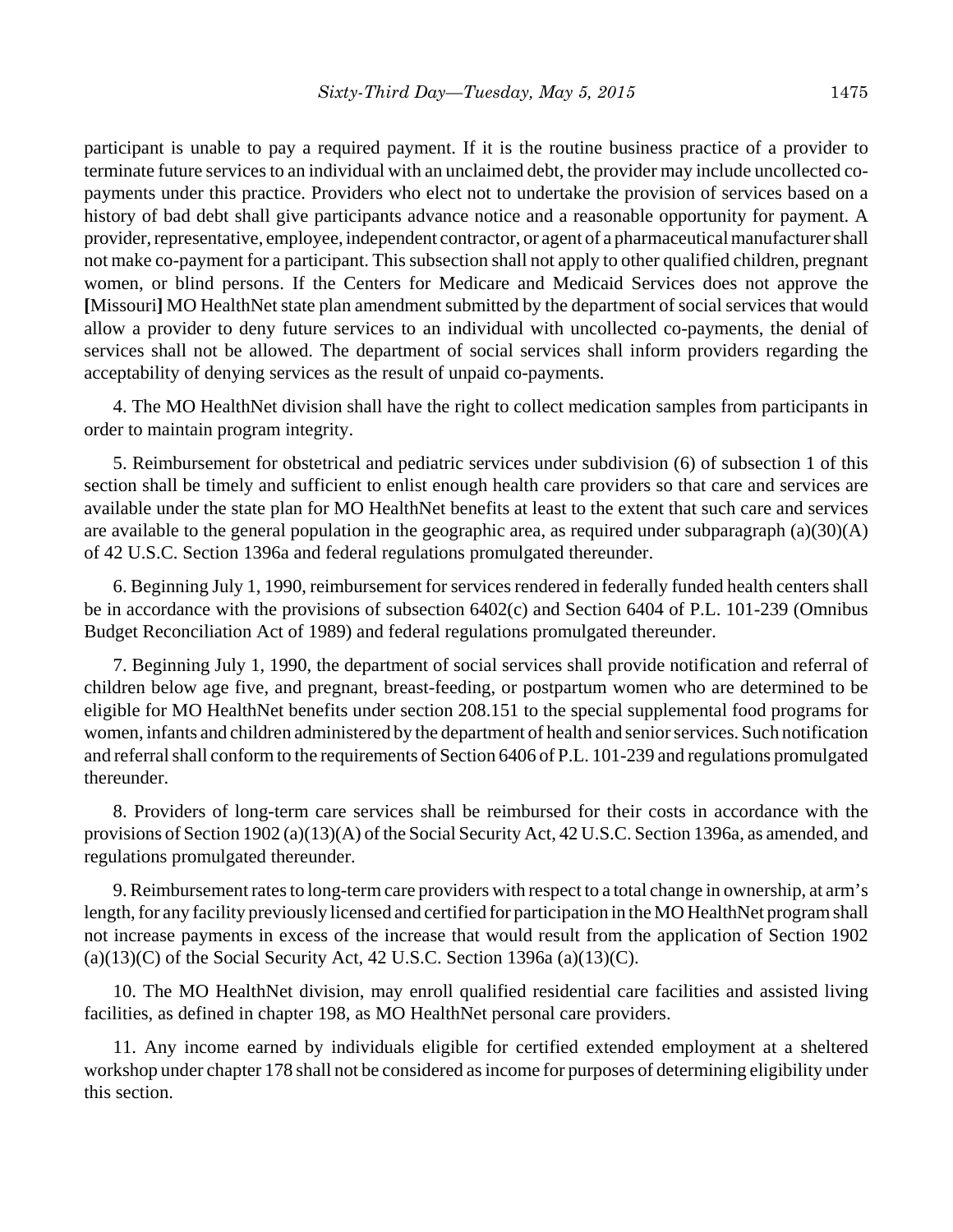participant is unable to pay a required payment. If it is the routine business practice of a provider to terminate future services to an individual with an unclaimed debt, the provider may include uncollected co-payments under this practice. Providers who elect not to undertake the provision of services based on a history of bad debt shall give participants advance notice and a reasonable opportunity for payment. A provider, representative, employee, independent contractor, or agent of a pharmaceutical manufacturer shall not make co-payment for a participant. This subsection shall not apply to other qualified children, pregnant women, or blind persons. If the Centers for Medicare and Medicaid Services does not approve the **[**Missouri**]** MO HealthNet state plan amendment submitted by the department of social services that would allow a provider to deny future services to an individual with uncollected co-payments, the denial of services shall not be allowed. The department of social services shall inform providers regarding the acceptability of denying services as the result of unpaid co-payments.

4. The MO HealthNet division shall have the right to collect medication samples from participants in order to maintain program integrity.

5. Reimbursement for obstetrical and pediatric services under subdivision (6) of subsection 1 of this section shall be timely and sufficient to enlist enough health care providers so that care and services are available under the state plan for MO HealthNet benefits at least to the extent that such care and services are available to the general population in the geographic area, as required under subparagraph (a)(30)(A) of 42 U.S.C. Section 1396a and federal regulations promulgated thereunder.

6. Beginning July 1, 1990, reimbursement for services rendered in federally funded health centers shall be in accordance with the provisions of subsection 6402(c) and Section 6404 of P.L. 101-239 (Omnibus Budget Reconciliation Act of 1989) and federal regulations promulgated thereunder.

7. Beginning July 1, 1990, the department of social services shall provide notification and referral of children below age five, and pregnant, breast-feeding, or postpartum women who are determined to be eligible for MO HealthNet benefits under section 208.151 to the special supplemental food programs for women, infants and children administered by the department of health and senior services. Such notification and referral shall conform to the requirements of Section 6406 of P.L. 101-239 and regulations promulgated thereunder.

8. Providers of long-term care services shall be reimbursed for their costs in accordance with the provisions of Section 1902 (a)(13)(A) of the Social Security Act, 42 U.S.C. Section 1396a, as amended, and regulations promulgated thereunder.

9. Reimbursement rates to long-term care providers with respect to a total change in ownership, at arm's length, for any facility previously licensed and certified for participation in the MO HealthNet program shall not increase payments in excess of the increase that would result from the application of Section 1902 (a)(13)(C) of the Social Security Act, 42 U.S.C. Section 1396a (a)(13)(C).

10. The MO HealthNet division, may enroll qualified residential care facilities and assisted living facilities, as defined in chapter 198, as MO HealthNet personal care providers.

11. Any income earned by individuals eligible for certified extended employment at a sheltered workshop under chapter 178 shall not be considered as income for purposes of determining eligibility under this section.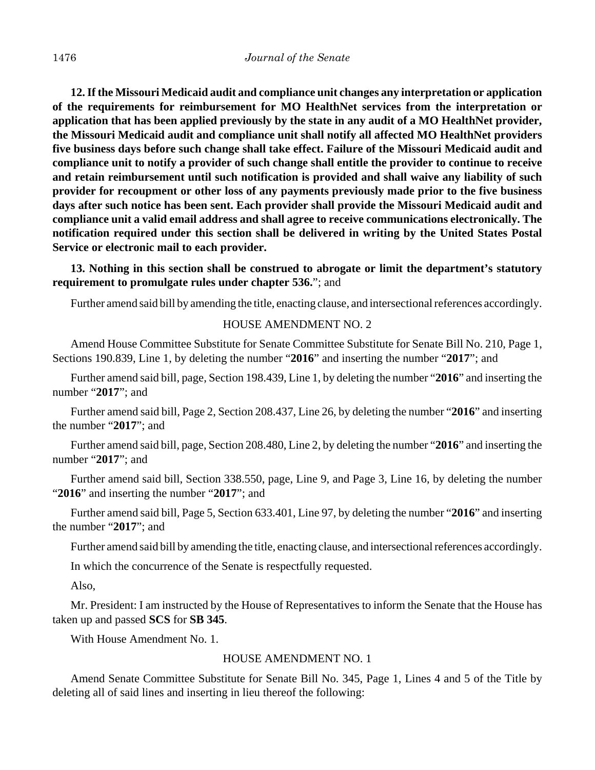**12. If the Missouri Medicaid audit and compliance unit changes any interpretation or application of the requirements for reimbursement for MO HealthNet services from the interpretation or application that has been applied previously by the state in any audit of a MO HealthNet provider, the Missouri Medicaid audit and compliance unit shall notify all affected MO HealthNet providers five business days before such change shall take effect. Failure of the Missouri Medicaid audit and compliance unit to notify a provider of such change shall entitle the provider to continue to receive and retain reimbursement until such notification is provided and shall waive any liability of such provider for recoupment or other loss of any payments previously made prior to the five business days after such notice has been sent. Each provider shall provide the Missouri Medicaid audit and compliance unit a valid email address and shall agree to receive communications electronically. The notification required under this section shall be delivered in writing by the United States Postal Service or electronic mail to each provider.**

**13. Nothing in this section shall be construed to abrogate or limit the department's statutory requirement to promulgate rules under chapter 536.**"; and

Further amend said bill by amending the title, enacting clause, and intersectional references accordingly.

HOUSE AMENDMENT NO. 2

Amend House Committee Substitute for Senate Committee Substitute for Senate Bill No. 210, Page 1, Sections 190.839, Line 1, by deleting the number "**2016**" and inserting the number "**2017**"; and

Further amend said bill, page, Section 198.439, Line 1, by deleting the number "**2016**" and inserting the number "**2017**"; and

Further amend said bill, Page 2, Section 208.437, Line 26, by deleting the number "**2016**" and inserting the number "**2017**"; and

Further amend said bill, page, Section 208.480, Line 2, by deleting the number "**2016**" and inserting the number "**2017**"; and

Further amend said bill, Section 338.550, page, Line 9, and Page 3, Line 16, by deleting the number "**2016**" and inserting the number "**2017**"; and

Further amend said bill, Page 5, Section 633.401, Line 97, by deleting the number "**2016**" and inserting the number "**2017**"; and

Further amend said bill by amending the title, enacting clause, and intersectional references accordingly.

In which the concurrence of the Senate is respectfully requested.

Also,

Mr. President: I am instructed by the House of Representatives to inform the Senate that the House has taken up and passed **SCS** for **SB 345**.

With House Amendment No. 1.

HOUSE AMENDMENT NO. 1

Amend Senate Committee Substitute for Senate Bill No. 345, Page 1, Lines 4 and 5 of the Title by deleting all of said lines and inserting in lieu thereof the following: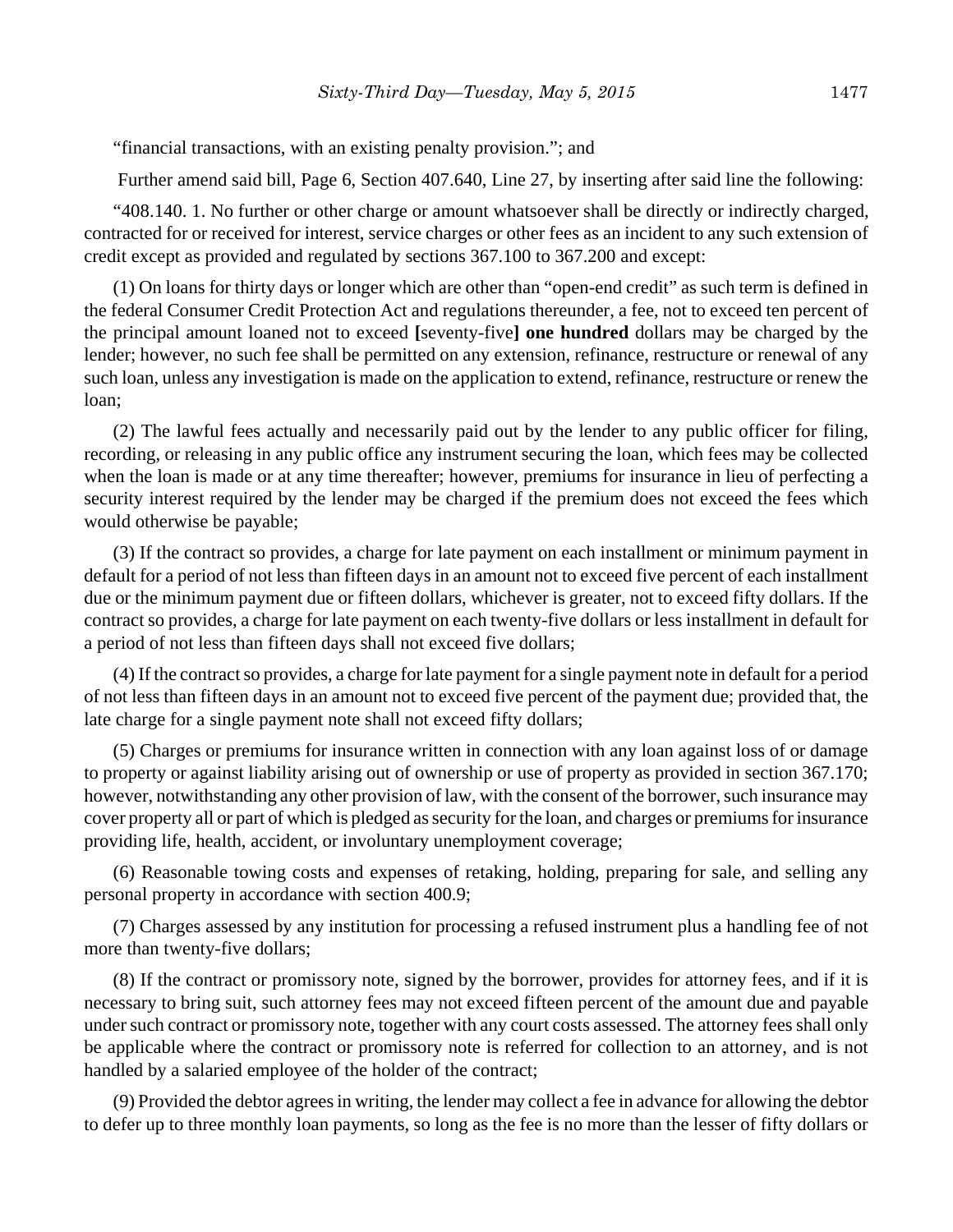"financial transactions, with an existing penalty provision."; and

Further amend said bill, Page 6, Section 407.640, Line 27, by inserting after said line the following:

"408.140. 1. No further or other charge or amount whatsoever shall be directly or indirectly charged, contracted for or received for interest, service charges or other fees as an incident to any such extension of credit except as provided and regulated by sections 367.100 to 367.200 and except:

(1) On loans for thirty days or longer which are other than "open-end credit" as such term is defined in the federal Consumer Credit Protection Act and regulations thereunder, a fee, not to exceed ten percent of the principal amount loaned not to exceed **[**seventy-five**]** **one hundred** dollars may be charged by the lender; however, no such fee shall be permitted on any extension, refinance, restructure or renewal of any such loan, unless any investigation is made on the application to extend, refinance, restructure or renew the loan;

(2) The lawful fees actually and necessarily paid out by the lender to any public officer for filing, recording, or releasing in any public office any instrument securing the loan, which fees may be collected when the loan is made or at any time thereafter; however, premiums for insurance in lieu of perfecting a security interest required by the lender may be charged if the premium does not exceed the fees which would otherwise be payable;

(3) If the contract so provides, a charge for late payment on each installment or minimum payment in default for a period of not less than fifteen days in an amount not to exceed five percent of each installment due or the minimum payment due or fifteen dollars, whichever is greater, not to exceed fifty dollars. If the contract so provides, a charge for late payment on each twenty-five dollars or less installment in default for a period of not less than fifteen days shall not exceed five dollars;

(4) If the contract so provides, a charge for late payment for a single payment note in default for a period of not less than fifteen days in an amount not to exceed five percent of the payment due; provided that, the late charge for a single payment note shall not exceed fifty dollars;

(5) Charges or premiums for insurance written in connection with any loan against loss of or damage to property or against liability arising out of ownership or use of property as provided in section 367.170; however, notwithstanding any other provision of law, with the consent of the borrower, such insurance may cover property all or part of which is pledged as security for the loan, and charges or premiums for insurance providing life, health, accident, or involuntary unemployment coverage;

(6) Reasonable towing costs and expenses of retaking, holding, preparing for sale, and selling any personal property in accordance with section 400.9;

(7) Charges assessed by any institution for processing a refused instrument plus a handling fee of not more than twenty-five dollars;

(8) If the contract or promissory note, signed by the borrower, provides for attorney fees, and if it is necessary to bring suit, such attorney fees may not exceed fifteen percent of the amount due and payable under such contract or promissory note, together with any court costs assessed. The attorney fees shall only be applicable where the contract or promissory note is referred for collection to an attorney, and is not handled by a salaried employee of the holder of the contract;

(9) Provided the debtor agrees in writing, the lender may collect a fee in advance for allowing the debtor to defer up to three monthly loan payments, so long as the fee is no more than the lesser of fifty dollars or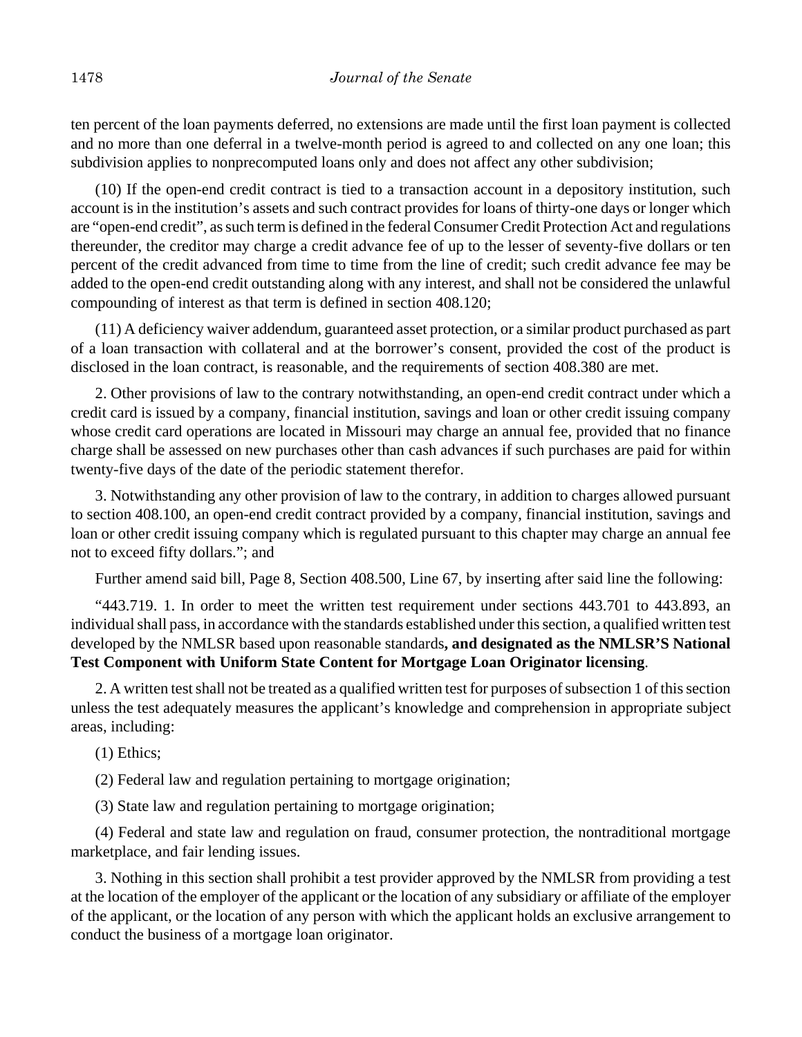ten percent of the loan payments deferred, no extensions are made until the first loan payment is collected and no more than one deferral in a twelve-month period is agreed to and collected on any one loan; this subdivision applies to nonprecomputed loans only and does not affect any other subdivision;

(10) If the open-end credit contract is tied to a transaction account in a depository institution, such account is in the institution's assets and such contract provides for loans of thirty-one days or longer which are "open-end credit", as such term is defined in the federal Consumer Credit Protection Act and regulations thereunder, the creditor may charge a credit advance fee of up to the lesser of seventy-five dollars or ten percent of the credit advanced from time to time from the line of credit; such credit advance fee may be added to the open-end credit outstanding along with any interest, and shall not be considered the unlawful compounding of interest as that term is defined in section 408.120;

(11) A deficiency waiver addendum, guaranteed asset protection, or a similar product purchased as part of a loan transaction with collateral and at the borrower's consent, provided the cost of the product is disclosed in the loan contract, is reasonable, and the requirements of section 408.380 are met.

2. Other provisions of law to the contrary notwithstanding, an open-end credit contract under which a credit card is issued by a company, financial institution, savings and loan or other credit issuing company whose credit card operations are located in Missouri may charge an annual fee, provided that no finance charge shall be assessed on new purchases other than cash advances if such purchases are paid for within twenty-five days of the date of the periodic statement therefor.

3. Notwithstanding any other provision of law to the contrary, in addition to charges allowed pursuant to section 408.100, an open-end credit contract provided by a company, financial institution, savings and loan or other credit issuing company which is regulated pursuant to this chapter may charge an annual fee not to exceed fifty dollars."; and

Further amend said bill, Page 8, Section 408.500, Line 67, by inserting after said line the following:

"443.719. 1. In order to meet the written test requirement under sections 443.701 to 443.893, an individual shall pass, in accordance with the standards established under this section, a qualified written test developed by the NMLSR based upon reasonable standards**, and designated as the NMLSR'S National Test Component with Uniform State Content for Mortgage Loan Originator licensing**.

2. A written test shall not be treated as a qualified written test for purposes of subsection 1 of this section unless the test adequately measures the applicant's knowledge and comprehension in appropriate subject areas, including:

(1) Ethics;

(2) Federal law and regulation pertaining to mortgage origination;

(3) State law and regulation pertaining to mortgage origination;

(4) Federal and state law and regulation on fraud, consumer protection, the nontraditional mortgage marketplace, and fair lending issues.

3. Nothing in this section shall prohibit a test provider approved by the NMLSR from providing a test at the location of the employer of the applicant or the location of any subsidiary or affiliate of the employer of the applicant, or the location of any person with which the applicant holds an exclusive arrangement to conduct the business of a mortgage loan originator.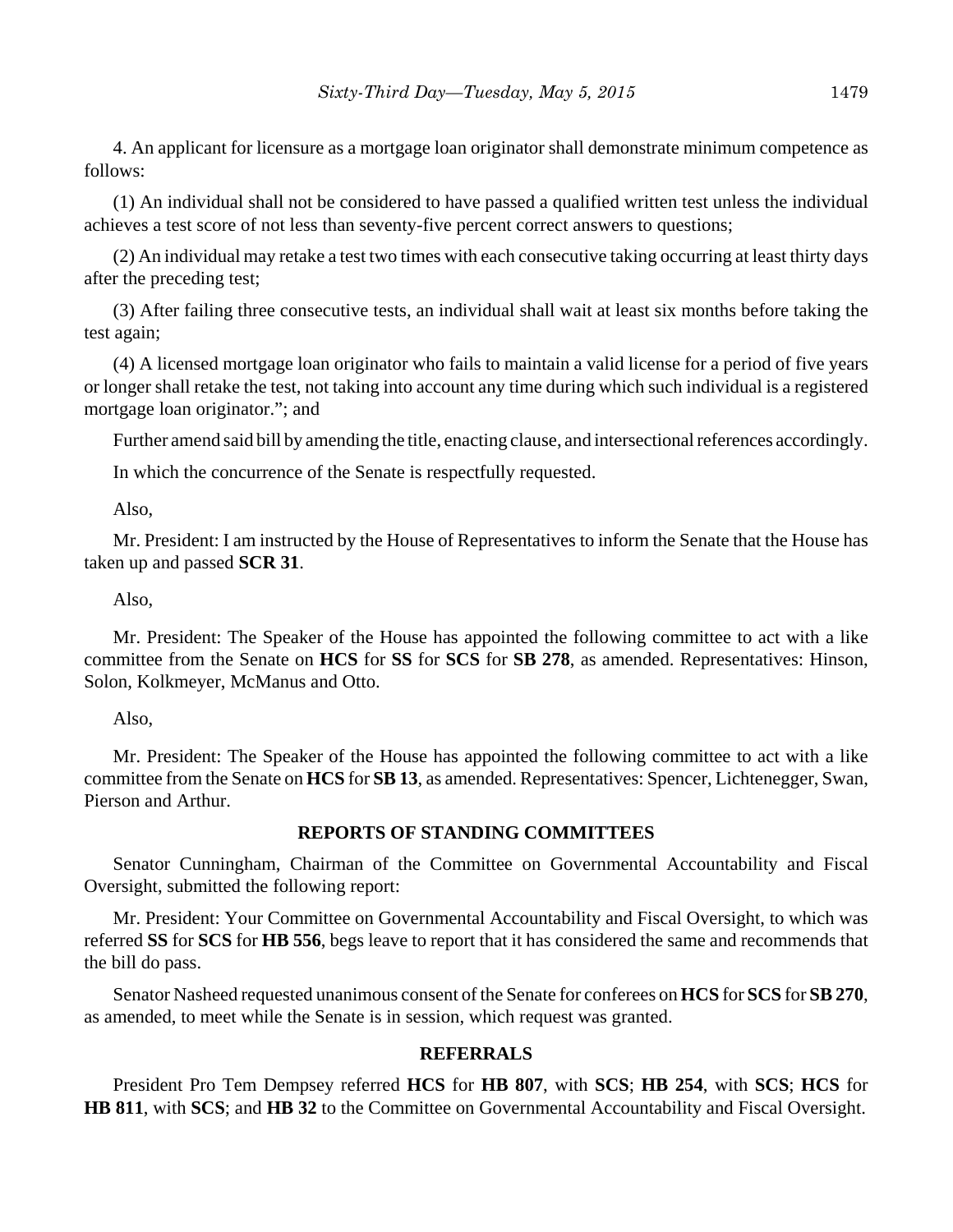4. An applicant for licensure as a mortgage loan originator shall demonstrate minimum competence as follows:

(1) An individual shall not be considered to have passed a qualified written test unless the individual achieves a test score of not less than seventy-five percent correct answers to questions;

(2) An individual may retake a test two times with each consecutive taking occurring at least thirty days after the preceding test;

(3) After failing three consecutive tests, an individual shall wait at least six months before taking the test again;

(4) A licensed mortgage loan originator who fails to maintain a valid license for a period of five years or longer shall retake the test, not taking into account any time during which such individual is a registered mortgage loan originator."; and

Further amend said bill by amending the title, enacting clause, and intersectional references accordingly.

In which the concurrence of the Senate is respectfully requested.

Also,

Mr. President: I am instructed by the House of Representatives to inform the Senate that the House has taken up and passed **SCR 31**.

Also,

Mr. President: The Speaker of the House has appointed the following committee to act with a like committee from the Senate on **HCS** for **SS** for **SCS** for **SB 278**, as amended. Representatives: Hinson, Solon, Kolkmeyer, McManus and Otto.

Also,

Mr. President: The Speaker of the House has appointed the following committee to act with a like committee from the Senate on **HCS** for **SB 13**, as amended. Representatives: Spencer, Lichtenegger, Swan, Pierson and Arthur.

## REPORTS OF STANDING COMMITTEES

Senator Cunningham, Chairman of the Committee on Governmental Accountability and Fiscal Oversight, submitted the following report:

Mr. President: Your Committee on Governmental Accountability and Fiscal Oversight, to which was referred **SS** for **SCS** for **HB 556**, begs leave to report that it has considered the same and recommends that the bill do pass.

Senator Nasheed requested unanimous consent of the Senate for conferees on **HCS** for **SCS** for **SB 270**, as amended, to meet while the Senate is in session, which request was granted.

## REFERRALS

President Pro Tem Dempsey referred **HCS** for **HB 807**, with **SCS**; **HB 254**, with **SCS**; **HCS** for **HB 811**, with **SCS**; and **HB 32** to the Committee on Governmental Accountability and Fiscal Oversight.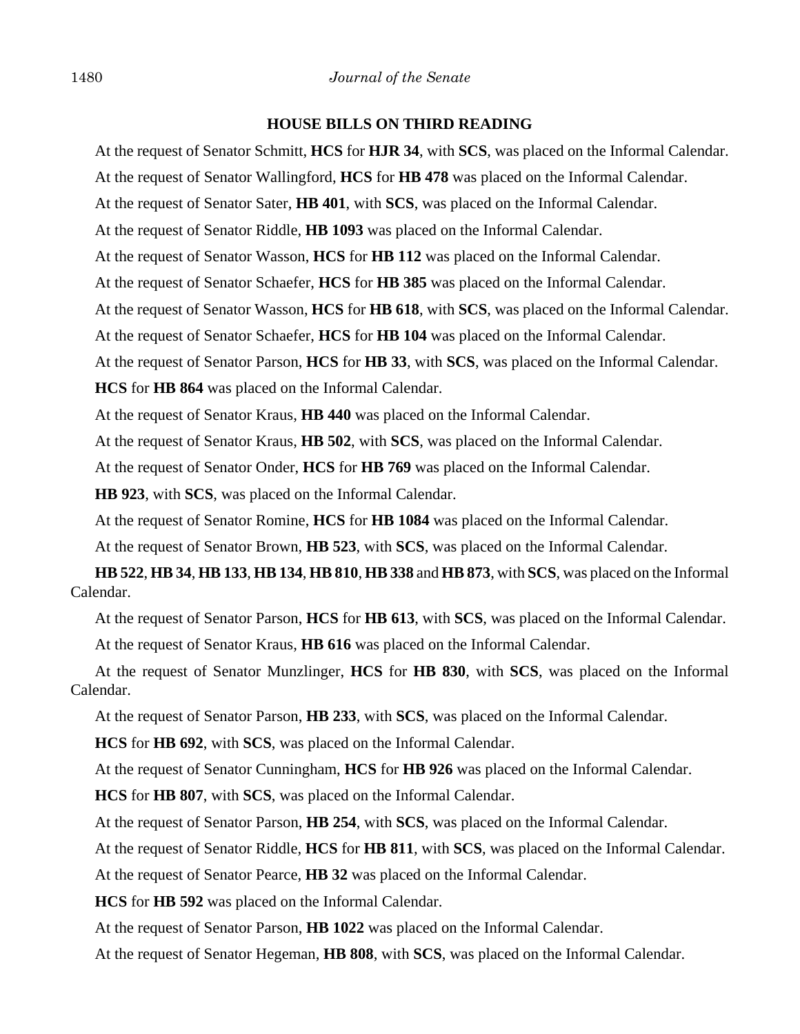## HOUSE BILLS ON THIRD READING

At the request of Senator Schmitt, **HCS** for **HJR 34**, with **SCS**, was placed on the Informal Calendar.

At the request of Senator Wallingford, **HCS** for **HB 478** was placed on the Informal Calendar.

At the request of Senator Sater, **HB 401**, with **SCS**, was placed on the Informal Calendar.

At the request of Senator Riddle, **HB 1093** was placed on the Informal Calendar.

At the request of Senator Wasson, **HCS** for **HB 112** was placed on the Informal Calendar.

At the request of Senator Schaefer, **HCS** for **HB 385** was placed on the Informal Calendar.

At the request of Senator Wasson, **HCS** for **HB 618**, with **SCS**, was placed on the Informal Calendar.

At the request of Senator Schaefer, **HCS** for **HB 104** was placed on the Informal Calendar.

At the request of Senator Parson, **HCS** for **HB 33**, with **SCS**, was placed on the Informal Calendar.

**HCS** for **HB 864** was placed on the Informal Calendar.

At the request of Senator Kraus, **HB 440** was placed on the Informal Calendar.

At the request of Senator Kraus, **HB 502**, with **SCS**, was placed on the Informal Calendar.

At the request of Senator Onder, **HCS** for **HB 769** was placed on the Informal Calendar.

**HB 923**, with **SCS**, was placed on the Informal Calendar.

At the request of Senator Romine, **HCS** for **HB 1084** was placed on the Informal Calendar.

At the request of Senator Brown, **HB 523**, with **SCS**, was placed on the Informal Calendar.

**HB 522**, **HB 34**, **HB 133**, **HB 134**, **HB 810**, **HB 338** and **HB 873**, with **SCS**, was placed on the Informal Calendar.

At the request of Senator Parson, **HCS** for **HB 613**, with **SCS**, was placed on the Informal Calendar.

At the request of Senator Kraus, **HB 616** was placed on the Informal Calendar.

At the request of Senator Munzlinger, **HCS** for **HB 830**, with **SCS**, was placed on the Informal Calendar.

At the request of Senator Parson, **HB 233**, with **SCS**, was placed on the Informal Calendar.

**HCS** for **HB 692**, with **SCS**, was placed on the Informal Calendar.

At the request of Senator Cunningham, **HCS** for **HB 926** was placed on the Informal Calendar.

**HCS** for **HB 807**, with **SCS**, was placed on the Informal Calendar.

At the request of Senator Parson, **HB 254**, with **SCS**, was placed on the Informal Calendar.

At the request of Senator Riddle, **HCS** for **HB 811**, with **SCS**, was placed on the Informal Calendar.

At the request of Senator Pearce, **HB 32** was placed on the Informal Calendar.

**HCS** for **HB 592** was placed on the Informal Calendar.

At the request of Senator Parson, **HB 1022** was placed on the Informal Calendar.

At the request of Senator Hegeman, **HB 808**, with **SCS**, was placed on the Informal Calendar.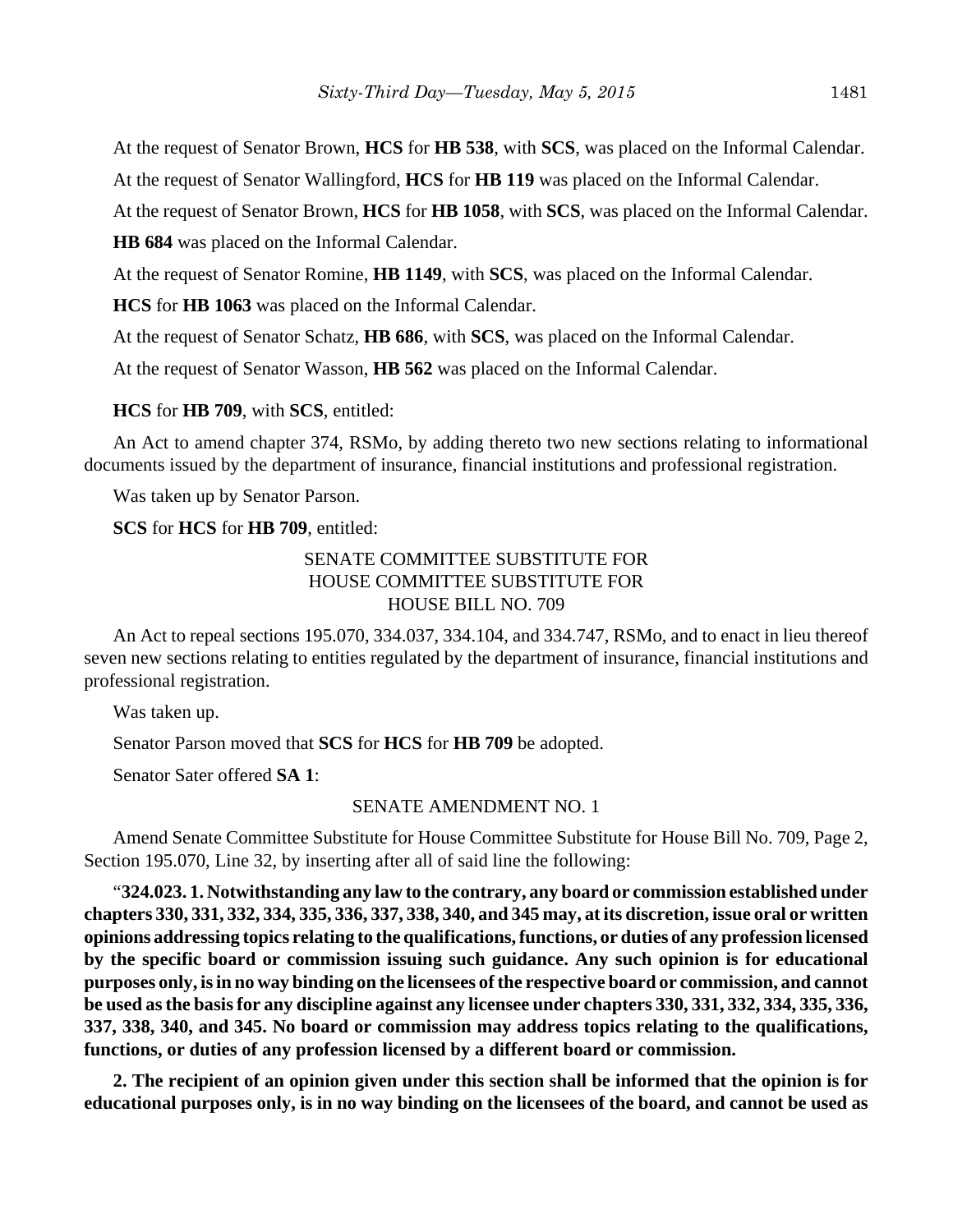At the request of Senator Brown, **HCS** for **HB 538**, with **SCS**, was placed on the Informal Calendar.

At the request of Senator Wallingford, **HCS** for **HB 119** was placed on the Informal Calendar.

At the request of Senator Brown, **HCS** for **HB 1058**, with **SCS**, was placed on the Informal Calendar.

**HB 684** was placed on the Informal Calendar.

At the request of Senator Romine, **HB 1149**, with **SCS**, was placed on the Informal Calendar.

**HCS** for **HB 1063** was placed on the Informal Calendar.

At the request of Senator Schatz, **HB 686**, with **SCS**, was placed on the Informal Calendar.

At the request of Senator Wasson, **HB 562** was placed on the Informal Calendar.

**HCS** for **HB 709**, with **SCS**, entitled:

An Act to amend chapter 374, RSMo, by adding thereto two new sections relating to informational documents issued by the department of insurance, financial institutions and professional registration.

Was taken up by Senator Parson.

**SCS** for **HCS** for **HB 709**, entitled:

SENATE COMMITTEE SUBSTITUTE FOR
HOUSE COMMITTEE SUBSTITUTE FOR
HOUSE BILL NO. 709

An Act to repeal sections 195.070, 334.037, 334.104, and 334.747, RSMo, and to enact in lieu thereof seven new sections relating to entities regulated by the department of insurance, financial institutions and professional registration.

Was taken up.

Senator Parson moved that **SCS** for **HCS** for **HB 709** be adopted.

Senator Sater offered **SA 1**:

SENATE AMENDMENT NO. 1

Amend Senate Committee Substitute for House Committee Substitute for House Bill No. 709, Page 2, Section 195.070, Line 32, by inserting after all of said line the following:

"**324.023. 1. Notwithstanding any law to the contrary, any board or commission established under chapters 330, 331, 332, 334, 335, 336, 337, 338, 340, and 345 may, at its discretion, issue oral or written opinions addressing topics relating to the qualifications, functions, or duties of any profession licensed by the specific board or commission issuing such guidance. Any such opinion is for educational purposes only, is in no way binding on the licensees of the respective board or commission, and cannot be used as the basis for any discipline against any licensee under chapters 330, 331, 332, 334, 335, 336, 337, 338, 340, and 345. No board or commission may address topics relating to the qualifications, functions, or duties of any profession licensed by a different board or commission.**

**2. The recipient of an opinion given under this section shall be informed that the opinion is for educational purposes only, is in no way binding on the licensees of the board, and cannot be used as**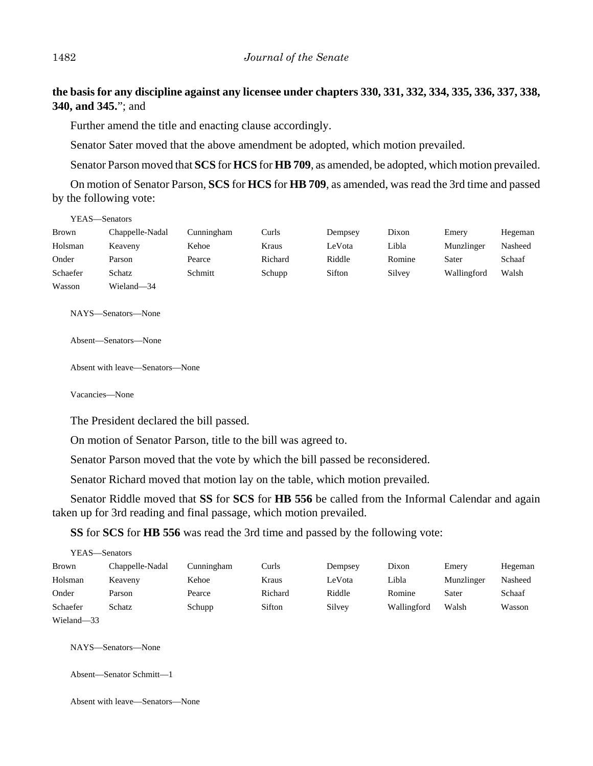**the basis for any discipline against any licensee under chapters 330, 331, 332, 334, 335, 336, 337, 338, 340, and 345.**"; and

Further amend the title and enacting clause accordingly.

Senator Sater moved that the above amendment be adopted, which motion prevailed.

Senator Parson moved that **SCS** for **HCS** for **HB 709**, as amended, be adopted, which motion prevailed.

On motion of Senator Parson, **SCS** for **HCS** for **HB 709**, as amended, was read the 3rd time and passed by the following vote:

YEAS—Senators

| | | | | | | | |
|---|---|---|---|---|---|---|---|
| Brown | Chappelle-Nadal | Cunningham | Curls | Dempsey | Dixon | Emery | Hegeman |
| Holsman | Keaveny | Kehoe | Kraus | LeVota | Libla | Munzlinger | Nasheed |
| Onder | Parson | Pearce | Richard | Riddle | Romine | Sater | Schaaf |
| Schaefer | Schatz | Schmitt | Schupp | Sifton | Silvey | Wallingford | Walsh |
| Wasson | Wieland—34 | | | | | | |

NAYS—Senators—None

Absent—Senators—None

Absent with leave—Senators—None

Vacancies—None

The President declared the bill passed.

On motion of Senator Parson, title to the bill was agreed to.

Senator Parson moved that the vote by which the bill passed be reconsidered.

Senator Richard moved that motion lay on the table, which motion prevailed.

Senator Riddle moved that **SS** for **SCS** for **HB 556** be called from the Informal Calendar and again taken up for 3rd reading and final passage, which motion prevailed.

**SS** for **SCS** for **HB 556** was read the 3rd time and passed by the following vote:

YEAS—Senators

| | | | | | | | |
|---|---|---|---|---|---|---|---|
| Brown | Chappelle-Nadal | Cunningham | Curls | Dempsey | Dixon | Emery | Hegeman |
| Holsman | Keaveny | Kehoe | Kraus | LeVota | Libla | Munzlinger | Nasheed |
| Onder | Parson | Pearce | Richard | Riddle | Romine | Sater | Schaaf |
| Schaefer | Schatz | Schupp | Sifton | Silvey | Wallingford | Walsh | Wasson |
| Wieland—33 | | | | | | | |

NAYS—Senators—None

Absent—Senator Schmitt—1

Absent with leave—Senators—None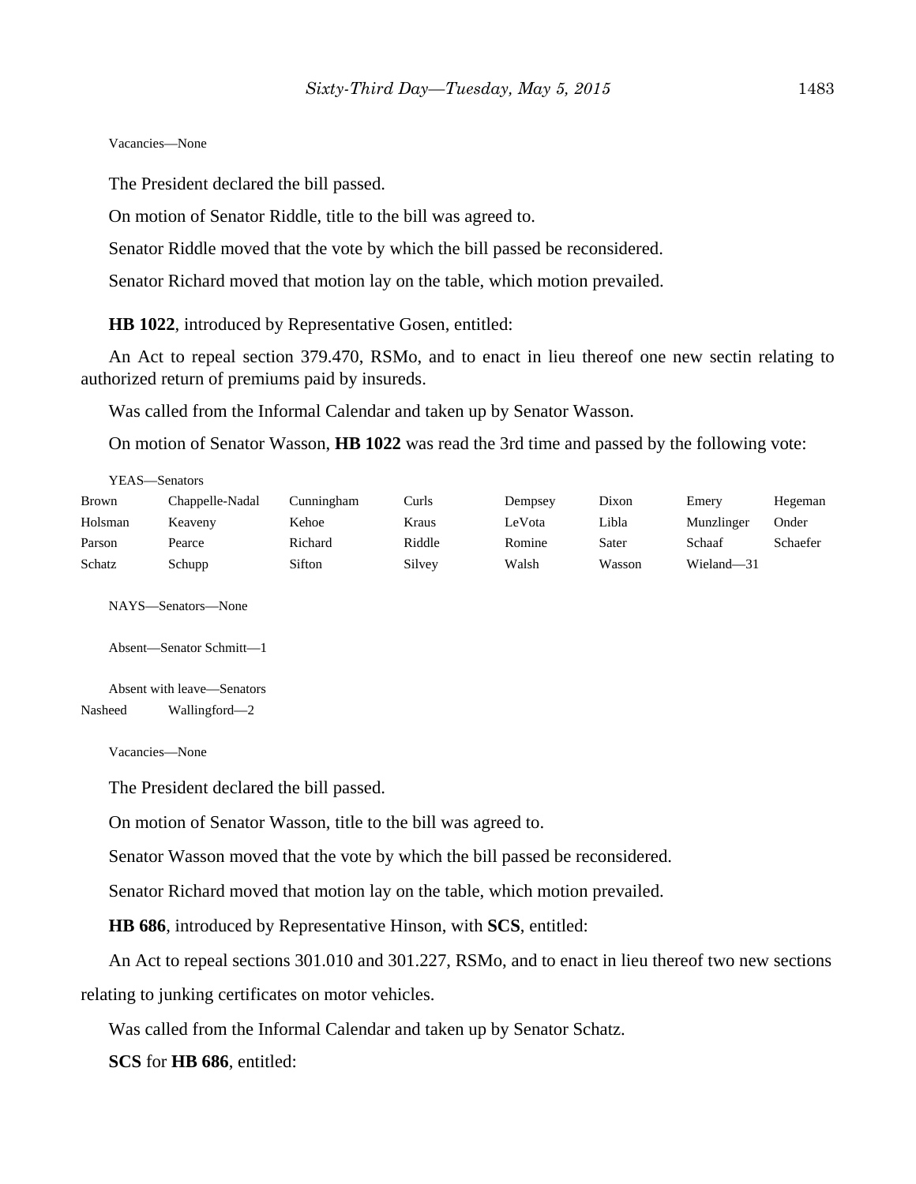Vacancies—None

The President declared the bill passed.

On motion of Senator Riddle, title to the bill was agreed to.

Senator Riddle moved that the vote by which the bill passed be reconsidered.

Senator Richard moved that motion lay on the table, which motion prevailed.

**HB 1022**, introduced by Representative Gosen, entitled:

An Act to repeal section 379.470, RSMo, and to enact in lieu thereof one new sectin relating to authorized return of premiums paid by insureds.

Was called from the Informal Calendar and taken up by Senator Wasson.

On motion of Senator Wasson, **HB 1022** was read the 3rd time and passed by the following vote:

YEAS—Senators

| | | | | | | | |
|---|---|---|---|---|---|---|---|
| Brown | Chappelle-Nadal | Cunningham | Curls | Dempsey | Dixon | Emery | Hegeman |
| Holsman | Keaveny | Kehoe | Kraus | LeVota | Libla | Munzlinger | Onder |
| Parson | Pearce | Richard | Riddle | Romine | Sater | Schaaf | Schaefer |
| Schatz | Schupp | Sifton | Silvey | Walsh | Wasson | Wieland—31 | |

NAYS—Senators—None

Absent—Senator Schmitt—1

Absent with leave—Senators

Nasheed Wallingford—2

Vacancies—None

The President declared the bill passed.

On motion of Senator Wasson, title to the bill was agreed to.

Senator Wasson moved that the vote by which the bill passed be reconsidered.

Senator Richard moved that motion lay on the table, which motion prevailed.

**HB 686**, introduced by Representative Hinson, with **SCS**, entitled:

An Act to repeal sections 301.010 and 301.227, RSMo, and to enact in lieu thereof two new sections relating to junking certificates on motor vehicles.

Was called from the Informal Calendar and taken up by Senator Schatz.

**SCS** for **HB 686**, entitled: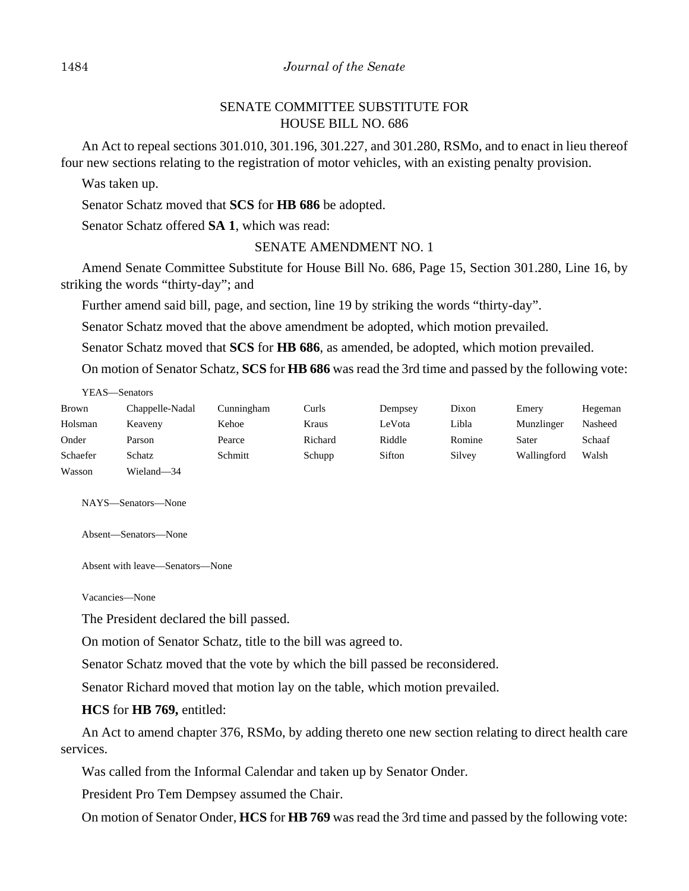SENATE COMMITTEE SUBSTITUTE FOR
HOUSE BILL NO. 686

An Act to repeal sections 301.010, 301.196, 301.227, and 301.280, RSMo, and to enact in lieu thereof four new sections relating to the registration of motor vehicles, with an existing penalty provision.

Was taken up.

Senator Schatz moved that **SCS** for **HB 686** be adopted.

Senator Schatz offered **SA 1**, which was read:

SENATE AMENDMENT NO. 1

Amend Senate Committee Substitute for House Bill No. 686, Page 15, Section 301.280, Line 16, by striking the words "thirty-day"; and

Further amend said bill, page, and section, line 19 by striking the words "thirty-day".

Senator Schatz moved that the above amendment be adopted, which motion prevailed.

Senator Schatz moved that **SCS** for **HB 686**, as amended, be adopted, which motion prevailed.

On motion of Senator Schatz, **SCS** for **HB 686** was read the 3rd time and passed by the following vote:

YEAS—Senators

| | | | | | | | |
|---|---|---|---|---|---|---|---|
| Brown | Chappelle-Nadal | Cunningham | Curls | Dempsey | Dixon | Emery | Hegeman |
| Holsman | Keaveny | Kehoe | Kraus | LeVota | Libla | Munzlinger | Nasheed |
| Onder | Parson | Pearce | Richard | Riddle | Romine | Sater | Schaaf |
| Schaefer | Schatz | Schmitt | Schupp | Sifton | Silvey | Wallingford | Walsh |
| Wasson | Wieland—34 | | | | | | |

NAYS—Senators—None

Absent—Senators—None

Absent with leave—Senators—None

Vacancies—None

The President declared the bill passed.

On motion of Senator Schatz, title to the bill was agreed to.

Senator Schatz moved that the vote by which the bill passed be reconsidered.

Senator Richard moved that motion lay on the table, which motion prevailed.

**HCS** for **HB 769,** entitled:

An Act to amend chapter 376, RSMo, by adding thereto one new section relating to direct health care services.

Was called from the Informal Calendar and taken up by Senator Onder.

President Pro Tem Dempsey assumed the Chair.

On motion of Senator Onder, **HCS** for **HB 769** was read the 3rd time and passed by the following vote: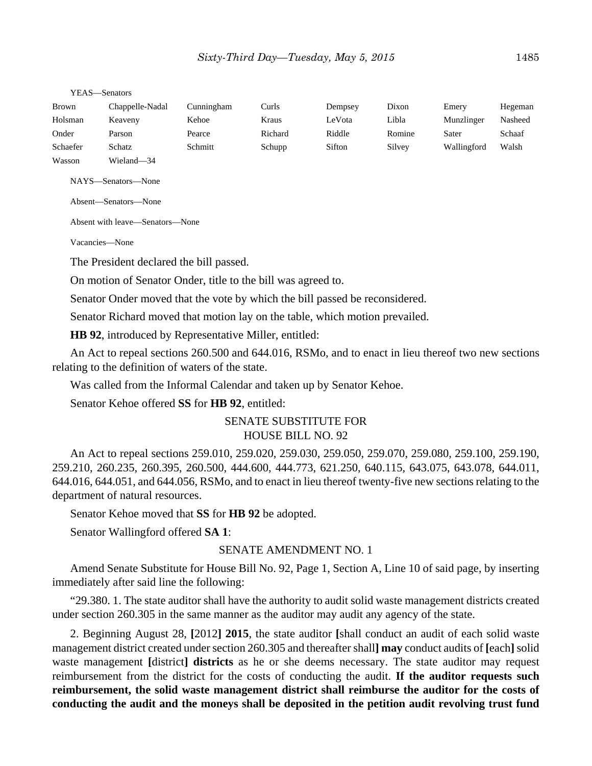YEAS—Senators

| Brown | Chappelle-Nadal | Cunningham | Curls | Dempsey | Dixon | Emery | Hegeman |
|---|---|---|---|---|---|---|---|
| Holsman | Keaveny | Kehoe | Kraus | LeVota | Libla | Munzlinger | Nasheed |
| Onder | Parson | Pearce | Richard | Riddle | Romine | Sater | Schaaf |
| Schaefer | Schatz | Schmitt | Schupp | Sifton | Silvey | Wallingford | Walsh |
| Wasson | Wieland—34 | | | | | | |

NAYS—Senators—None

Absent—Senators—None

Absent with leave—Senators—None

Vacancies—None

The President declared the bill passed.

On motion of Senator Onder, title to the bill was agreed to.

Senator Onder moved that the vote by which the bill passed be reconsidered.

Senator Richard moved that motion lay on the table, which motion prevailed.

**HB 92**, introduced by Representative Miller, entitled:

An Act to repeal sections 260.500 and 644.016, RSMo, and to enact in lieu thereof two new sections relating to the definition of waters of the state.

Was called from the Informal Calendar and taken up by Senator Kehoe.

Senator Kehoe offered **SS** for **HB 92**, entitled:

SENATE SUBSTITUTE FOR
HOUSE BILL NO. 92

An Act to repeal sections 259.010, 259.020, 259.030, 259.050, 259.070, 259.080, 259.100, 259.190, 259.210, 260.235, 260.395, 260.500, 444.600, 444.773, 621.250, 640.115, 643.075, 643.078, 644.011, 644.016, 644.051, and 644.056, RSMo, and to enact in lieu thereof twenty-five new sections relating to the department of natural resources.

Senator Kehoe moved that **SS** for **HB 92** be adopted.

Senator Wallingford offered **SA 1**:

SENATE AMENDMENT NO. 1

Amend Senate Substitute for House Bill No. 92, Page 1, Section A, Line 10 of said page, by inserting immediately after said line the following:

"29.380. 1. The state auditor shall have the authority to audit solid waste management districts created under section 260.305 in the same manner as the auditor may audit any agency of the state.

2. Beginning August 28, **[**2012**] 2015**, the state auditor **[**shall conduct an audit of each solid waste management district created under section 260.305 and thereafter shall**] may** conduct audits of **[**each**]** solid waste management **[**district**] districts** as he or she deems necessary. The state auditor may request reimbursement from the district for the costs of conducting the audit. **If the auditor requests such reimbursement, the solid waste management district shall reimburse the auditor for the costs of conducting the audit and the moneys shall be deposited in the petition audit revolving trust fund**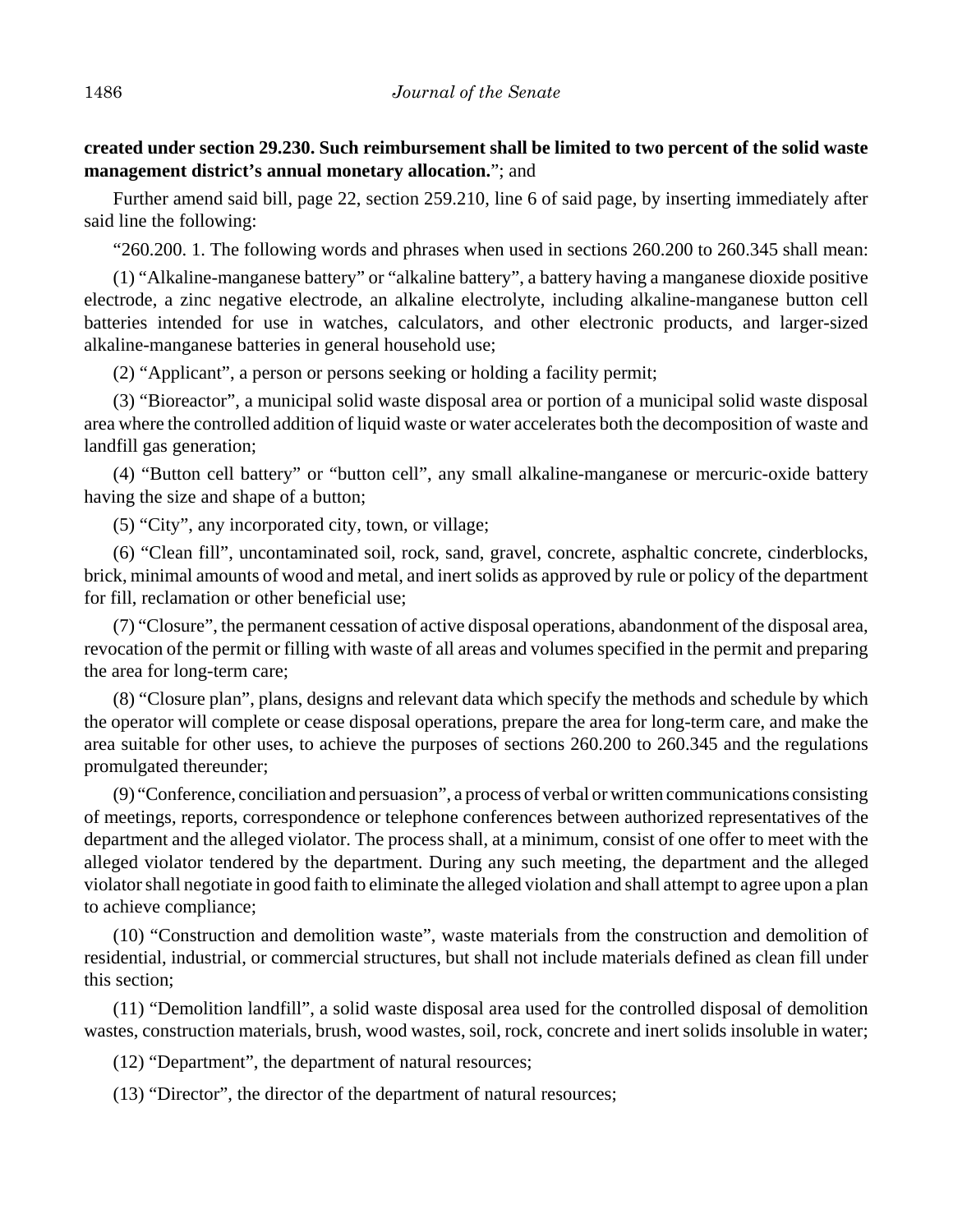**created under section 29.230. Such reimbursement shall be limited to two percent of the solid waste management district's annual monetary allocation.**"; and

Further amend said bill, page 22, section 259.210, line 6 of said page, by inserting immediately after said line the following:

"260.200. 1. The following words and phrases when used in sections 260.200 to 260.345 shall mean:

(1) "Alkaline-manganese battery" or "alkaline battery", a battery having a manganese dioxide positive electrode, a zinc negative electrode, an alkaline electrolyte, including alkaline-manganese button cell batteries intended for use in watches, calculators, and other electronic products, and larger-sized alkaline-manganese batteries in general household use;

(2) "Applicant", a person or persons seeking or holding a facility permit;

(3) "Bioreactor", a municipal solid waste disposal area or portion of a municipal solid waste disposal area where the controlled addition of liquid waste or water accelerates both the decomposition of waste and landfill gas generation;

(4) "Button cell battery" or "button cell", any small alkaline-manganese or mercuric-oxide battery having the size and shape of a button;

(5) "City", any incorporated city, town, or village;

(6) "Clean fill", uncontaminated soil, rock, sand, gravel, concrete, asphaltic concrete, cinderblocks, brick, minimal amounts of wood and metal, and inert solids as approved by rule or policy of the department for fill, reclamation or other beneficial use;

(7) "Closure", the permanent cessation of active disposal operations, abandonment of the disposal area, revocation of the permit or filling with waste of all areas and volumes specified in the permit and preparing the area for long-term care;

(8) "Closure plan", plans, designs and relevant data which specify the methods and schedule by which the operator will complete or cease disposal operations, prepare the area for long-term care, and make the area suitable for other uses, to achieve the purposes of sections 260.200 to 260.345 and the regulations promulgated thereunder;

(9) "Conference, conciliation and persuasion", a process of verbal or written communications consisting of meetings, reports, correspondence or telephone conferences between authorized representatives of the department and the alleged violator. The process shall, at a minimum, consist of one offer to meet with the alleged violator tendered by the department. During any such meeting, the department and the alleged violator shall negotiate in good faith to eliminate the alleged violation and shall attempt to agree upon a plan to achieve compliance;

(10) "Construction and demolition waste", waste materials from the construction and demolition of residential, industrial, or commercial structures, but shall not include materials defined as clean fill under this section;

(11) "Demolition landfill", a solid waste disposal area used for the controlled disposal of demolition wastes, construction materials, brush, wood wastes, soil, rock, concrete and inert solids insoluble in water;

(12) "Department", the department of natural resources;

(13) "Director", the director of the department of natural resources;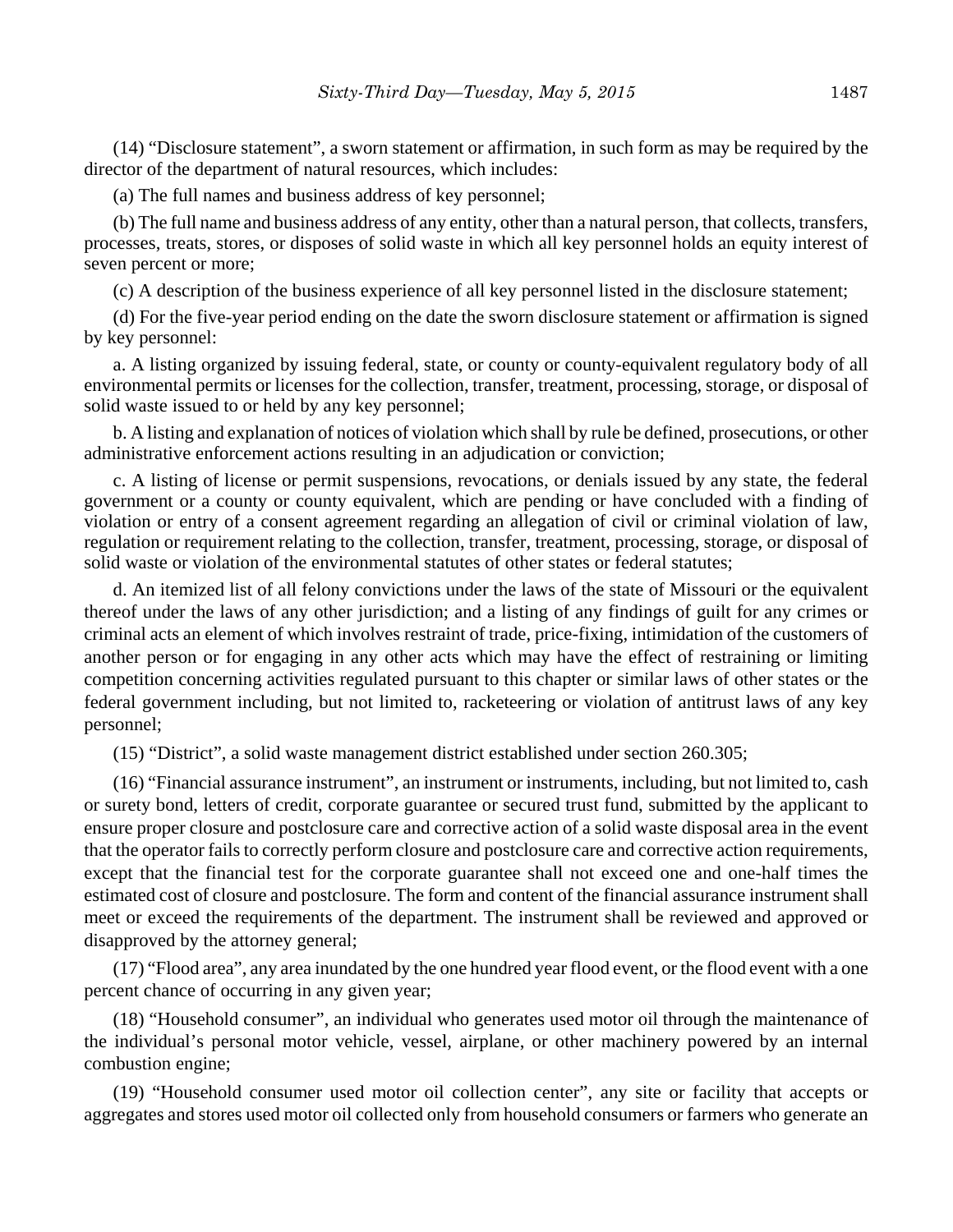(14) "Disclosure statement", a sworn statement or affirmation, in such form as may be required by the director of the department of natural resources, which includes:

(a) The full names and business address of key personnel;

(b) The full name and business address of any entity, other than a natural person, that collects, transfers, processes, treats, stores, or disposes of solid waste in which all key personnel holds an equity interest of seven percent or more;

(c) A description of the business experience of all key personnel listed in the disclosure statement;

(d) For the five-year period ending on the date the sworn disclosure statement or affirmation is signed by key personnel:

a. A listing organized by issuing federal, state, or county or county-equivalent regulatory body of all environmental permits or licenses for the collection, transfer, treatment, processing, storage, or disposal of solid waste issued to or held by any key personnel;

b. A listing and explanation of notices of violation which shall by rule be defined, prosecutions, or other administrative enforcement actions resulting in an adjudication or conviction;

c. A listing of license or permit suspensions, revocations, or denials issued by any state, the federal government or a county or county equivalent, which are pending or have concluded with a finding of violation or entry of a consent agreement regarding an allegation of civil or criminal violation of law, regulation or requirement relating to the collection, transfer, treatment, processing, storage, or disposal of solid waste or violation of the environmental statutes of other states or federal statutes;

d. An itemized list of all felony convictions under the laws of the state of Missouri or the equivalent thereof under the laws of any other jurisdiction; and a listing of any findings of guilt for any crimes or criminal acts an element of which involves restraint of trade, price-fixing, intimidation of the customers of another person or for engaging in any other acts which may have the effect of restraining or limiting competition concerning activities regulated pursuant to this chapter or similar laws of other states or the federal government including, but not limited to, racketeering or violation of antitrust laws of any key personnel;

(15) "District", a solid waste management district established under section 260.305;

(16) "Financial assurance instrument", an instrument or instruments, including, but not limited to, cash or surety bond, letters of credit, corporate guarantee or secured trust fund, submitted by the applicant to ensure proper closure and postclosure care and corrective action of a solid waste disposal area in the event that the operator fails to correctly perform closure and postclosure care and corrective action requirements, except that the financial test for the corporate guarantee shall not exceed one and one-half times the estimated cost of closure and postclosure. The form and content of the financial assurance instrument shall meet or exceed the requirements of the department. The instrument shall be reviewed and approved or disapproved by the attorney general;

(17) "Flood area", any area inundated by the one hundred year flood event, or the flood event with a one percent chance of occurring in any given year;

(18) "Household consumer", an individual who generates used motor oil through the maintenance of the individual's personal motor vehicle, vessel, airplane, or other machinery powered by an internal combustion engine;

(19) "Household consumer used motor oil collection center", any site or facility that accepts or aggregates and stores used motor oil collected only from household consumers or farmers who generate an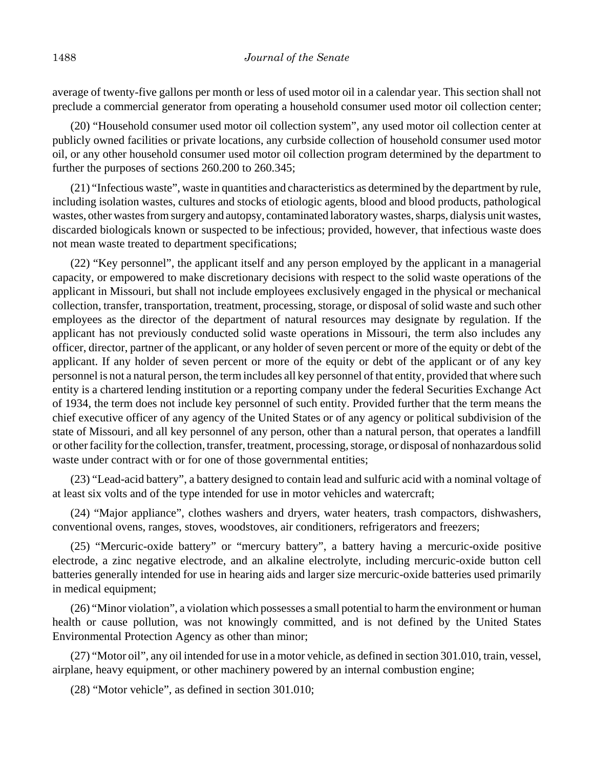average of twenty-five gallons per month or less of used motor oil in a calendar year. This section shall not preclude a commercial generator from operating a household consumer used motor oil collection center;

(20) "Household consumer used motor oil collection system", any used motor oil collection center at publicly owned facilities or private locations, any curbside collection of household consumer used motor oil, or any other household consumer used motor oil collection program determined by the department to further the purposes of sections 260.200 to 260.345;

(21) "Infectious waste", waste in quantities and characteristics as determined by the department by rule, including isolation wastes, cultures and stocks of etiologic agents, blood and blood products, pathological wastes, other wastes from surgery and autopsy, contaminated laboratory wastes, sharps, dialysis unit wastes, discarded biologicals known or suspected to be infectious; provided, however, that infectious waste does not mean waste treated to department specifications;

(22) "Key personnel", the applicant itself and any person employed by the applicant in a managerial capacity, or empowered to make discretionary decisions with respect to the solid waste operations of the applicant in Missouri, but shall not include employees exclusively engaged in the physical or mechanical collection, transfer, transportation, treatment, processing, storage, or disposal of solid waste and such other employees as the director of the department of natural resources may designate by regulation. If the applicant has not previously conducted solid waste operations in Missouri, the term also includes any officer, director, partner of the applicant, or any holder of seven percent or more of the equity or debt of the applicant. If any holder of seven percent or more of the equity or debt of the applicant or of any key personnel is not a natural person, the term includes all key personnel of that entity, provided that where such entity is a chartered lending institution or a reporting company under the federal Securities Exchange Act of 1934, the term does not include key personnel of such entity. Provided further that the term means the chief executive officer of any agency of the United States or of any agency or political subdivision of the state of Missouri, and all key personnel of any person, other than a natural person, that operates a landfill or other facility for the collection, transfer, treatment, processing, storage, or disposal of nonhazardous solid waste under contract with or for one of those governmental entities;

(23) "Lead-acid battery", a battery designed to contain lead and sulfuric acid with a nominal voltage of at least six volts and of the type intended for use in motor vehicles and watercraft;

(24) "Major appliance", clothes washers and dryers, water heaters, trash compactors, dishwashers, conventional ovens, ranges, stoves, woodstoves, air conditioners, refrigerators and freezers;

(25) "Mercuric-oxide battery" or "mercury battery", a battery having a mercuric-oxide positive electrode, a zinc negative electrode, and an alkaline electrolyte, including mercuric-oxide button cell batteries generally intended for use in hearing aids and larger size mercuric-oxide batteries used primarily in medical equipment;

(26) "Minor violation", a violation which possesses a small potential to harm the environment or human health or cause pollution, was not knowingly committed, and is not defined by the United States Environmental Protection Agency as other than minor;

(27) "Motor oil", any oil intended for use in a motor vehicle, as defined in section 301.010, train, vessel, airplane, heavy equipment, or other machinery powered by an internal combustion engine;

(28) "Motor vehicle", as defined in section 301.010;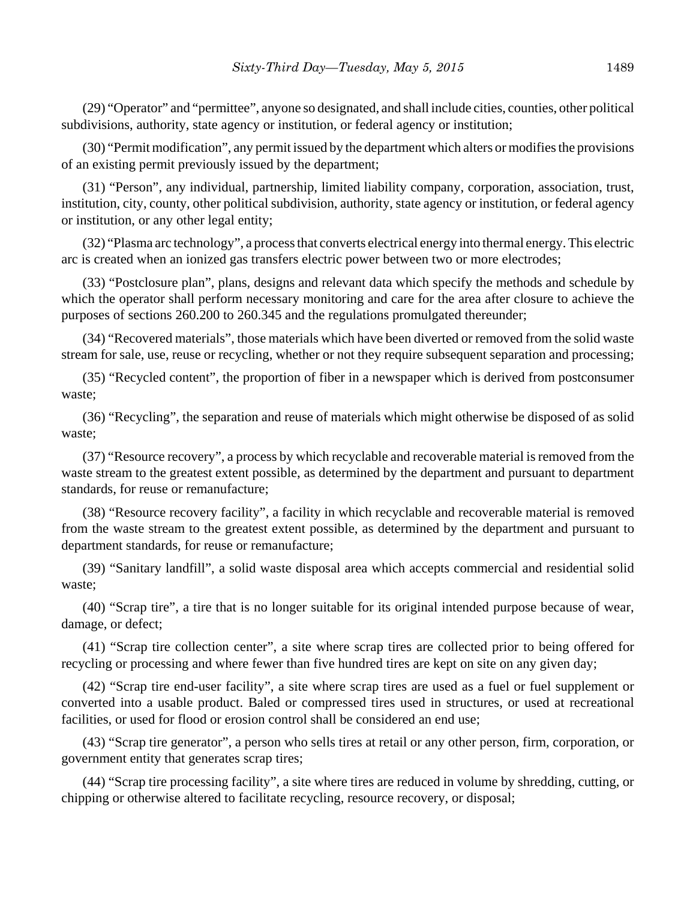(29) “Operator” and “permittee”, anyone so designated, and shall include cities, counties, other political subdivisions, authority, state agency or institution, or federal agency or institution;

(30) “Permit modification”, any permit issued by the department which alters or modifies the provisions of an existing permit previously issued by the department;

(31) “Person”, any individual, partnership, limited liability company, corporation, association, trust, institution, city, county, other political subdivision, authority, state agency or institution, or federal agency or institution, or any other legal entity;

(32) “Plasma arc technology”, a process that converts electrical energy into thermal energy. This electric arc is created when an ionized gas transfers electric power between two or more electrodes;

(33) “Postclosure plan”, plans, designs and relevant data which specify the methods and schedule by which the operator shall perform necessary monitoring and care for the area after closure to achieve the purposes of sections 260.200 to 260.345 and the regulations promulgated thereunder;

(34) “Recovered materials”, those materials which have been diverted or removed from the solid waste stream for sale, use, reuse or recycling, whether or not they require subsequent separation and processing;

(35) “Recycled content”, the proportion of fiber in a newspaper which is derived from postconsumer waste;

(36) “Recycling”, the separation and reuse of materials which might otherwise be disposed of as solid waste;

(37) “Resource recovery”, a process by which recyclable and recoverable material is removed from the waste stream to the greatest extent possible, as determined by the department and pursuant to department standards, for reuse or remanufacture;

(38) “Resource recovery facility”, a facility in which recyclable and recoverable material is removed from the waste stream to the greatest extent possible, as determined by the department and pursuant to department standards, for reuse or remanufacture;

(39) “Sanitary landfill”, a solid waste disposal area which accepts commercial and residential solid waste;

(40) “Scrap tire”, a tire that is no longer suitable for its original intended purpose because of wear, damage, or defect;

(41) “Scrap tire collection center”, a site where scrap tires are collected prior to being offered for recycling or processing and where fewer than five hundred tires are kept on site on any given day;

(42) “Scrap tire end-user facility”, a site where scrap tires are used as a fuel or fuel supplement or converted into a usable product. Baled or compressed tires used in structures, or used at recreational facilities, or used for flood or erosion control shall be considered an end use;

(43) “Scrap tire generator”, a person who sells tires at retail or any other person, firm, corporation, or government entity that generates scrap tires;

(44) “Scrap tire processing facility”, a site where tires are reduced in volume by shredding, cutting, or chipping or otherwise altered to facilitate recycling, resource recovery, or disposal;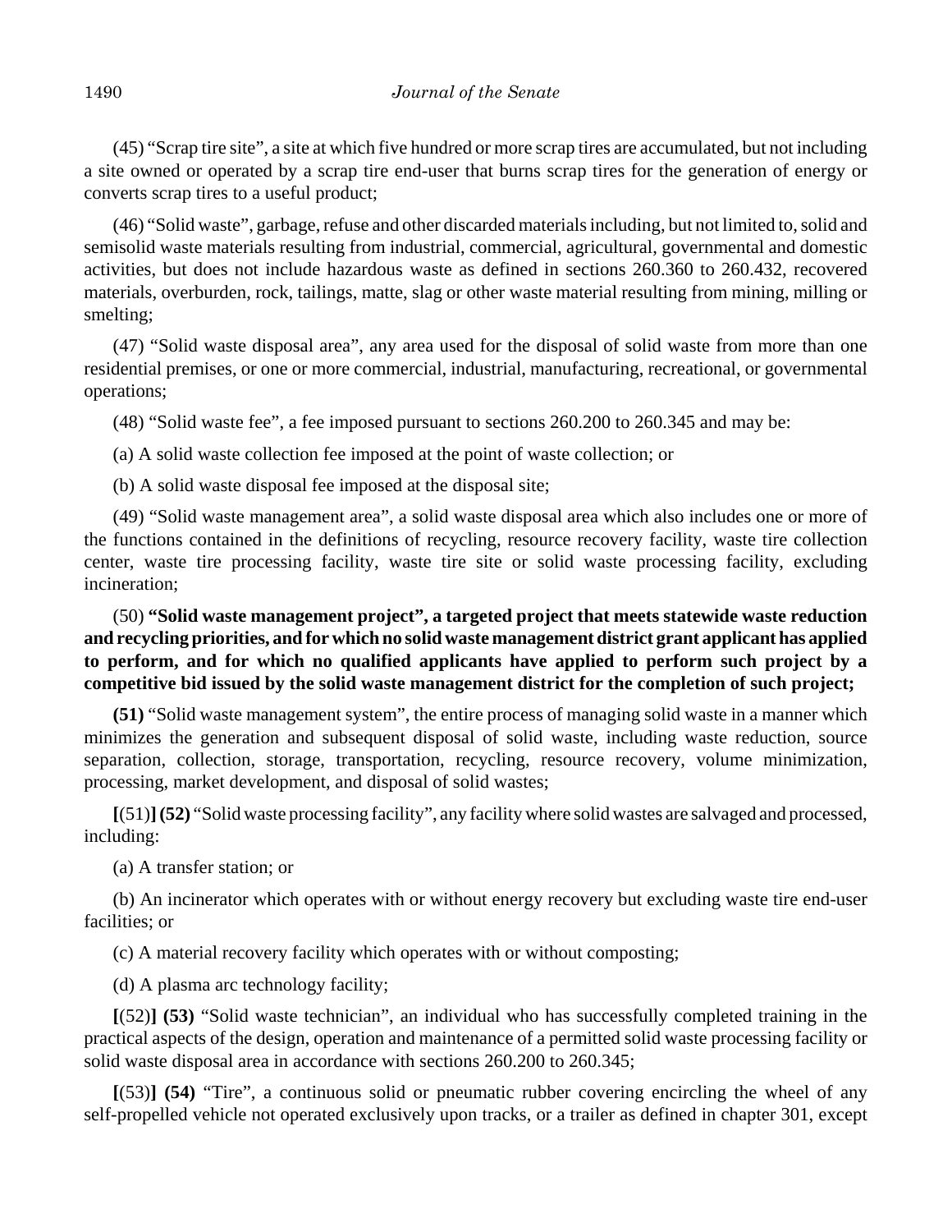(45) "Scrap tire site", a site at which five hundred or more scrap tires are accumulated, but not including a site owned or operated by a scrap tire end-user that burns scrap tires for the generation of energy or converts scrap tires to a useful product;

(46) "Solid waste", garbage, refuse and other discarded materials including, but not limited to, solid and semisolid waste materials resulting from industrial, commercial, agricultural, governmental and domestic activities, but does not include hazardous waste as defined in sections 260.360 to 260.432, recovered materials, overburden, rock, tailings, matte, slag or other waste material resulting from mining, milling or smelting;

(47) "Solid waste disposal area", any area used for the disposal of solid waste from more than one residential premises, or one or more commercial, industrial, manufacturing, recreational, or governmental operations;

(48) "Solid waste fee", a fee imposed pursuant to sections 260.200 to 260.345 and may be:

(a) A solid waste collection fee imposed at the point of waste collection; or

(b) A solid waste disposal fee imposed at the disposal site;

(49) "Solid waste management area", a solid waste disposal area which also includes one or more of the functions contained in the definitions of recycling, resource recovery facility, waste tire collection center, waste tire processing facility, waste tire site or solid waste processing facility, excluding incineration;

(50) **"Solid waste management project", a targeted project that meets statewide waste reduction and recycling priorities, and for which no solid waste management district grant applicant has applied to perform, and for which no qualified applicants have applied to perform such project by a competitive bid issued by the solid waste management district for the completion of such project;**

**(51)** "Solid waste management system", the entire process of managing solid waste in a manner which minimizes the generation and subsequent disposal of solid waste, including waste reduction, source separation, collection, storage, transportation, recycling, resource recovery, volume minimization, processing, market development, and disposal of solid wastes;

**[**(51)**] (52)** "Solid waste processing facility", any facility where solid wastes are salvaged and processed, including:

(a) A transfer station; or

(b) An incinerator which operates with or without energy recovery but excluding waste tire end-user facilities; or

(c) A material recovery facility which operates with or without composting;

(d) A plasma arc technology facility;

**[**(52)**] (53)** "Solid waste technician", an individual who has successfully completed training in the practical aspects of the design, operation and maintenance of a permitted solid waste processing facility or solid waste disposal area in accordance with sections 260.200 to 260.345;

**[**(53)**] (54)** "Tire", a continuous solid or pneumatic rubber covering encircling the wheel of any self-propelled vehicle not operated exclusively upon tracks, or a trailer as defined in chapter 301, except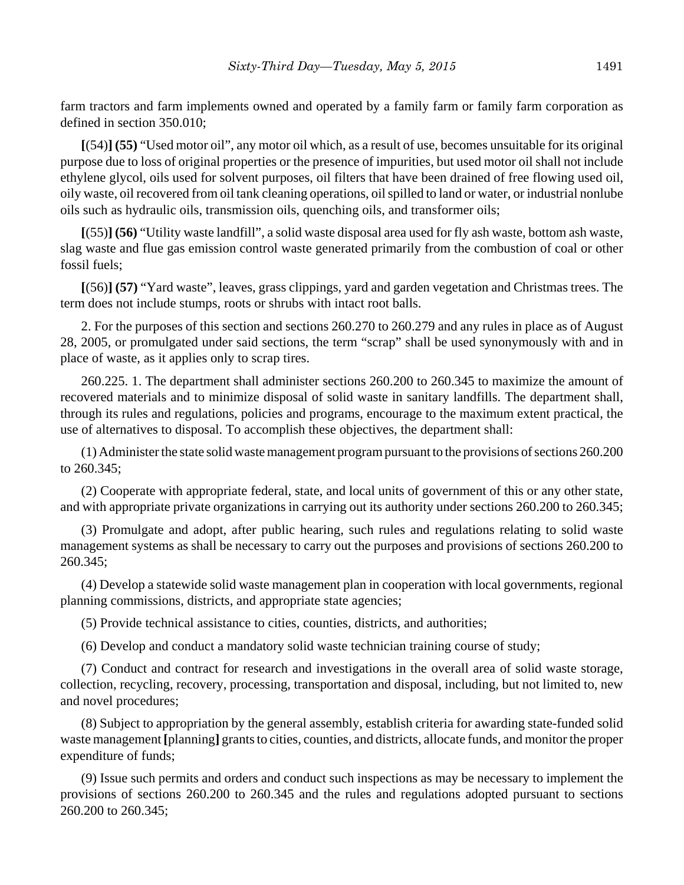farm tractors and farm implements owned and operated by a family farm or family farm corporation as defined in section 350.010;

**[**(54)**] (55)** "Used motor oil", any motor oil which, as a result of use, becomes unsuitable for its original purpose due to loss of original properties or the presence of impurities, but used motor oil shall not include ethylene glycol, oils used for solvent purposes, oil filters that have been drained of free flowing used oil, oily waste, oil recovered from oil tank cleaning operations, oil spilled to land or water, or industrial nonlube oils such as hydraulic oils, transmission oils, quenching oils, and transformer oils;

**[**(55)**] (56)** "Utility waste landfill", a solid waste disposal area used for fly ash waste, bottom ash waste, slag waste and flue gas emission control waste generated primarily from the combustion of coal or other fossil fuels;

**[**(56)**] (57)** "Yard waste", leaves, grass clippings, yard and garden vegetation and Christmas trees. The term does not include stumps, roots or shrubs with intact root balls.

2. For the purposes of this section and sections 260.270 to 260.279 and any rules in place as of August 28, 2005, or promulgated under said sections, the term "scrap" shall be used synonymously with and in place of waste, as it applies only to scrap tires.

260.225. 1. The department shall administer sections 260.200 to 260.345 to maximize the amount of recovered materials and to minimize disposal of solid waste in sanitary landfills. The department shall, through its rules and regulations, policies and programs, encourage to the maximum extent practical, the use of alternatives to disposal. To accomplish these objectives, the department shall:

(1) Administer the state solid waste management program pursuant to the provisions of sections 260.200 to 260.345;

(2) Cooperate with appropriate federal, state, and local units of government of this or any other state, and with appropriate private organizations in carrying out its authority under sections 260.200 to 260.345;

(3) Promulgate and adopt, after public hearing, such rules and regulations relating to solid waste management systems as shall be necessary to carry out the purposes and provisions of sections 260.200 to 260.345;

(4) Develop a statewide solid waste management plan in cooperation with local governments, regional planning commissions, districts, and appropriate state agencies;

(5) Provide technical assistance to cities, counties, districts, and authorities;

(6) Develop and conduct a mandatory solid waste technician training course of study;

(7) Conduct and contract for research and investigations in the overall area of solid waste storage, collection, recycling, recovery, processing, transportation and disposal, including, but not limited to, new and novel procedures;

(8) Subject to appropriation by the general assembly, establish criteria for awarding state-funded solid waste management **[**planning**]** grants to cities, counties, and districts, allocate funds, and monitor the proper expenditure of funds;

(9) Issue such permits and orders and conduct such inspections as may be necessary to implement the provisions of sections 260.200 to 260.345 and the rules and regulations adopted pursuant to sections 260.200 to 260.345;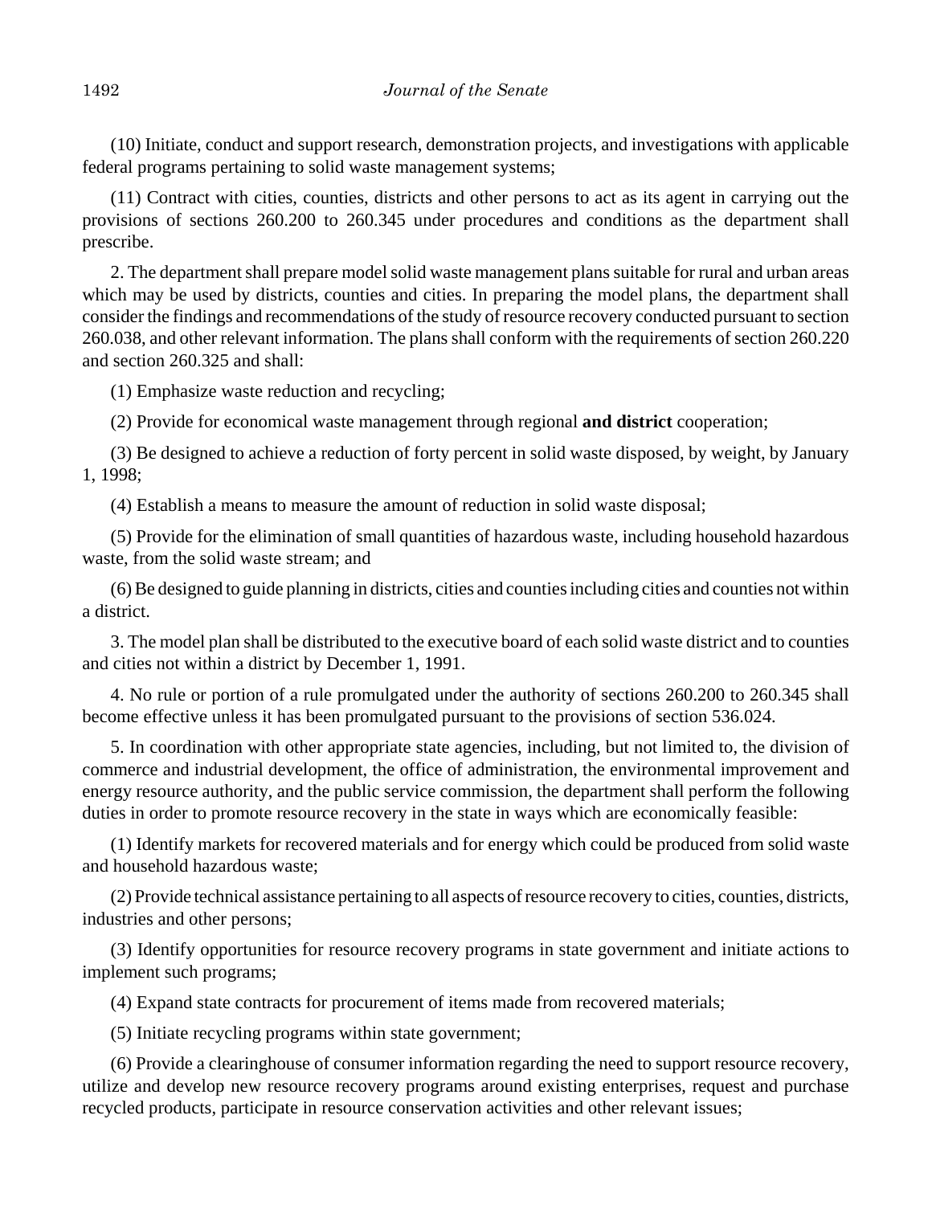(10) Initiate, conduct and support research, demonstration projects, and investigations with applicable federal programs pertaining to solid waste management systems;

(11) Contract with cities, counties, districts and other persons to act as its agent in carrying out the provisions of sections 260.200 to 260.345 under procedures and conditions as the department shall prescribe.

2. The department shall prepare model solid waste management plans suitable for rural and urban areas which may be used by districts, counties and cities. In preparing the model plans, the department shall consider the findings and recommendations of the study of resource recovery conducted pursuant to section 260.038, and other relevant information. The plans shall conform with the requirements of section 260.220 and section 260.325 and shall:

(1) Emphasize waste reduction and recycling;

(2) Provide for economical waste management through regional **and district** cooperation;

(3) Be designed to achieve a reduction of forty percent in solid waste disposed, by weight, by January 1, 1998;

(4) Establish a means to measure the amount of reduction in solid waste disposal;

(5) Provide for the elimination of small quantities of hazardous waste, including household hazardous waste, from the solid waste stream; and

(6) Be designed to guide planning in districts, cities and counties including cities and counties not within a district.

3. The model plan shall be distributed to the executive board of each solid waste district and to counties and cities not within a district by December 1, 1991.

4. No rule or portion of a rule promulgated under the authority of sections 260.200 to 260.345 shall become effective unless it has been promulgated pursuant to the provisions of section 536.024.

5. In coordination with other appropriate state agencies, including, but not limited to, the division of commerce and industrial development, the office of administration, the environmental improvement and energy resource authority, and the public service commission, the department shall perform the following duties in order to promote resource recovery in the state in ways which are economically feasible:

(1) Identify markets for recovered materials and for energy which could be produced from solid waste and household hazardous waste;

(2) Provide technical assistance pertaining to all aspects of resource recovery to cities, counties, districts, industries and other persons;

(3) Identify opportunities for resource recovery programs in state government and initiate actions to implement such programs;

(4) Expand state contracts for procurement of items made from recovered materials;

(5) Initiate recycling programs within state government;

(6) Provide a clearinghouse of consumer information regarding the need to support resource recovery, utilize and develop new resource recovery programs around existing enterprises, request and purchase recycled products, participate in resource conservation activities and other relevant issues;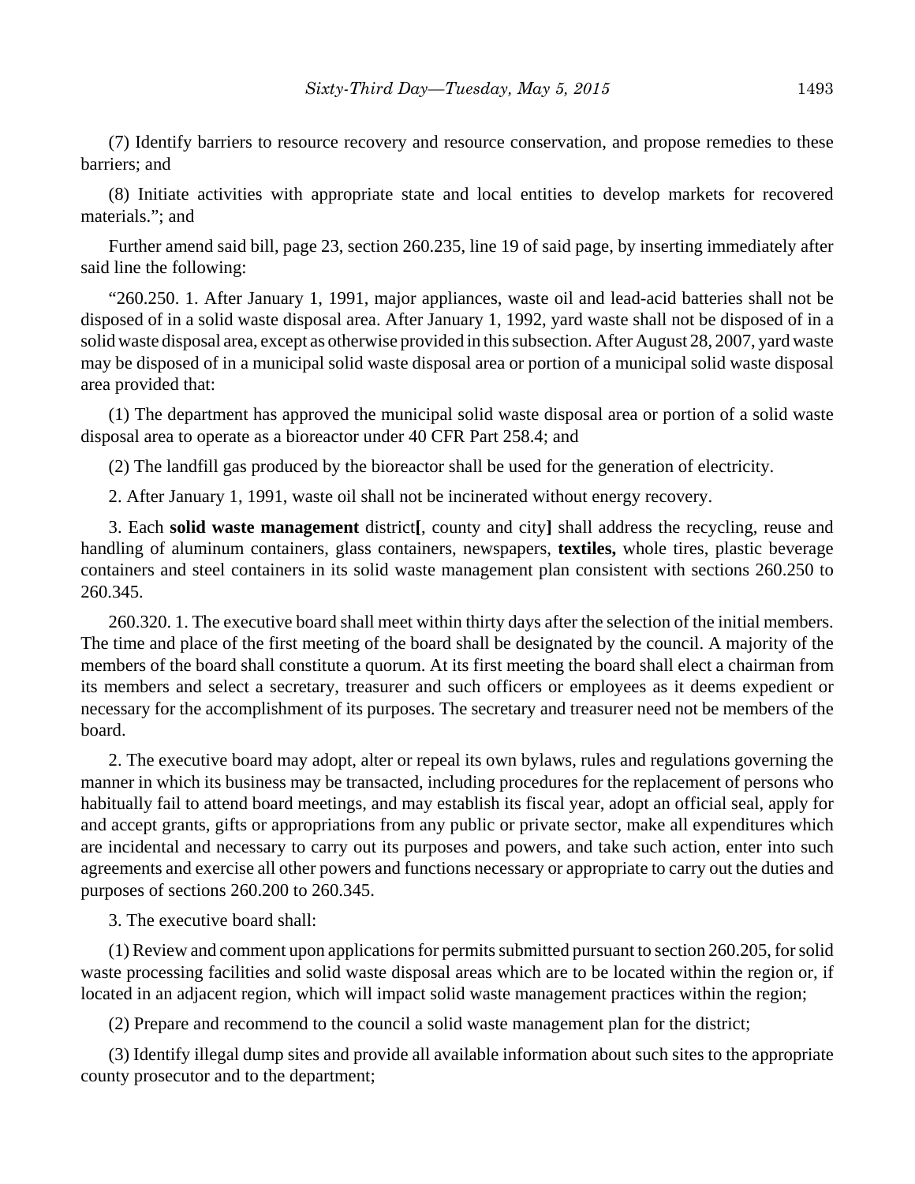(7) Identify barriers to resource recovery and resource conservation, and propose remedies to these barriers; and

(8) Initiate activities with appropriate state and local entities to develop markets for recovered materials."; and

Further amend said bill, page 23, section 260.235, line 19 of said page, by inserting immediately after said line the following:

"260.250. 1. After January 1, 1991, major appliances, waste oil and lead-acid batteries shall not be disposed of in a solid waste disposal area. After January 1, 1992, yard waste shall not be disposed of in a solid waste disposal area, except as otherwise provided in this subsection. After August 28, 2007, yard waste may be disposed of in a municipal solid waste disposal area or portion of a municipal solid waste disposal area provided that:

(1) The department has approved the municipal solid waste disposal area or portion of a solid waste disposal area to operate as a bioreactor under 40 CFR Part 258.4; and

(2) The landfill gas produced by the bioreactor shall be used for the generation of electricity.

2. After January 1, 1991, waste oil shall not be incinerated without energy recovery.

3. Each **solid waste management** district**[**, county and city**]** shall address the recycling, reuse and handling of aluminum containers, glass containers, newspapers, **textiles,** whole tires, plastic beverage containers and steel containers in its solid waste management plan consistent with sections 260.250 to 260.345.

260.320. 1. The executive board shall meet within thirty days after the selection of the initial members. The time and place of the first meeting of the board shall be designated by the council. A majority of the members of the board shall constitute a quorum. At its first meeting the board shall elect a chairman from its members and select a secretary, treasurer and such officers or employees as it deems expedient or necessary for the accomplishment of its purposes. The secretary and treasurer need not be members of the board.

2. The executive board may adopt, alter or repeal its own bylaws, rules and regulations governing the manner in which its business may be transacted, including procedures for the replacement of persons who habitually fail to attend board meetings, and may establish its fiscal year, adopt an official seal, apply for and accept grants, gifts or appropriations from any public or private sector, make all expenditures which are incidental and necessary to carry out its purposes and powers, and take such action, enter into such agreements and exercise all other powers and functions necessary or appropriate to carry out the duties and purposes of sections 260.200 to 260.345.

3. The executive board shall:

(1) Review and comment upon applications for permits submitted pursuant to section 260.205, for solid waste processing facilities and solid waste disposal areas which are to be located within the region or, if located in an adjacent region, which will impact solid waste management practices within the region;

(2) Prepare and recommend to the council a solid waste management plan for the district;

(3) Identify illegal dump sites and provide all available information about such sites to the appropriate county prosecutor and to the department;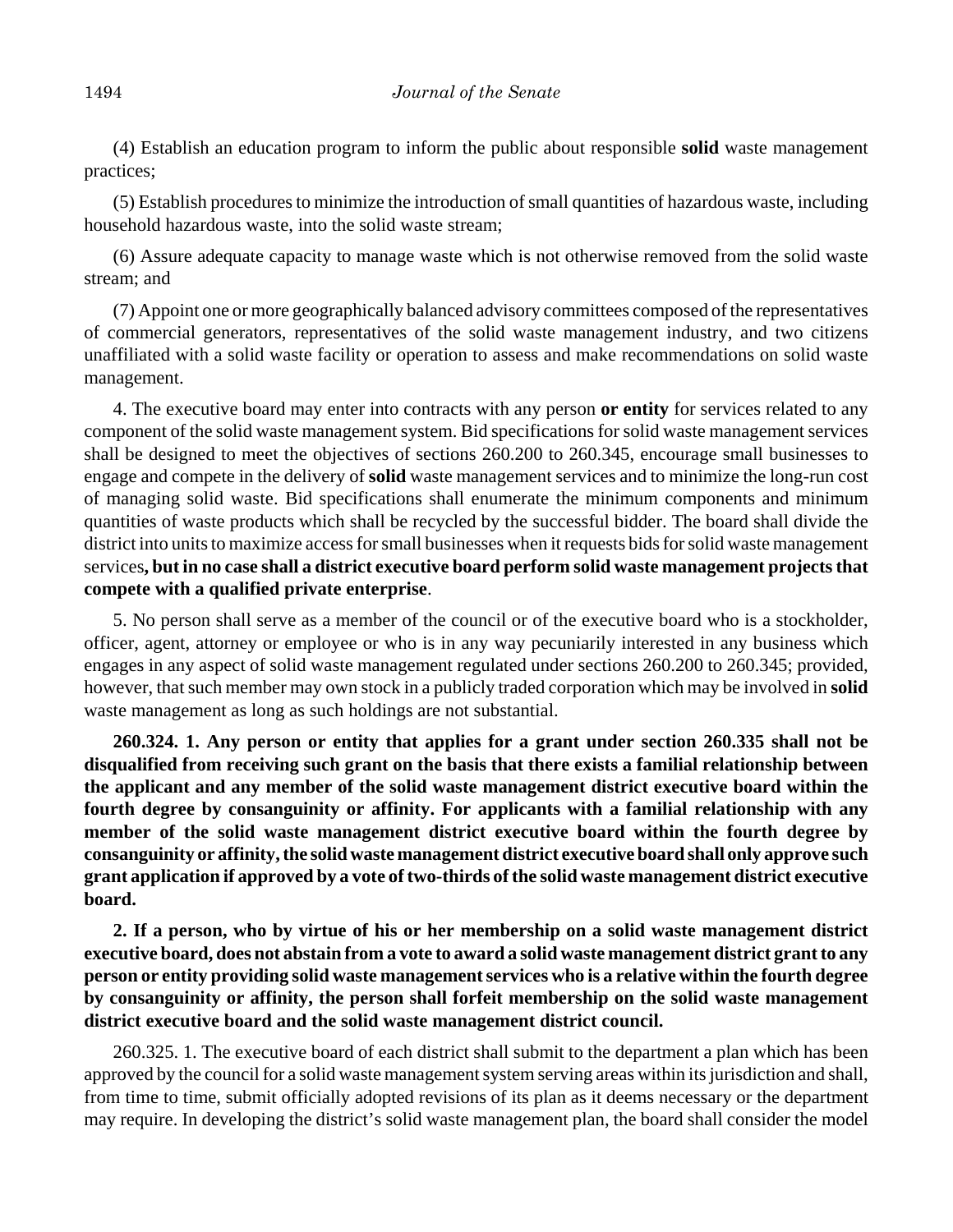(4) Establish an education program to inform the public about responsible **solid** waste management practices;

(5) Establish procedures to minimize the introduction of small quantities of hazardous waste, including household hazardous waste, into the solid waste stream;

(6) Assure adequate capacity to manage waste which is not otherwise removed from the solid waste stream; and

(7) Appoint one or more geographically balanced advisory committees composed of the representatives of commercial generators, representatives of the solid waste management industry, and two citizens unaffiliated with a solid waste facility or operation to assess and make recommendations on solid waste management.

4. The executive board may enter into contracts with any person **or entity** for services related to any component of the solid waste management system. Bid specifications for solid waste management services shall be designed to meet the objectives of sections 260.200 to 260.345, encourage small businesses to engage and compete in the delivery of **solid** waste management services and to minimize the long-run cost of managing solid waste. Bid specifications shall enumerate the minimum components and minimum quantities of waste products which shall be recycled by the successful bidder. The board shall divide the district into units to maximize access for small businesses when it requests bids for solid waste management services**, but in no case shall a district executive board perform solid waste management projects that compete with a qualified private enterprise**.

5. No person shall serve as a member of the council or of the executive board who is a stockholder, officer, agent, attorney or employee or who is in any way pecuniarily interested in any business which engages in any aspect of solid waste management regulated under sections 260.200 to 260.345; provided, however, that such member may own stock in a publicly traded corporation which may be involved in **solid** waste management as long as such holdings are not substantial.

**260.324. 1. Any person or entity that applies for a grant under section 260.335 shall not be disqualified from receiving such grant on the basis that there exists a familial relationship between the applicant and any member of the solid waste management district executive board within the fourth degree by consanguinity or affinity. For applicants with a familial relationship with any member of the solid waste management district executive board within the fourth degree by consanguinity or affinity, the solid waste management district executive board shall only approve such grant application if approved by a vote of two-thirds of the solid waste management district executive board.**

**2. If a person, who by virtue of his or her membership on a solid waste management district executive board, does not abstain from a vote to award a solid waste management district grant to any person or entity providing solid waste management services who is a relative within the fourth degree by consanguinity or affinity, the person shall forfeit membership on the solid waste management district executive board and the solid waste management district council.**

260.325. 1. The executive board of each district shall submit to the department a plan which has been approved by the council for a solid waste management system serving areas within its jurisdiction and shall, from time to time, submit officially adopted revisions of its plan as it deems necessary or the department may require. In developing the district's solid waste management plan, the board shall consider the model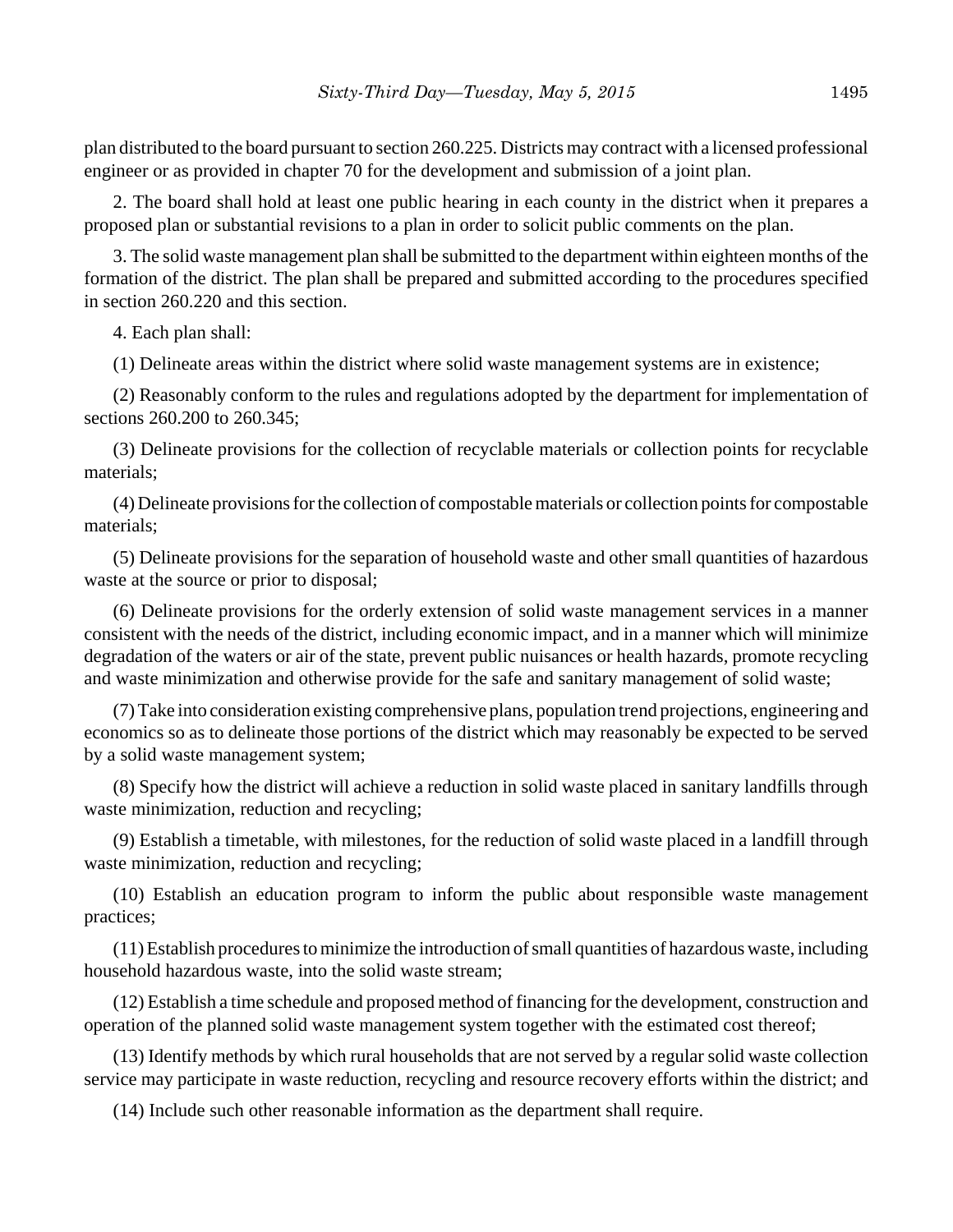plan distributed to the board pursuant to section 260.225. Districts may contract with a licensed professional engineer or as provided in chapter 70 for the development and submission of a joint plan.

2. The board shall hold at least one public hearing in each county in the district when it prepares a proposed plan or substantial revisions to a plan in order to solicit public comments on the plan.

3. The solid waste management plan shall be submitted to the department within eighteen months of the formation of the district. The plan shall be prepared and submitted according to the procedures specified in section 260.220 and this section.

4. Each plan shall:

(1) Delineate areas within the district where solid waste management systems are in existence;

(2) Reasonably conform to the rules and regulations adopted by the department for implementation of sections 260.200 to 260.345;

(3) Delineate provisions for the collection of recyclable materials or collection points for recyclable materials;

(4) Delineate provisions for the collection of compostable materials or collection points for compostable materials;

(5) Delineate provisions for the separation of household waste and other small quantities of hazardous waste at the source or prior to disposal;

(6) Delineate provisions for the orderly extension of solid waste management services in a manner consistent with the needs of the district, including economic impact, and in a manner which will minimize degradation of the waters or air of the state, prevent public nuisances or health hazards, promote recycling and waste minimization and otherwise provide for the safe and sanitary management of solid waste;

(7) Take into consideration existing comprehensive plans, population trend projections, engineering and economics so as to delineate those portions of the district which may reasonably be expected to be served by a solid waste management system;

(8) Specify how the district will achieve a reduction in solid waste placed in sanitary landfills through waste minimization, reduction and recycling;

(9) Establish a timetable, with milestones, for the reduction of solid waste placed in a landfill through waste minimization, reduction and recycling;

(10) Establish an education program to inform the public about responsible waste management practices;

(11) Establish procedures to minimize the introduction of small quantities of hazardous waste, including household hazardous waste, into the solid waste stream;

(12) Establish a time schedule and proposed method of financing for the development, construction and operation of the planned solid waste management system together with the estimated cost thereof;

(13) Identify methods by which rural households that are not served by a regular solid waste collection service may participate in waste reduction, recycling and resource recovery efforts within the district; and

(14) Include such other reasonable information as the department shall require.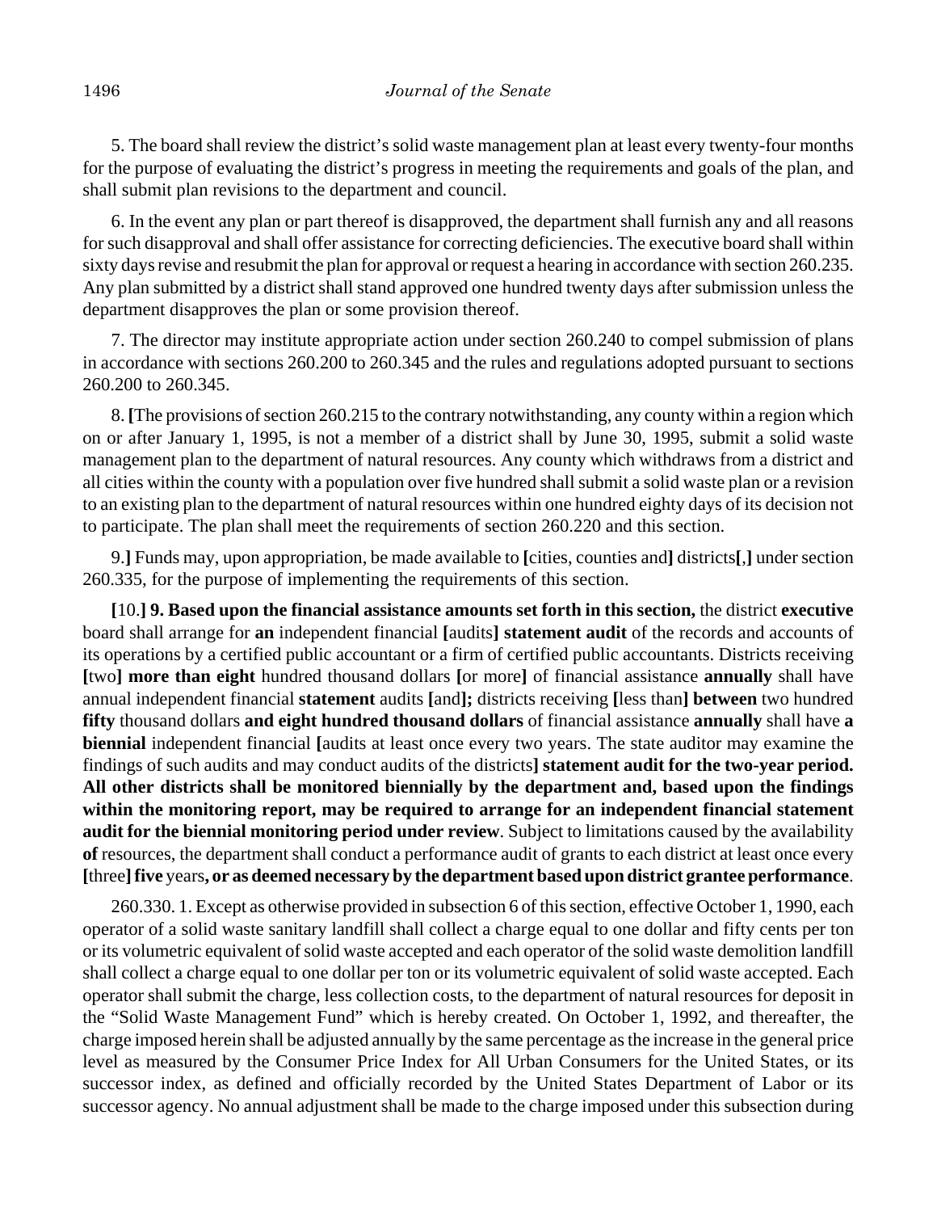5. The board shall review the district's solid waste management plan at least every twenty-four months for the purpose of evaluating the district's progress in meeting the requirements and goals of the plan, and shall submit plan revisions to the department and council.

6. In the event any plan or part thereof is disapproved, the department shall furnish any and all reasons for such disapproval and shall offer assistance for correcting deficiencies. The executive board shall within sixty days revise and resubmit the plan for approval or request a hearing in accordance with section 260.235. Any plan submitted by a district shall stand approved one hundred twenty days after submission unless the department disapproves the plan or some provision thereof.

7. The director may institute appropriate action under section 260.240 to compel submission of plans in accordance with sections 260.200 to 260.345 and the rules and regulations adopted pursuant to sections 260.200 to 260.345.

8. **[**The provisions of section 260.215 to the contrary notwithstanding, any county within a region which on or after January 1, 1995, is not a member of a district shall by June 30, 1995, submit a solid waste management plan to the department of natural resources. Any county which withdraws from a district and all cities within the county with a population over five hundred shall submit a solid waste plan or a revision to an existing plan to the department of natural resources within one hundred eighty days of its decision not to participate. The plan shall meet the requirements of section 260.220 and this section.

9.**]** Funds may, upon appropriation, be made available to **[**cities, counties and**]** districts**[**,**]** under section 260.335, for the purpose of implementing the requirements of this section.

**[**10.**] 9. Based upon the financial assistance amounts set forth in this section,** the district **executive** board shall arrange for **an** independent financial **[**audits**] statement audit** of the records and accounts of its operations by a certified public accountant or a firm of certified public accountants. Districts receiving **[**two**] more than eight** hundred thousand dollars **[**or more**]** of financial assistance **annually** shall have annual independent financial **statement** audits **[**and**];** districts receiving **[**less than**] between** two hundred **fifty** thousand dollars **and eight hundred thousand dollars** of financial assistance **annually** shall have **a biennial** independent financial **[**audits at least once every two years. The state auditor may examine the findings of such audits and may conduct audits of the districts**] statement audit for the two-year period. All other districts shall be monitored biennially by the department and, based upon the findings within the monitoring report, may be required to arrange for an independent financial statement audit for the biennial monitoring period under review**. Subject to limitations caused by the availability **of** resources, the department shall conduct a performance audit of grants to each district at least once every **[**three**] five** years**, or as deemed necessary by the department based upon district grantee performance**.

260.330. 1. Except as otherwise provided in subsection 6 of this section, effective October 1, 1990, each operator of a solid waste sanitary landfill shall collect a charge equal to one dollar and fifty cents per ton or its volumetric equivalent of solid waste accepted and each operator of the solid waste demolition landfill shall collect a charge equal to one dollar per ton or its volumetric equivalent of solid waste accepted. Each operator shall submit the charge, less collection costs, to the department of natural resources for deposit in the "Solid Waste Management Fund" which is hereby created. On October 1, 1992, and thereafter, the charge imposed herein shall be adjusted annually by the same percentage as the increase in the general price level as measured by the Consumer Price Index for All Urban Consumers for the United States, or its successor index, as defined and officially recorded by the United States Department of Labor or its successor agency. No annual adjustment shall be made to the charge imposed under this subsection during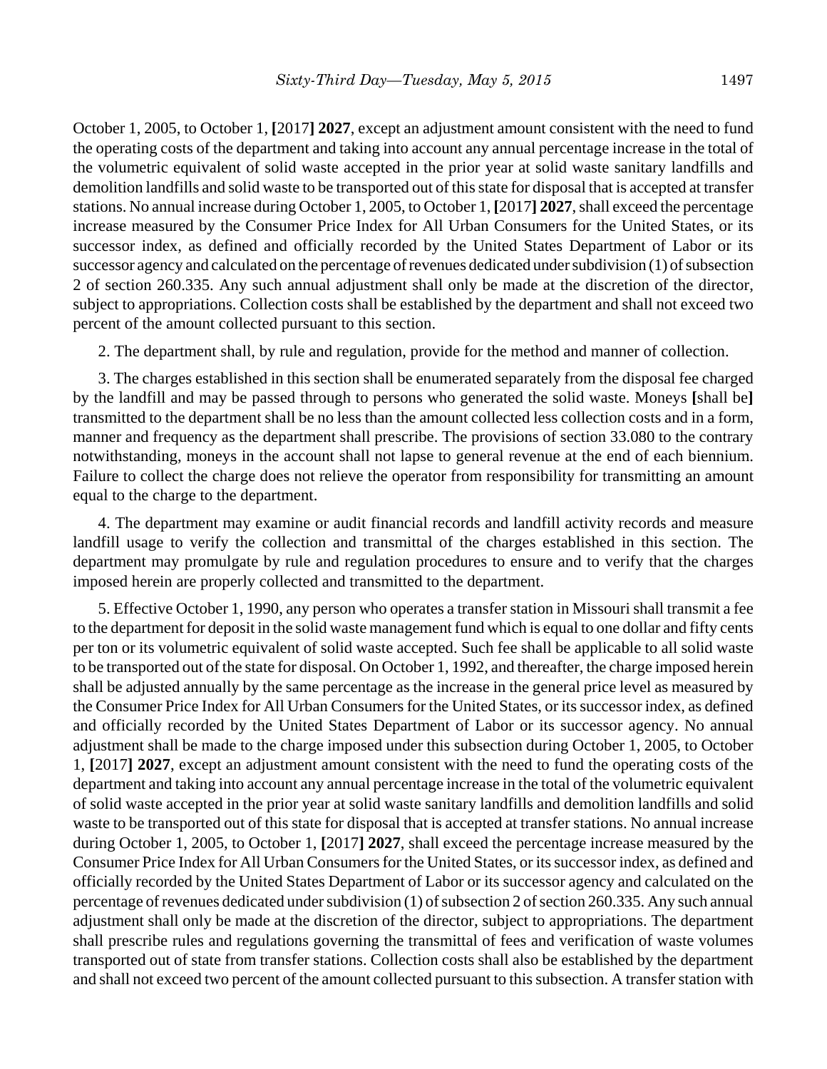October 1, 2005, to October 1, [2017] **2027**, except an adjustment amount consistent with the need to fund the operating costs of the department and taking into account any annual percentage increase in the total of the volumetric equivalent of solid waste accepted in the prior year at solid waste sanitary landfills and demolition landfills and solid waste to be transported out of this state for disposal that is accepted at transfer stations. No annual increase during October 1, 2005, to October 1, [2017] **2027**, shall exceed the percentage increase measured by the Consumer Price Index for All Urban Consumers for the United States, or its successor index, as defined and officially recorded by the United States Department of Labor or its successor agency and calculated on the percentage of revenues dedicated under subdivision (1) of subsection 2 of section 260.335. Any such annual adjustment shall only be made at the discretion of the director, subject to appropriations. Collection costs shall be established by the department and shall not exceed two percent of the amount collected pursuant to this section.

2. The department shall, by rule and regulation, provide for the method and manner of collection.

3. The charges established in this section shall be enumerated separately from the disposal fee charged by the landfill and may be passed through to persons who generated the solid waste. Moneys [shall be] transmitted to the department shall be no less than the amount collected less collection costs and in a form, manner and frequency as the department shall prescribe. The provisions of section 33.080 to the contrary notwithstanding, moneys in the account shall not lapse to general revenue at the end of each biennium. Failure to collect the charge does not relieve the operator from responsibility for transmitting an amount equal to the charge to the department.

4. The department may examine or audit financial records and landfill activity records and measure landfill usage to verify the collection and transmittal of the charges established in this section. The department may promulgate by rule and regulation procedures to ensure and to verify that the charges imposed herein are properly collected and transmitted to the department.

5. Effective October 1, 1990, any person who operates a transfer station in Missouri shall transmit a fee to the department for deposit in the solid waste management fund which is equal to one dollar and fifty cents per ton or its volumetric equivalent of solid waste accepted. Such fee shall be applicable to all solid waste to be transported out of the state for disposal. On October 1, 1992, and thereafter, the charge imposed herein shall be adjusted annually by the same percentage as the increase in the general price level as measured by the Consumer Price Index for All Urban Consumers for the United States, or its successor index, as defined and officially recorded by the United States Department of Labor or its successor agency. No annual adjustment shall be made to the charge imposed under this subsection during October 1, 2005, to October 1, [2017] **2027**, except an adjustment amount consistent with the need to fund the operating costs of the department and taking into account any annual percentage increase in the total of the volumetric equivalent of solid waste accepted in the prior year at solid waste sanitary landfills and demolition landfills and solid waste to be transported out of this state for disposal that is accepted at transfer stations. No annual increase during October 1, 2005, to October 1, [2017] **2027**, shall exceed the percentage increase measured by the Consumer Price Index for All Urban Consumers for the United States, or its successor index, as defined and officially recorded by the United States Department of Labor or its successor agency and calculated on the percentage of revenues dedicated under subdivision (1) of subsection 2 of section 260.335. Any such annual adjustment shall only be made at the discretion of the director, subject to appropriations. The department shall prescribe rules and regulations governing the transmittal of fees and verification of waste volumes transported out of state from transfer stations. Collection costs shall also be established by the department and shall not exceed two percent of the amount collected pursuant to this subsection. A transfer station with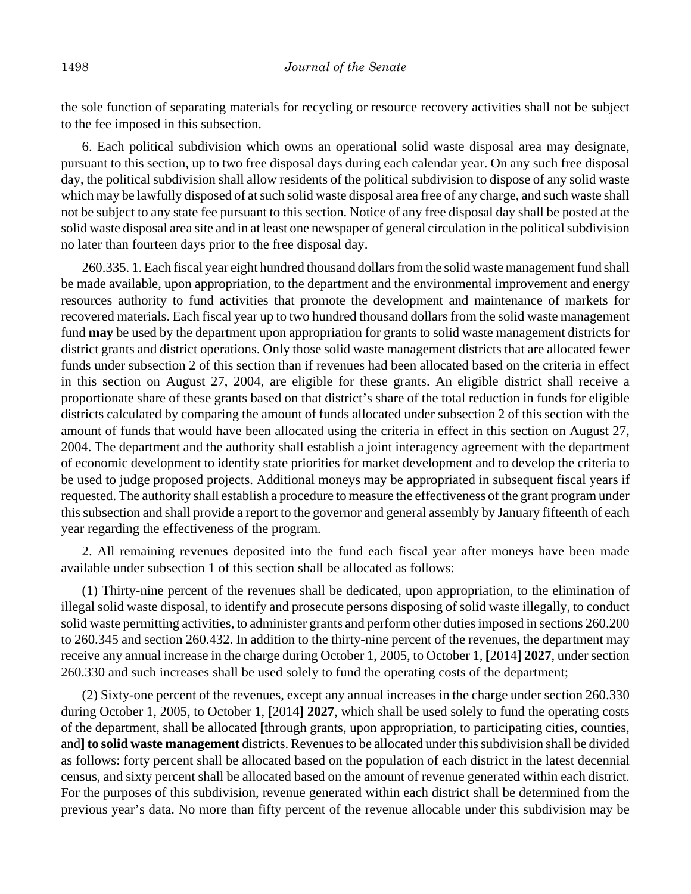the sole function of separating materials for recycling or resource recovery activities shall not be subject to the fee imposed in this subsection.

6. Each political subdivision which owns an operational solid waste disposal area may designate, pursuant to this section, up to two free disposal days during each calendar year. On any such free disposal day, the political subdivision shall allow residents of the political subdivision to dispose of any solid waste which may be lawfully disposed of at such solid waste disposal area free of any charge, and such waste shall not be subject to any state fee pursuant to this section. Notice of any free disposal day shall be posted at the solid waste disposal area site and in at least one newspaper of general circulation in the political subdivision no later than fourteen days prior to the free disposal day.

260.335. 1. Each fiscal year eight hundred thousand dollars from the solid waste management fund shall be made available, upon appropriation, to the department and the environmental improvement and energy resources authority to fund activities that promote the development and maintenance of markets for recovered materials. Each fiscal year up to two hundred thousand dollars from the solid waste management fund **may** be used by the department upon appropriation for grants to solid waste management districts for district grants and district operations. Only those solid waste management districts that are allocated fewer funds under subsection 2 of this section than if revenues had been allocated based on the criteria in effect in this section on August 27, 2004, are eligible for these grants. An eligible district shall receive a proportionate share of these grants based on that district's share of the total reduction in funds for eligible districts calculated by comparing the amount of funds allocated under subsection 2 of this section with the amount of funds that would have been allocated using the criteria in effect in this section on August 27, 2004. The department and the authority shall establish a joint interagency agreement with the department of economic development to identify state priorities for market development and to develop the criteria to be used to judge proposed projects. Additional moneys may be appropriated in subsequent fiscal years if requested. The authority shall establish a procedure to measure the effectiveness of the grant program under this subsection and shall provide a report to the governor and general assembly by January fifteenth of each year regarding the effectiveness of the program.

2. All remaining revenues deposited into the fund each fiscal year after moneys have been made available under subsection 1 of this section shall be allocated as follows:

(1) Thirty-nine percent of the revenues shall be dedicated, upon appropriation, to the elimination of illegal solid waste disposal, to identify and prosecute persons disposing of solid waste illegally, to conduct solid waste permitting activities, to administer grants and perform other duties imposed in sections 260.200 to 260.345 and section 260.432. In addition to the thirty-nine percent of the revenues, the department may receive any annual increase in the charge during October 1, 2005, to October 1, **[**2014**] 2027**, under section 260.330 and such increases shall be used solely to fund the operating costs of the department;

(2) Sixty-one percent of the revenues, except any annual increases in the charge under section 260.330 during October 1, 2005, to October 1, **[**2014**] 2027**, which shall be used solely to fund the operating costs of the department, shall be allocated **[**through grants, upon appropriation, to participating cities, counties, and**] to solid waste management** districts. Revenues to be allocated under this subdivision shall be divided as follows: forty percent shall be allocated based on the population of each district in the latest decennial census, and sixty percent shall be allocated based on the amount of revenue generated within each district. For the purposes of this subdivision, revenue generated within each district shall be determined from the previous year's data. No more than fifty percent of the revenue allocable under this subdivision may be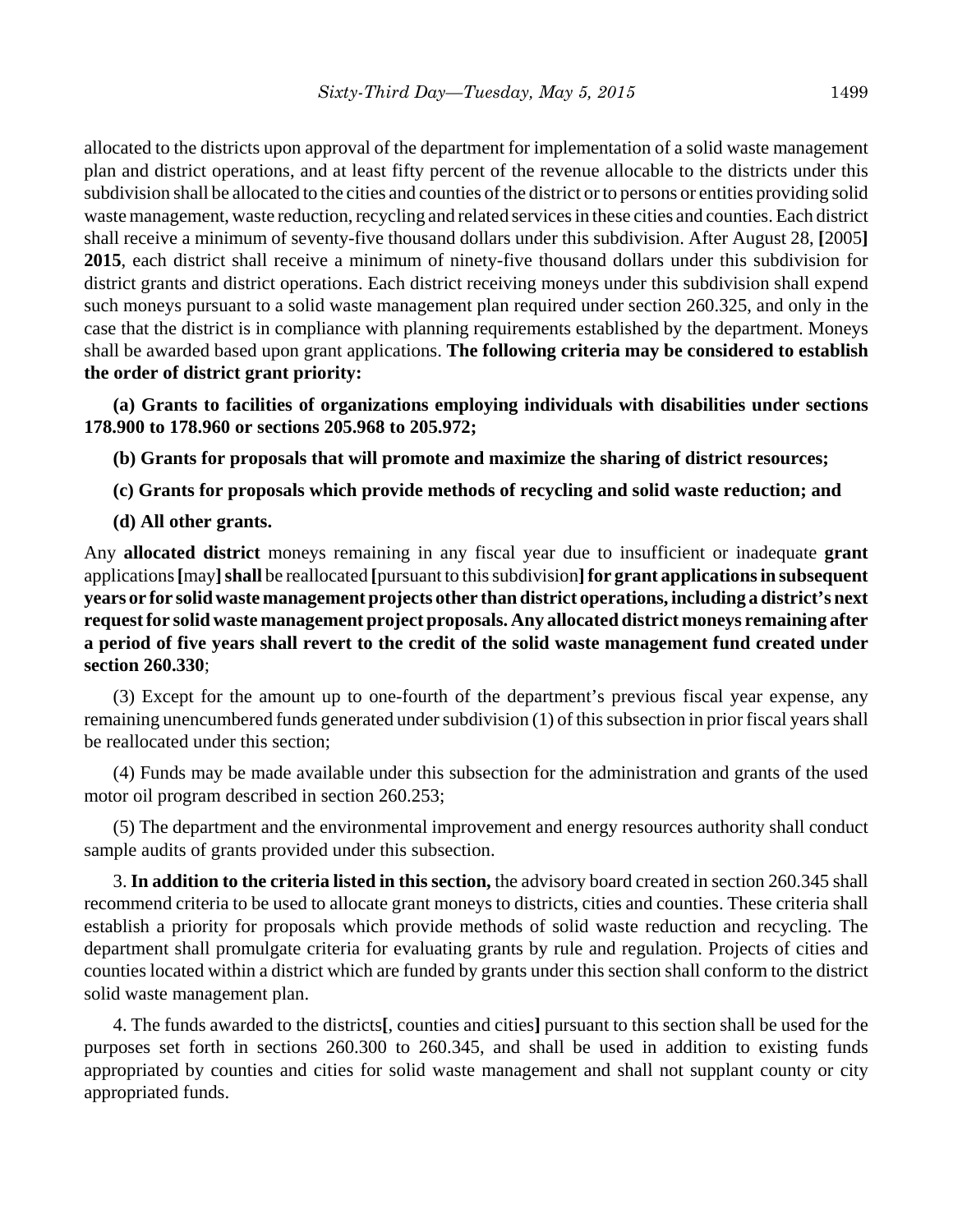allocated to the districts upon approval of the department for implementation of a solid waste management plan and district operations, and at least fifty percent of the revenue allocable to the districts under this subdivision shall be allocated to the cities and counties of the district or to persons or entities providing solid waste management, waste reduction, recycling and related services in these cities and counties. Each district shall receive a minimum of seventy-five thousand dollars under this subdivision. After August 28, **[**2005**] 2015**, each district shall receive a minimum of ninety-five thousand dollars under this subdivision for district grants and district operations. Each district receiving moneys under this subdivision shall expend such moneys pursuant to a solid waste management plan required under section 260.325, and only in the case that the district is in compliance with planning requirements established by the department. Moneys shall be awarded based upon grant applications. **The following criteria may be considered to establish the order of district grant priority:**

**(a) Grants to facilities of organizations employing individuals with disabilities under sections 178.900 to 178.960 or sections 205.968 to 205.972;**

**(b) Grants for proposals that will promote and maximize the sharing of district resources;**

**(c) Grants for proposals which provide methods of recycling and solid waste reduction; and**

**(d) All other grants.**

Any **allocated district** moneys remaining in any fiscal year due to insufficient or inadequate **grant** applications **[**may**] shall** be reallocated **[**pursuant to this subdivision**] for grant applications in subsequent years or for solid waste management projects other than district operations, including a district's next request for solid waste management project proposals. Any allocated district moneys remaining after a period of five years shall revert to the credit of the solid waste management fund created under section 260.330**;

(3) Except for the amount up to one-fourth of the department's previous fiscal year expense, any remaining unencumbered funds generated under subdivision (1) of this subsection in prior fiscal years shall be reallocated under this section;

(4) Funds may be made available under this subsection for the administration and grants of the used motor oil program described in section 260.253;

(5) The department and the environmental improvement and energy resources authority shall conduct sample audits of grants provided under this subsection.

3. **In addition to the criteria listed in this section,** the advisory board created in section 260.345 shall recommend criteria to be used to allocate grant moneys to districts, cities and counties. These criteria shall establish a priority for proposals which provide methods of solid waste reduction and recycling. The department shall promulgate criteria for evaluating grants by rule and regulation. Projects of cities and counties located within a district which are funded by grants under this section shall conform to the district solid waste management plan.

4. The funds awarded to the districts**[**, counties and cities**]** pursuant to this section shall be used for the purposes set forth in sections 260.300 to 260.345, and shall be used in addition to existing funds appropriated by counties and cities for solid waste management and shall not supplant county or city appropriated funds.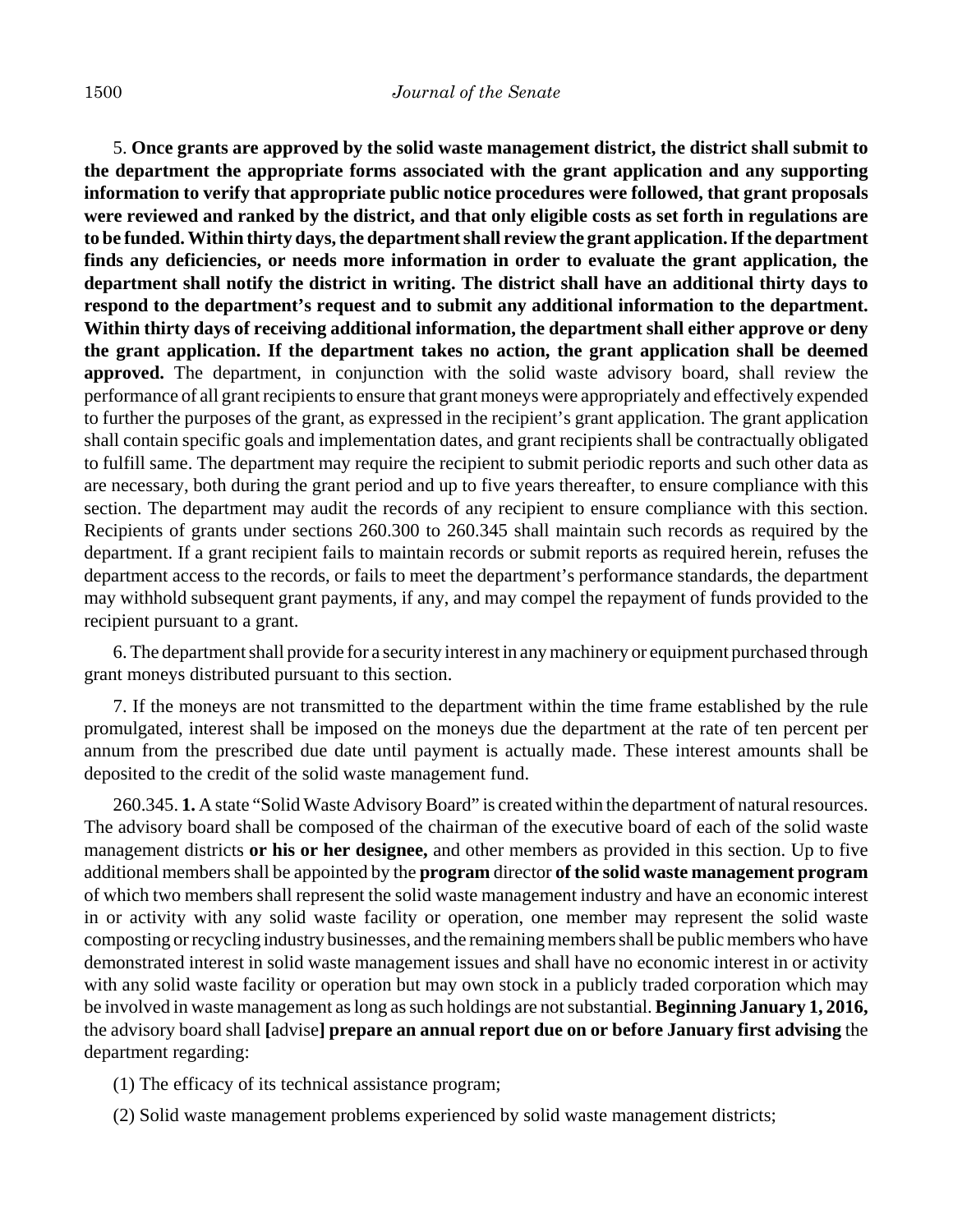5. **Once grants are approved by the solid waste management district, the district shall submit to the department the appropriate forms associated with the grant application and any supporting information to verify that appropriate public notice procedures were followed, that grant proposals were reviewed and ranked by the district, and that only eligible costs as set forth in regulations are to be funded. Within thirty days, the department shall review the grant application. If the department finds any deficiencies, or needs more information in order to evaluate the grant application, the department shall notify the district in writing. The district shall have an additional thirty days to respond to the department's request and to submit any additional information to the department. Within thirty days of receiving additional information, the department shall either approve or deny the grant application. If the department takes no action, the grant application shall be deemed approved.** The department, in conjunction with the solid waste advisory board, shall review the performance of all grant recipients to ensure that grant moneys were appropriately and effectively expended to further the purposes of the grant, as expressed in the recipient's grant application. The grant application shall contain specific goals and implementation dates, and grant recipients shall be contractually obligated to fulfill same. The department may require the recipient to submit periodic reports and such other data as are necessary, both during the grant period and up to five years thereafter, to ensure compliance with this section. The department may audit the records of any recipient to ensure compliance with this section. Recipients of grants under sections 260.300 to 260.345 shall maintain such records as required by the department. If a grant recipient fails to maintain records or submit reports as required herein, refuses the department access to the records, or fails to meet the department's performance standards, the department may withhold subsequent grant payments, if any, and may compel the repayment of funds provided to the recipient pursuant to a grant.

6. The department shall provide for a security interest in any machinery or equipment purchased through grant moneys distributed pursuant to this section.

7. If the moneys are not transmitted to the department within the time frame established by the rule promulgated, interest shall be imposed on the moneys due the department at the rate of ten percent per annum from the prescribed due date until payment is actually made. These interest amounts shall be deposited to the credit of the solid waste management fund.

260.345. **1.** A state "Solid Waste Advisory Board" is created within the department of natural resources. The advisory board shall be composed of the chairman of the executive board of each of the solid waste management districts **or his or her designee,** and other members as provided in this section. Up to five additional members shall be appointed by the **program** director **of the solid waste management program** of which two members shall represent the solid waste management industry and have an economic interest in or activity with any solid waste facility or operation, one member may represent the solid waste composting or recycling industry businesses, and the remaining members shall be public members who have demonstrated interest in solid waste management issues and shall have no economic interest in or activity with any solid waste facility or operation but may own stock in a publicly traded corporation which may be involved in waste management as long as such holdings are not substantial. **Beginning January 1, 2016,** the advisory board shall **[**advise**] prepare an annual report due on or before January first advising** the department regarding:

(1) The efficacy of its technical assistance program;

(2) Solid waste management problems experienced by solid waste management districts;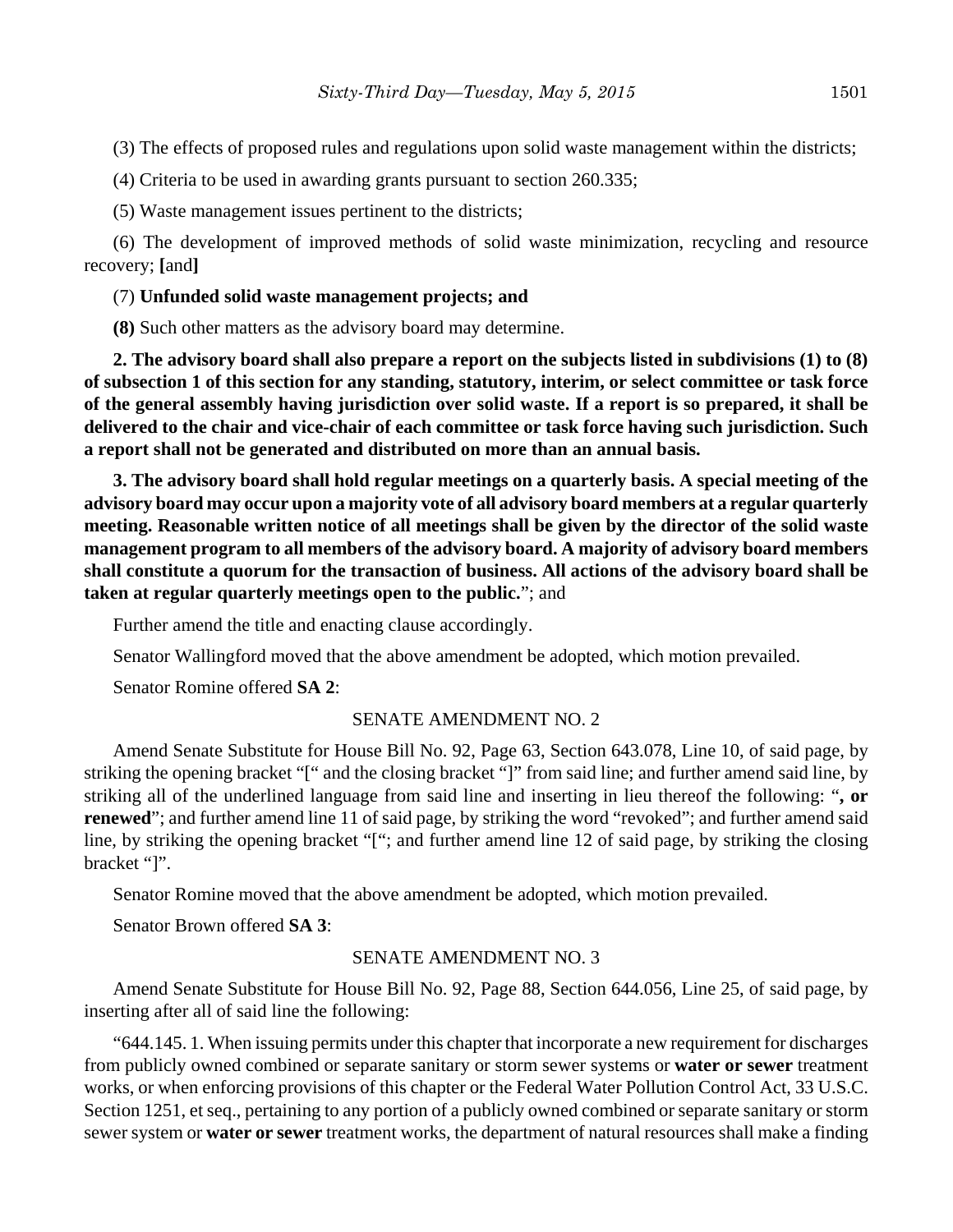(3) The effects of proposed rules and regulations upon solid waste management within the districts;

(4) Criteria to be used in awarding grants pursuant to section 260.335;

(5) Waste management issues pertinent to the districts;

(6) The development of improved methods of solid waste minimization, recycling and resource recovery; **[**and**]**

(7) **Unfunded solid waste management projects; and**

**(8)** Such other matters as the advisory board may determine.

**2. The advisory board shall also prepare a report on the subjects listed in subdivisions (1) to (8) of subsection 1 of this section for any standing, statutory, interim, or select committee or task force of the general assembly having jurisdiction over solid waste. If a report is so prepared, it shall be delivered to the chair and vice-chair of each committee or task force having such jurisdiction. Such a report shall not be generated and distributed on more than an annual basis.**

**3. The advisory board shall hold regular meetings on a quarterly basis. A special meeting of the advisory board may occur upon a majority vote of all advisory board members at a regular quarterly meeting. Reasonable written notice of all meetings shall be given by the director of the solid waste management program to all members of the advisory board. A majority of advisory board members shall constitute a quorum for the transaction of business. All actions of the advisory board shall be taken at regular quarterly meetings open to the public.**"; and

Further amend the title and enacting clause accordingly.

Senator Wallingford moved that the above amendment be adopted, which motion prevailed.

Senator Romine offered **SA 2**:

SENATE AMENDMENT NO. 2

Amend Senate Substitute for House Bill No. 92, Page 63, Section 643.078, Line 10, of said page, by striking the opening bracket "[" and the closing bracket "]" from said line; and further amend said line, by striking all of the underlined language from said line and inserting in lieu thereof the following: "**, or renewed**"; and further amend line 11 of said page, by striking the word "revoked"; and further amend said line, by striking the opening bracket "["; and further amend line 12 of said page, by striking the closing bracket "]".

Senator Romine moved that the above amendment be adopted, which motion prevailed.

Senator Brown offered **SA 3**:

SENATE AMENDMENT NO. 3

Amend Senate Substitute for House Bill No. 92, Page 88, Section 644.056, Line 25, of said page, by inserting after all of said line the following:

"644.145. 1. When issuing permits under this chapter that incorporate a new requirement for discharges from publicly owned combined or separate sanitary or storm sewer systems or **water or sewer** treatment works, or when enforcing provisions of this chapter or the Federal Water Pollution Control Act, 33 U.S.C. Section 1251, et seq., pertaining to any portion of a publicly owned combined or separate sanitary or storm sewer system or **water or sewer** treatment works, the department of natural resources shall make a finding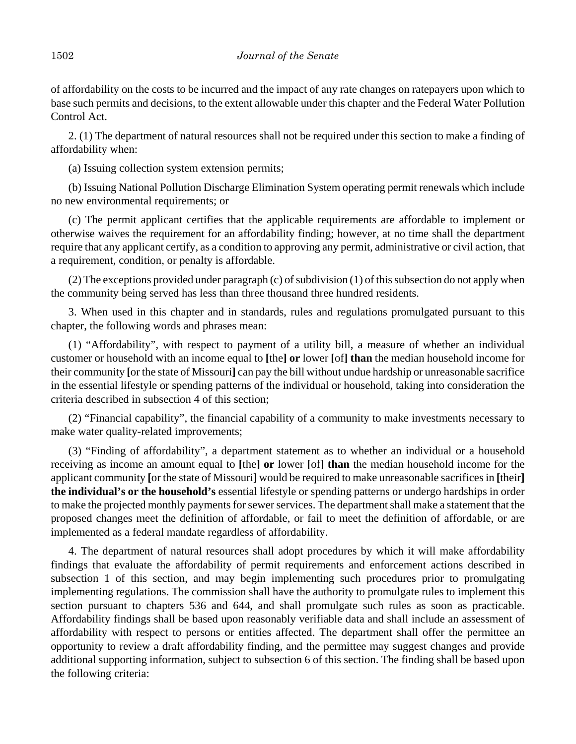of affordability on the costs to be incurred and the impact of any rate changes on ratepayers upon which to base such permits and decisions, to the extent allowable under this chapter and the Federal Water Pollution Control Act.

2. (1) The department of natural resources shall not be required under this section to make a finding of affordability when:

(a) Issuing collection system extension permits;

(b) Issuing National Pollution Discharge Elimination System operating permit renewals which include no new environmental requirements; or

(c) The permit applicant certifies that the applicable requirements are affordable to implement or otherwise waives the requirement for an affordability finding; however, at no time shall the department require that any applicant certify, as a condition to approving any permit, administrative or civil action, that a requirement, condition, or penalty is affordable.

(2) The exceptions provided under paragraph (c) of subdivision (1) of this subsection do not apply when the community being served has less than three thousand three hundred residents.

3. When used in this chapter and in standards, rules and regulations promulgated pursuant to this chapter, the following words and phrases mean:

(1) "Affordability", with respect to payment of a utility bill, a measure of whether an individual customer or household with an income equal to **[**the**] or** lower **[**of**] than** the median household income for their community **[**or the state of Missouri**]** can pay the bill without undue hardship or unreasonable sacrifice in the essential lifestyle or spending patterns of the individual or household, taking into consideration the criteria described in subsection 4 of this section;

(2) "Financial capability", the financial capability of a community to make investments necessary to make water quality-related improvements;

(3) "Finding of affordability", a department statement as to whether an individual or a household receiving as income an amount equal to **[**the**] or** lower **[**of**] than** the median household income for the applicant community **[**or the state of Missouri**]** would be required to make unreasonable sacrifices in **[**their**] the individual's or the household's** essential lifestyle or spending patterns or undergo hardships in order to make the projected monthly payments for sewer services. The department shall make a statement that the proposed changes meet the definition of affordable, or fail to meet the definition of affordable, or are implemented as a federal mandate regardless of affordability.

4. The department of natural resources shall adopt procedures by which it will make affordability findings that evaluate the affordability of permit requirements and enforcement actions described in subsection 1 of this section, and may begin implementing such procedures prior to promulgating implementing regulations. The commission shall have the authority to promulgate rules to implement this section pursuant to chapters 536 and 644, and shall promulgate such rules as soon as practicable. Affordability findings shall be based upon reasonably verifiable data and shall include an assessment of affordability with respect to persons or entities affected. The department shall offer the permittee an opportunity to review a draft affordability finding, and the permittee may suggest changes and provide additional supporting information, subject to subsection 6 of this section. The finding shall be based upon the following criteria: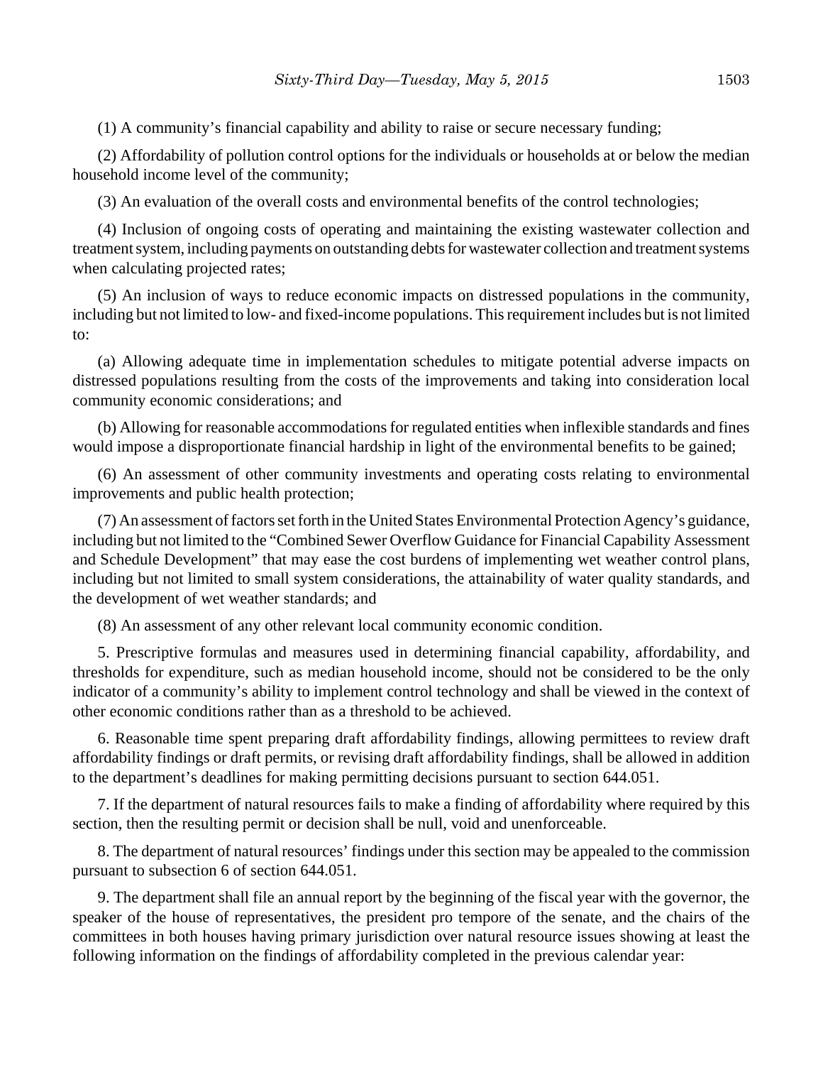(1) A community's financial capability and ability to raise or secure necessary funding;

(2) Affordability of pollution control options for the individuals or households at or below the median household income level of the community;

(3) An evaluation of the overall costs and environmental benefits of the control technologies;

(4) Inclusion of ongoing costs of operating and maintaining the existing wastewater collection and treatment system, including payments on outstanding debts for wastewater collection and treatment systems when calculating projected rates;

(5) An inclusion of ways to reduce economic impacts on distressed populations in the community, including but not limited to low- and fixed-income populations. This requirement includes but is not limited to:

(a) Allowing adequate time in implementation schedules to mitigate potential adverse impacts on distressed populations resulting from the costs of the improvements and taking into consideration local community economic considerations; and

(b) Allowing for reasonable accommodations for regulated entities when inflexible standards and fines would impose a disproportionate financial hardship in light of the environmental benefits to be gained;

(6) An assessment of other community investments and operating costs relating to environmental improvements and public health protection;

(7) An assessment of factors set forth in the United States Environmental Protection Agency's guidance, including but not limited to the "Combined Sewer Overflow Guidance for Financial Capability Assessment and Schedule Development" that may ease the cost burdens of implementing wet weather control plans, including but not limited to small system considerations, the attainability of water quality standards, and the development of wet weather standards; and

(8) An assessment of any other relevant local community economic condition.

5. Prescriptive formulas and measures used in determining financial capability, affordability, and thresholds for expenditure, such as median household income, should not be considered to be the only indicator of a community's ability to implement control technology and shall be viewed in the context of other economic conditions rather than as a threshold to be achieved.

6. Reasonable time spent preparing draft affordability findings, allowing permittees to review draft affordability findings or draft permits, or revising draft affordability findings, shall be allowed in addition to the department's deadlines for making permitting decisions pursuant to section 644.051.

7. If the department of natural resources fails to make a finding of affordability where required by this section, then the resulting permit or decision shall be null, void and unenforceable.

8. The department of natural resources' findings under this section may be appealed to the commission pursuant to subsection 6 of section 644.051.

9. The department shall file an annual report by the beginning of the fiscal year with the governor, the speaker of the house of representatives, the president pro tempore of the senate, and the chairs of the committees in both houses having primary jurisdiction over natural resource issues showing at least the following information on the findings of affordability completed in the previous calendar year: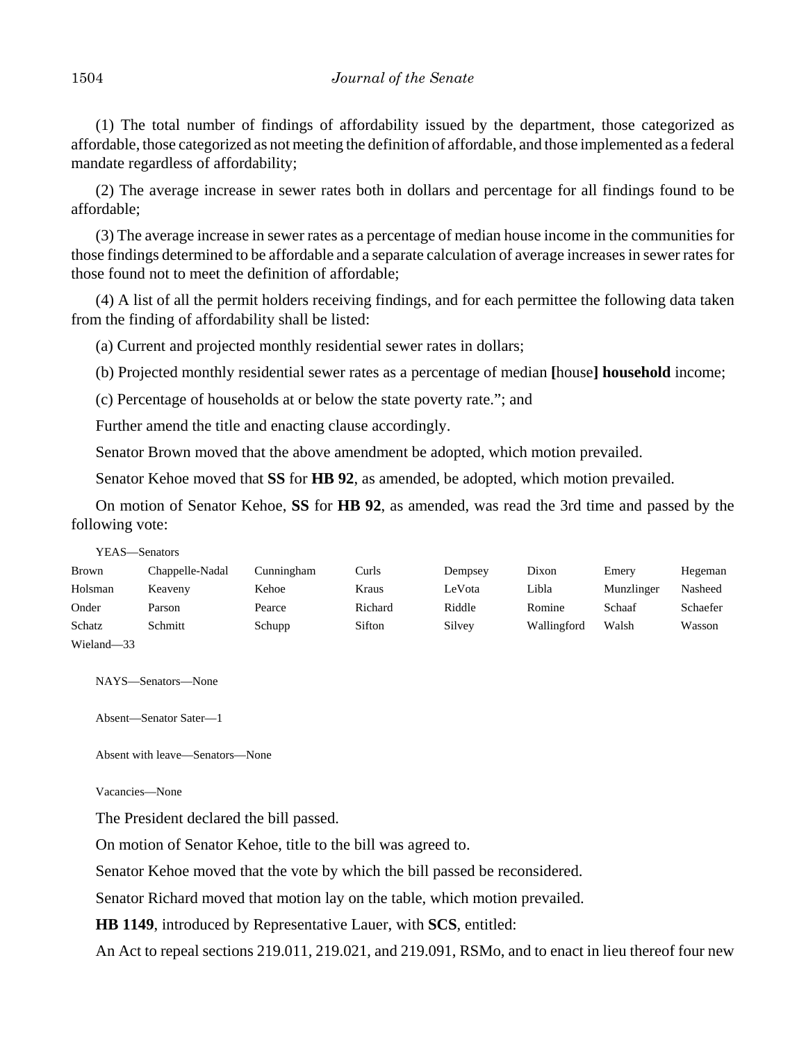(1) The total number of findings of affordability issued by the department, those categorized as affordable, those categorized as not meeting the definition of affordable, and those implemented as a federal mandate regardless of affordability;

(2) The average increase in sewer rates both in dollars and percentage for all findings found to be affordable;

(3) The average increase in sewer rates as a percentage of median house income in the communities for those findings determined to be affordable and a separate calculation of average increases in sewer rates for those found not to meet the definition of affordable;

(4) A list of all the permit holders receiving findings, and for each permittee the following data taken from the finding of affordability shall be listed:

(a) Current and projected monthly residential sewer rates in dollars;

(b) Projected monthly residential sewer rates as a percentage of median **[**house**] household** income;

(c) Percentage of households at or below the state poverty rate."; and

Further amend the title and enacting clause accordingly.

Senator Brown moved that the above amendment be adopted, which motion prevailed.

Senator Kehoe moved that **SS** for **HB 92**, as amended, be adopted, which motion prevailed.

On motion of Senator Kehoe, **SS** for **HB 92**, as amended, was read the 3rd time and passed by the following vote:

YEAS—Senators

| | | | | | | | |
|---|---|---|---|---|---|---|---|
| Brown | Chappelle-Nadal | Cunningham | Curls | Dempsey | Dixon | Emery | Hegeman |
| Holsman | Keaveny | Kehoe | Kraus | LeVota | Libla | Munzlinger | Nasheed |
| Onder | Parson | Pearce | Richard | Riddle | Romine | Schaaf | Schaefer |
| Schatz | Schmitt | Schupp | Sifton | Silvey | Wallingford | Walsh | Wasson |
| Wieland—33 | | | | | | | |

NAYS—Senators—None

Absent—Senator Sater—1

Absent with leave—Senators—None

Vacancies—None

The President declared the bill passed.

On motion of Senator Kehoe, title to the bill was agreed to.

Senator Kehoe moved that the vote by which the bill passed be reconsidered.

Senator Richard moved that motion lay on the table, which motion prevailed.

**HB 1149**, introduced by Representative Lauer, with **SCS**, entitled:

An Act to repeal sections 219.011, 219.021, and 219.091, RSMo, and to enact in lieu thereof four new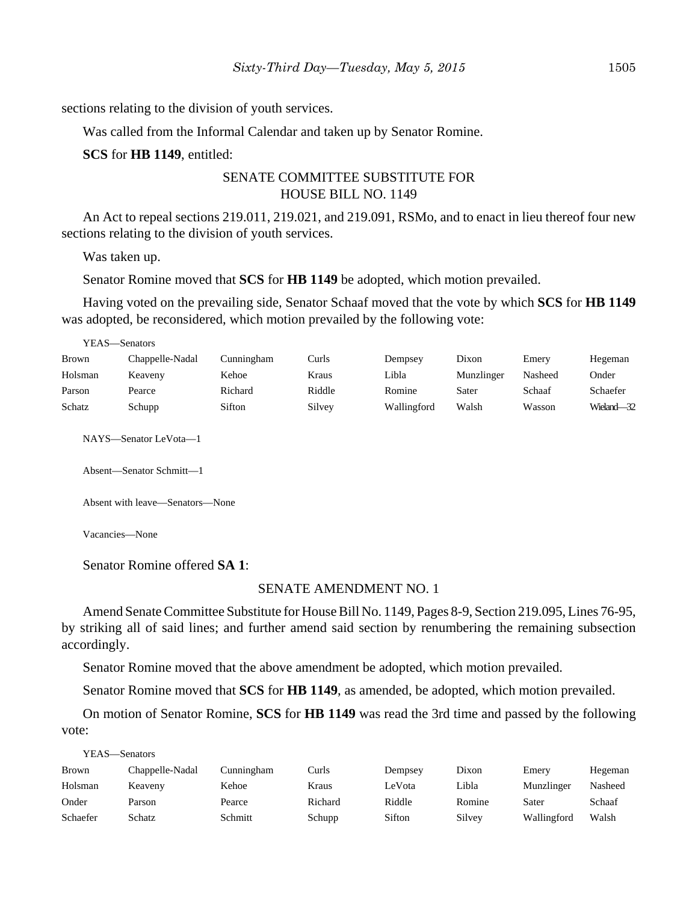sections relating to the division of youth services.

Was called from the Informal Calendar and taken up by Senator Romine.

**SCS** for **HB 1149**, entitled:

SENATE COMMITTEE SUBSTITUTE FOR
HOUSE BILL NO. 1149

An Act to repeal sections 219.011, 219.021, and 219.091, RSMo, and to enact in lieu thereof four new sections relating to the division of youth services.

Was taken up.

Senator Romine moved that **SCS** for **HB 1149** be adopted, which motion prevailed.

Having voted on the prevailing side, Senator Schaaf moved that the vote by which **SCS** for **HB 1149** was adopted, be reconsidered, which motion prevailed by the following vote:

YEAS—Senators

| | | | | | | | |
|---|---|---|---|---|---|---|---|
| Brown | Chappelle-Nadal | Cunningham | Curls | Dempsey | Dixon | Emery | Hegeman |
| Holsman | Keaveny | Kehoe | Kraus | Libla | Munzlinger | Nasheed | Onder |
| Parson | Pearce | Richard | Riddle | Romine | Sater | Schaaf | Schaefer |
| Schatz | Schupp | Sifton | Silvey | Wallingford | Walsh | Wasson | Wieland—32 |

NAYS—Senator LeVota—1

Absent—Senator Schmitt—1

Absent with leave—Senators—None

Vacancies—None

Senator Romine offered **SA 1**:

SENATE AMENDMENT NO. 1

Amend Senate Committee Substitute for House Bill No. 1149, Pages 8-9, Section 219.095, Lines 76-95, by striking all of said lines; and further amend said section by renumbering the remaining subsection accordingly.

Senator Romine moved that the above amendment be adopted, which motion prevailed.

Senator Romine moved that **SCS** for **HB 1149**, as amended, be adopted, which motion prevailed.

On motion of Senator Romine, **SCS** for **HB 1149** was read the 3rd time and passed by the following vote:

YEAS—Senators

| | | | | | | | |
|---|---|---|---|---|---|---|---|
| Brown | Chappelle-Nadal | Cunningham | Curls | Dempsey | Dixon | Emery | Hegeman |
| Holsman | Keaveny | Kehoe | Kraus | LeVota | Libla | Munzlinger | Nasheed |
| Onder | Parson | Pearce | Richard | Riddle | Romine | Sater | Schaaf |
| Schaefer | Schatz | Schmitt | Schupp | Sifton | Silvey | Wallingford | Walsh |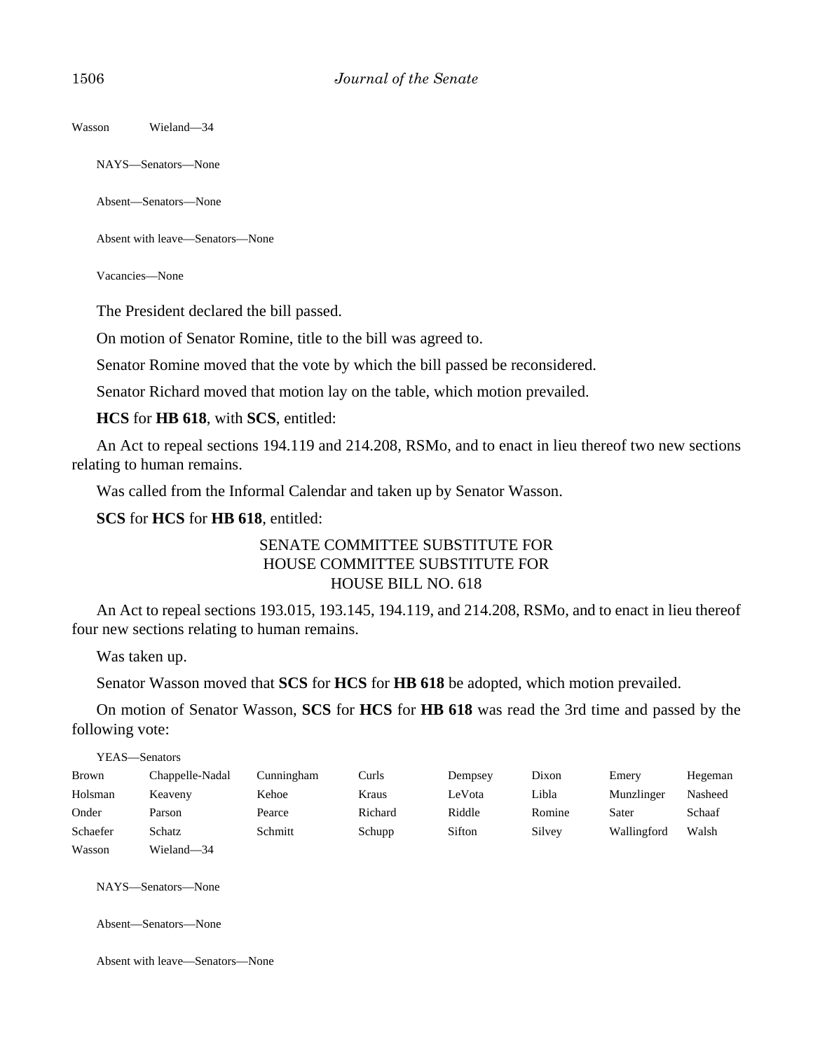Wasson Wieland—34

NAYS—Senators—None

Absent—Senators—None

Absent with leave—Senators—None

Vacancies—None

The President declared the bill passed.

On motion of Senator Romine, title to the bill was agreed to.

Senator Romine moved that the vote by which the bill passed be reconsidered.

Senator Richard moved that motion lay on the table, which motion prevailed.

**HCS** for **HB 618**, with **SCS**, entitled:

An Act to repeal sections 194.119 and 214.208, RSMo, and to enact in lieu thereof two new sections relating to human remains.

Was called from the Informal Calendar and taken up by Senator Wasson.

**SCS** for **HCS** for **HB 618**, entitled:

SENATE COMMITTEE SUBSTITUTE FOR
HOUSE COMMITTEE SUBSTITUTE FOR
HOUSE BILL NO. 618

An Act to repeal sections 193.015, 193.145, 194.119, and 214.208, RSMo, and to enact in lieu thereof four new sections relating to human remains.

Was taken up.

Senator Wasson moved that **SCS** for **HCS** for **HB 618** be adopted, which motion prevailed.

On motion of Senator Wasson, **SCS** for **HCS** for **HB 618** was read the 3rd time and passed by the following vote:

YEAS—Senators

| | | | | | | | |
|---|---|---|---|---|---|---|---|
| Brown | Chappelle-Nadal | Cunningham | Curls | Dempsey | Dixon | Emery | Hegeman |
| Holsman | Keaveny | Kehoe | Kraus | LeVota | Libla | Munzlinger | Nasheed |
| Onder | Parson | Pearce | Richard | Riddle | Romine | Sater | Schaaf |
| Schaefer | Schatz | Schmitt | Schupp | Sifton | Silvey | Wallingford | Walsh |
| Wasson | Wieland—34 | | | | | | |

NAYS—Senators—None

Absent—Senators—None

Absent with leave—Senators—None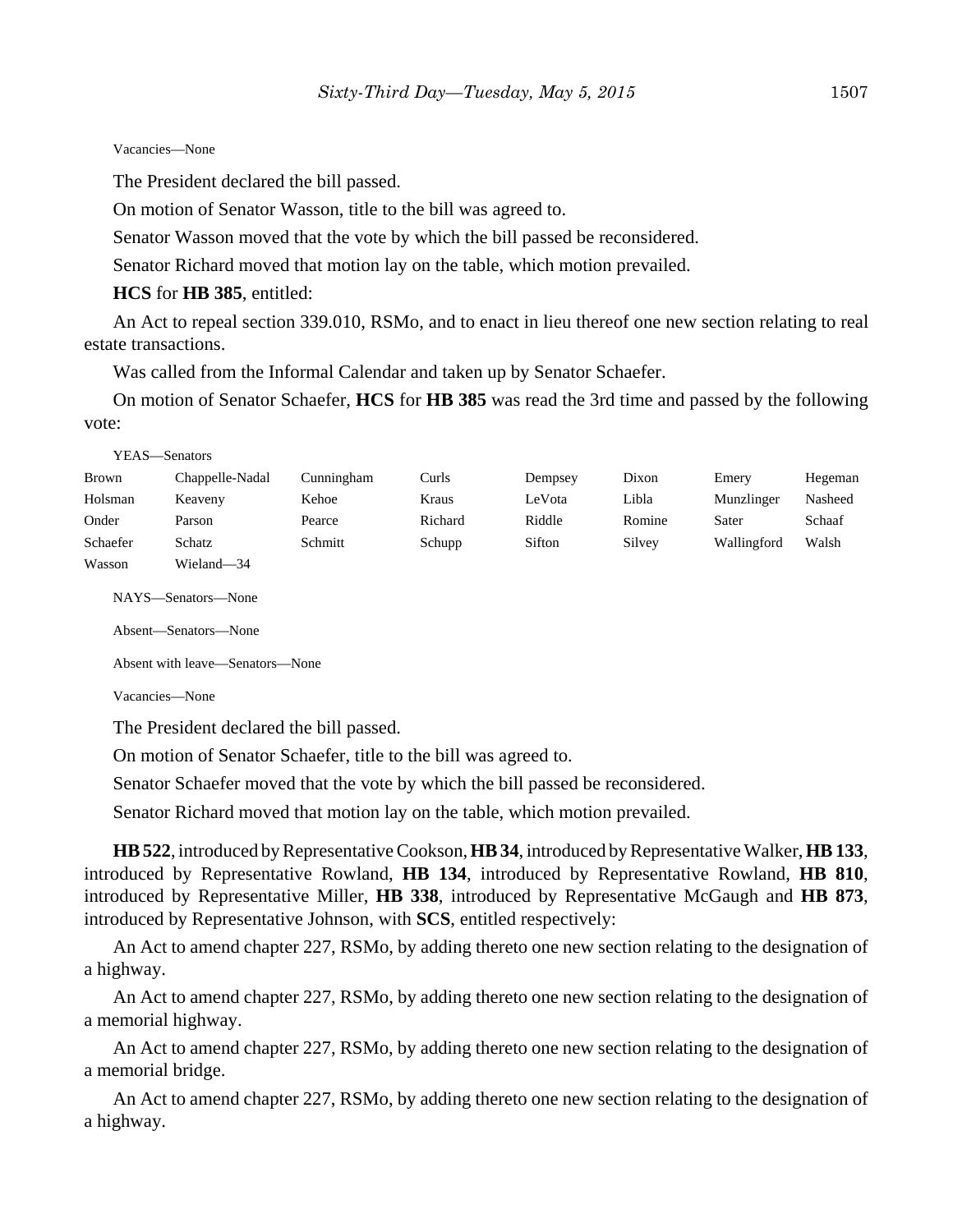Vacancies—None

The President declared the bill passed.

On motion of Senator Wasson, title to the bill was agreed to.

Senator Wasson moved that the vote by which the bill passed be reconsidered.

Senator Richard moved that motion lay on the table, which motion prevailed.

**HCS** for **HB 385**, entitled:

An Act to repeal section 339.010, RSMo, and to enact in lieu thereof one new section relating to real estate transactions.

Was called from the Informal Calendar and taken up by Senator Schaefer.

On motion of Senator Schaefer, **HCS** for **HB 385** was read the 3rd time and passed by the following vote:

YEAS—Senators

| | | | | | | | |
|---|---|---|---|---|---|---|---|
| Brown | Chappelle-Nadal | Cunningham | Curls | Dempsey | Dixon | Emery | Hegeman |
| Holsman | Keaveny | Kehoe | Kraus | LeVota | Libla | Munzlinger | Nasheed |
| Onder | Parson | Pearce | Richard | Riddle | Romine | Sater | Schaaf |
| Schaefer | Schatz | Schmitt | Schupp | Sifton | Silvey | Wallingford | Walsh |
| Wasson | Wieland—34 | | | | | | |

NAYS—Senators—None

Absent—Senators—None

Absent with leave—Senators—None

Vacancies—None

The President declared the bill passed.

On motion of Senator Schaefer, title to the bill was agreed to.

Senator Schaefer moved that the vote by which the bill passed be reconsidered.

Senator Richard moved that motion lay on the table, which motion prevailed.

**HB 522**, introduced by Representative Cookson, **HB 34**, introduced by Representative Walker, **HB 133**, introduced by Representative Rowland, **HB 134**, introduced by Representative Rowland, **HB 810**, introduced by Representative Miller, **HB 338**, introduced by Representative McGaugh and **HB 873**, introduced by Representative Johnson, with **SCS**, entitled respectively:

An Act to amend chapter 227, RSMo, by adding thereto one new section relating to the designation of a highway.

An Act to amend chapter 227, RSMo, by adding thereto one new section relating to the designation of a memorial highway.

An Act to amend chapter 227, RSMo, by adding thereto one new section relating to the designation of a memorial bridge.

An Act to amend chapter 227, RSMo, by adding thereto one new section relating to the designation of a highway.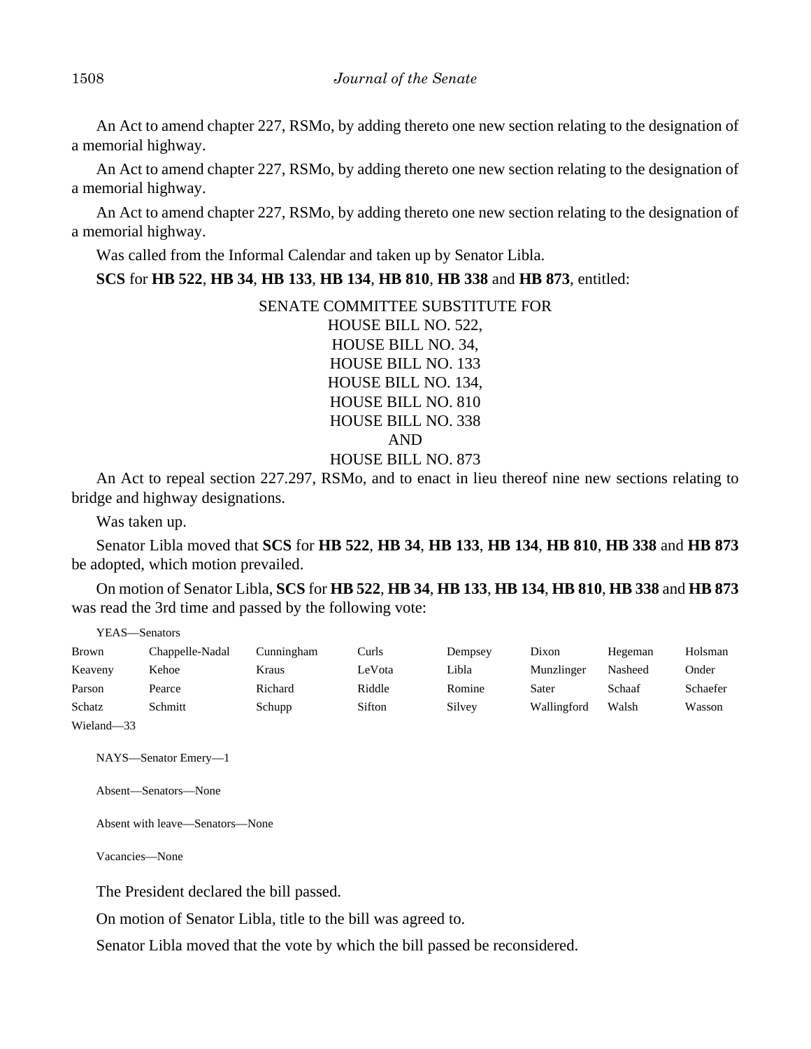An Act to amend chapter 227, RSMo, by adding thereto one new section relating to the designation of a memorial highway.

An Act to amend chapter 227, RSMo, by adding thereto one new section relating to the designation of a memorial highway.

An Act to amend chapter 227, RSMo, by adding thereto one new section relating to the designation of a memorial highway.

Was called from the Informal Calendar and taken up by Senator Libla.

**SCS** for **HB 522**, **HB 34**, **HB 133**, **HB 134**, **HB 810**, **HB 338** and **HB 873**, entitled:

SENATE COMMITTEE SUBSTITUTE FOR
HOUSE BILL NO. 522,
HOUSE BILL NO. 34,
HOUSE BILL NO. 133
HOUSE BILL NO. 134,
HOUSE BILL NO. 810
HOUSE BILL NO. 338
AND
HOUSE BILL NO. 873

An Act to repeal section 227.297, RSMo, and to enact in lieu thereof nine new sections relating to bridge and highway designations.

Was taken up.

Senator Libla moved that **SCS** for **HB 522**, **HB 34**, **HB 133**, **HB 134**, **HB 810**, **HB 338** and **HB 873** be adopted, which motion prevailed.

On motion of Senator Libla, **SCS** for **HB 522**, **HB 34**, **HB 133**, **HB 134**, **HB 810**, **HB 338** and **HB 873** was read the 3rd time and passed by the following vote:

YEAS—Senators

| | | | | | | | |
|---|---|---|---|---|---|---|---|
| Brown | Chappelle-Nadal | Cunningham | Curls | Dempsey | Dixon | Hegeman | Holsman |
| Keaveny | Kehoe | Kraus | LeVota | Libla | Munzlinger | Nasheed | Onder |
| Parson | Pearce | Richard | Riddle | Romine | Sater | Schaaf | Schaefer |
| Schatz | Schmitt | Schupp | Sifton | Silvey | Wallingford | Walsh | Wasson |
| Wieland—33 | | | | | | | |

NAYS—Senator Emery—1

Absent—Senators—None

Absent with leave—Senators—None

Vacancies—None

The President declared the bill passed.

On motion of Senator Libla, title to the bill was agreed to.

Senator Libla moved that the vote by which the bill passed be reconsidered.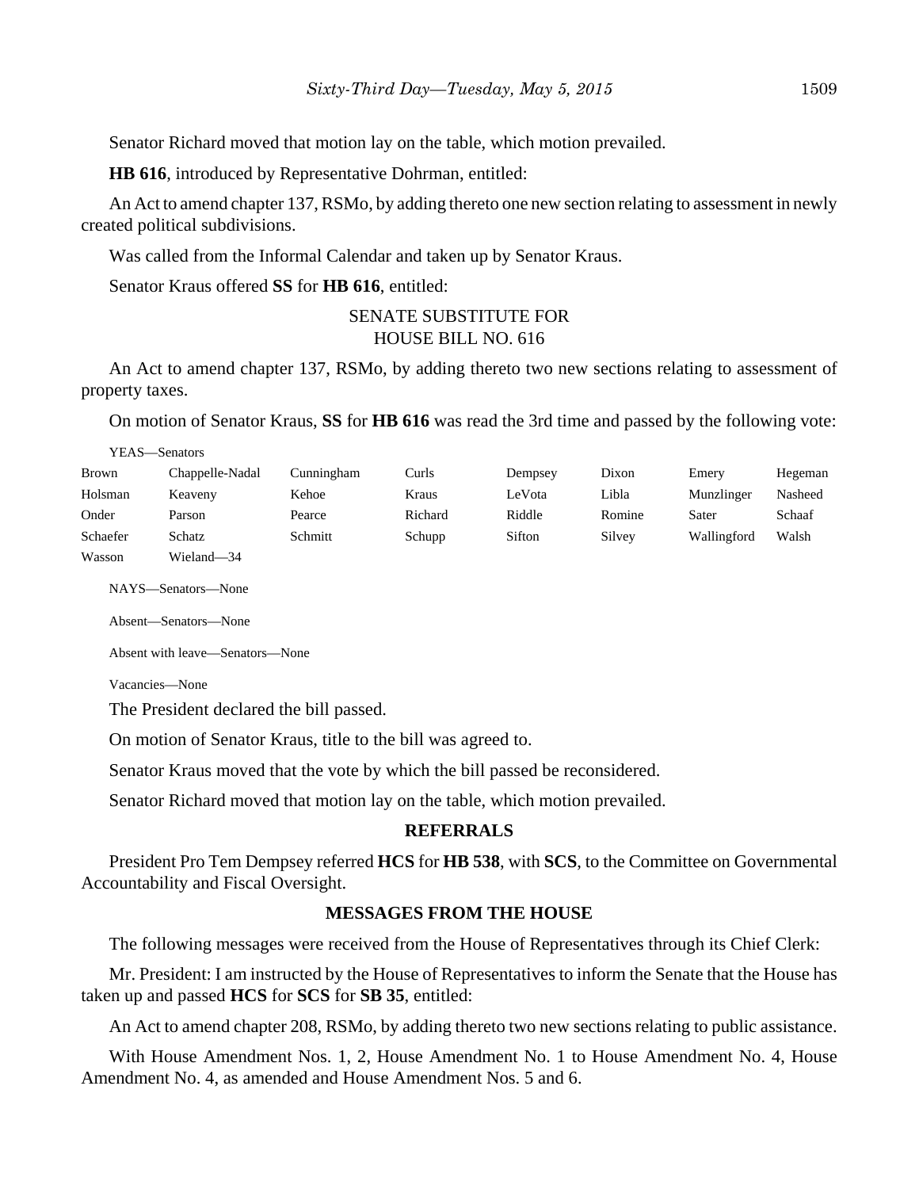Senator Richard moved that motion lay on the table, which motion prevailed.

**HB 616**, introduced by Representative Dohrman, entitled:

An Act to amend chapter 137, RSMo, by adding thereto one new section relating to assessment in newly created political subdivisions.

Was called from the Informal Calendar and taken up by Senator Kraus.

Senator Kraus offered **SS** for **HB 616**, entitled:

SENATE SUBSTITUTE FOR
HOUSE BILL NO. 616

An Act to amend chapter 137, RSMo, by adding thereto two new sections relating to assessment of property taxes.

On motion of Senator Kraus, **SS** for **HB 616** was read the 3rd time and passed by the following vote:

YEAS—Senators

| | | | | | | | |
|---|---|---|---|---|---|---|---|
| Brown | Chappelle-Nadal | Cunningham | Curls | Dempsey | Dixon | Emery | Hegeman |
| Holsman | Keaveny | Kehoe | Kraus | LeVota | Libla | Munzlinger | Nasheed |
| Onder | Parson | Pearce | Richard | Riddle | Romine | Sater | Schaaf |
| Schaefer | Schatz | Schmitt | Schupp | Sifton | Silvey | Wallingford | Walsh |
| Wasson | Wieland—34 | | | | | | |

NAYS—Senators—None

Absent—Senators—None

Absent with leave—Senators—None

Vacancies—None

The President declared the bill passed.

On motion of Senator Kraus, title to the bill was agreed to.

Senator Kraus moved that the vote by which the bill passed be reconsidered.

Senator Richard moved that motion lay on the table, which motion prevailed.

## REFERRALS

President Pro Tem Dempsey referred **HCS** for **HB 538**, with **SCS**, to the Committee on Governmental Accountability and Fiscal Oversight.

## MESSAGES FROM THE HOUSE

The following messages were received from the House of Representatives through its Chief Clerk:

Mr. President: I am instructed by the House of Representatives to inform the Senate that the House has taken up and passed **HCS** for **SCS** for **SB 35**, entitled:

An Act to amend chapter 208, RSMo, by adding thereto two new sections relating to public assistance.

With House Amendment Nos. 1, 2, House Amendment No. 1 to House Amendment No. 4, House Amendment No. 4, as amended and House Amendment Nos. 5 and 6.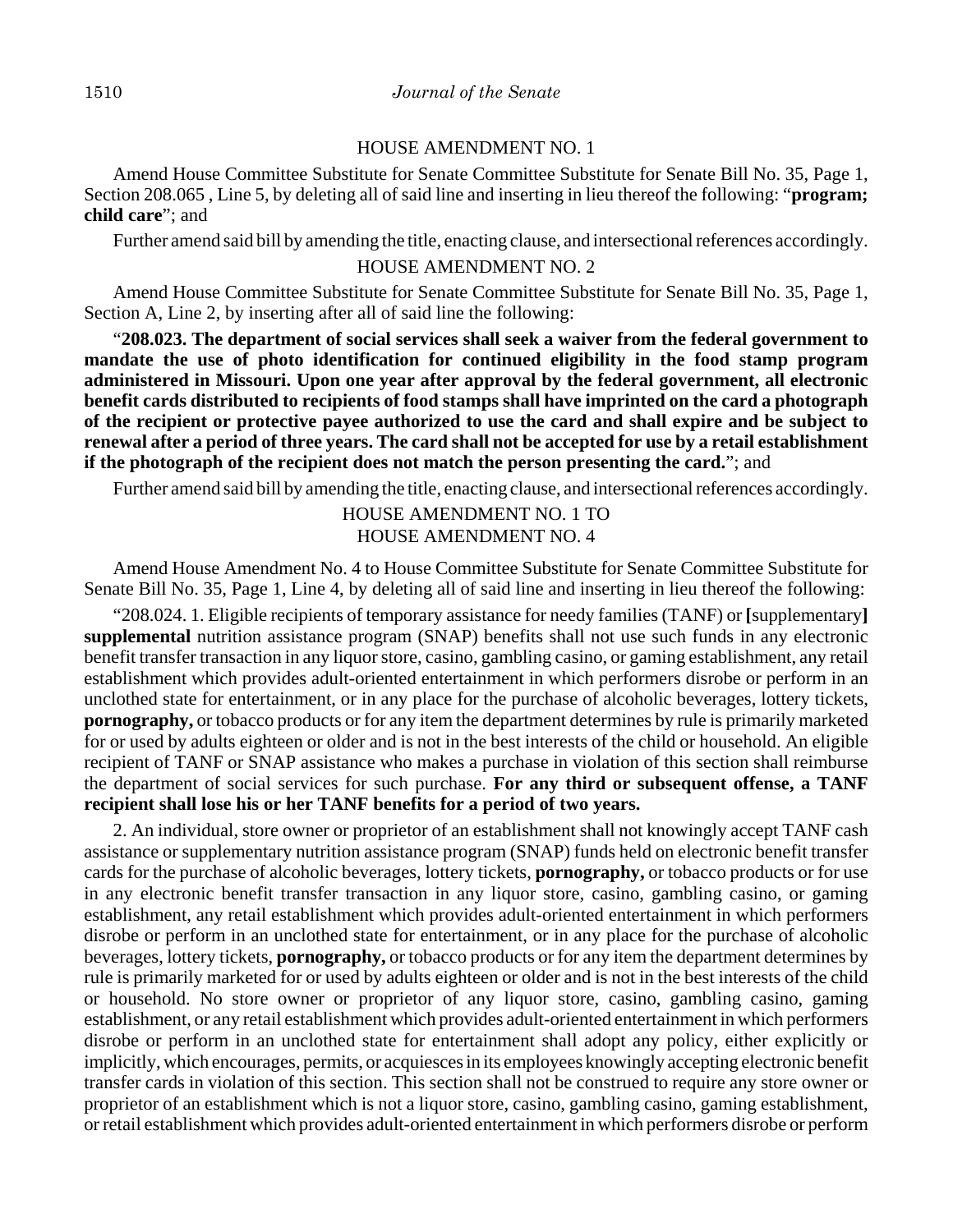HOUSE AMENDMENT NO. 1

Amend House Committee Substitute for Senate Committee Substitute for Senate Bill No. 35, Page 1, Section 208.065 , Line 5, by deleting all of said line and inserting in lieu thereof the following: "**program; child care**"; and

Further amend said bill by amending the title, enacting clause, and intersectional references accordingly.

HOUSE AMENDMENT NO. 2

Amend House Committee Substitute for Senate Committee Substitute for Senate Bill No. 35, Page 1, Section A, Line 2, by inserting after all of said line the following:

"**208.023. The department of social services shall seek a waiver from the federal government to mandate the use of photo identification for continued eligibility in the food stamp program administered in Missouri. Upon one year after approval by the federal government, all electronic benefit cards distributed to recipients of food stamps shall have imprinted on the card a photograph of the recipient or protective payee authorized to use the card and shall expire and be subject to renewal after a period of three years. The card shall not be accepted for use by a retail establishment if the photograph of the recipient does not match the person presenting the card.**"; and

Further amend said bill by amending the title, enacting clause, and intersectional references accordingly.

HOUSE AMENDMENT NO. 1 TO
HOUSE AMENDMENT NO. 4

Amend House Amendment No. 4 to House Committee Substitute for Senate Committee Substitute for Senate Bill No. 35, Page 1, Line 4, by deleting all of said line and inserting in lieu thereof the following:

"208.024. 1. Eligible recipients of temporary assistance for needy families (TANF) or **[**supplementary**]** **supplemental** nutrition assistance program (SNAP) benefits shall not use such funds in any electronic benefit transfer transaction in any liquor store, casino, gambling casino, or gaming establishment, any retail establishment which provides adult-oriented entertainment in which performers disrobe or perform in an unclothed state for entertainment, or in any place for the purchase of alcoholic beverages, lottery tickets, **pornography,** or tobacco products or for any item the department determines by rule is primarily marketed for or used by adults eighteen or older and is not in the best interests of the child or household. An eligible recipient of TANF or SNAP assistance who makes a purchase in violation of this section shall reimburse the department of social services for such purchase. **For any third or subsequent offense, a TANF recipient shall lose his or her TANF benefits for a period of two years.**

2. An individual, store owner or proprietor of an establishment shall not knowingly accept TANF cash assistance or supplementary nutrition assistance program (SNAP) funds held on electronic benefit transfer cards for the purchase of alcoholic beverages, lottery tickets, **pornography,** or tobacco products or for use in any electronic benefit transfer transaction in any liquor store, casino, gambling casino, or gaming establishment, any retail establishment which provides adult-oriented entertainment in which performers disrobe or perform in an unclothed state for entertainment, or in any place for the purchase of alcoholic beverages, lottery tickets, **pornography,** or tobacco products or for any item the department determines by rule is primarily marketed for or used by adults eighteen or older and is not in the best interests of the child or household. No store owner or proprietor of any liquor store, casino, gambling casino, gaming establishment, or any retail establishment which provides adult-oriented entertainment in which performers disrobe or perform in an unclothed state for entertainment shall adopt any policy, either explicitly or implicitly, which encourages, permits, or acquiesces in its employees knowingly accepting electronic benefit transfer cards in violation of this section. This section shall not be construed to require any store owner or proprietor of an establishment which is not a liquor store, casino, gambling casino, gaming establishment, or retail establishment which provides adult-oriented entertainment in which performers disrobe or perform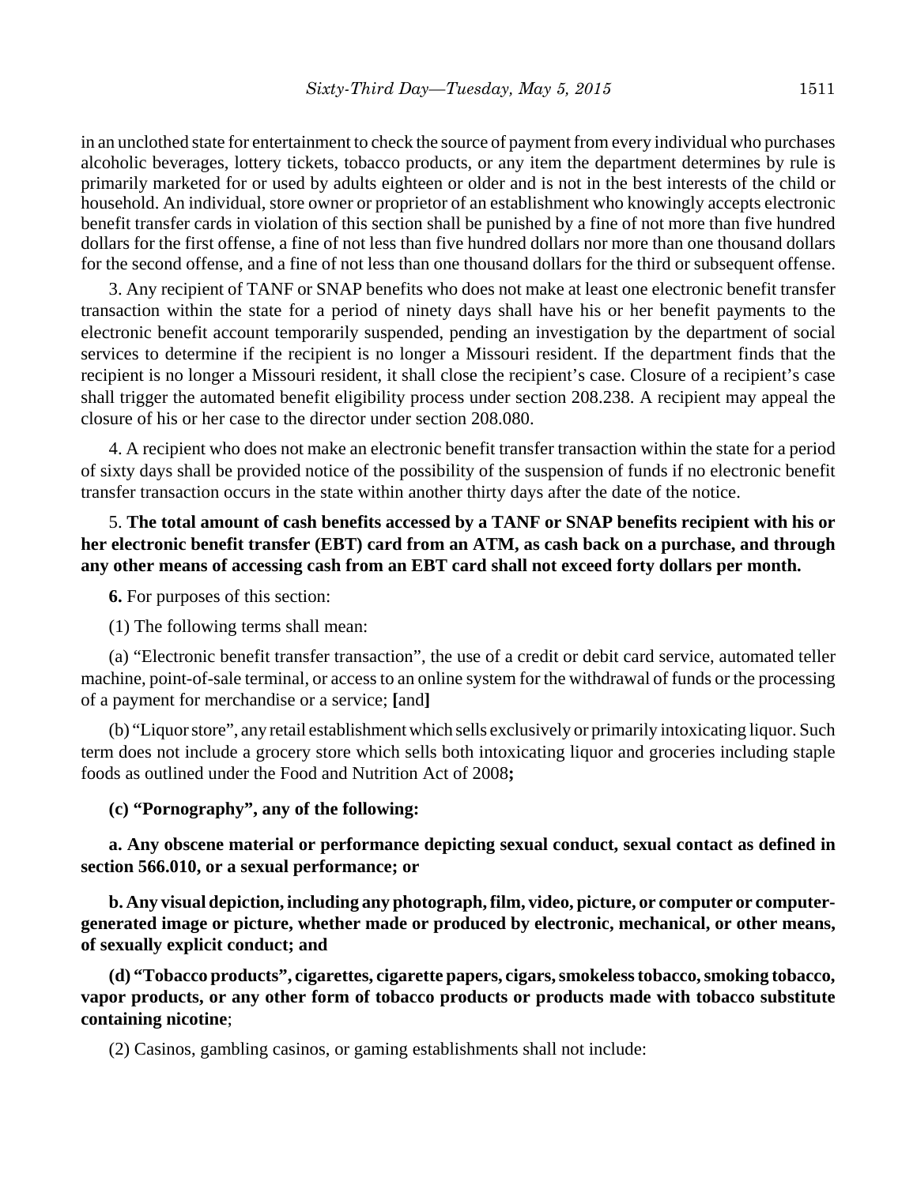in an unclothed state for entertainment to check the source of payment from every individual who purchases alcoholic beverages, lottery tickets, tobacco products, or any item the department determines by rule is primarily marketed for or used by adults eighteen or older and is not in the best interests of the child or household. An individual, store owner or proprietor of an establishment who knowingly accepts electronic benefit transfer cards in violation of this section shall be punished by a fine of not more than five hundred dollars for the first offense, a fine of not less than five hundred dollars nor more than one thousand dollars for the second offense, and a fine of not less than one thousand dollars for the third or subsequent offense.

3. Any recipient of TANF or SNAP benefits who does not make at least one electronic benefit transfer transaction within the state for a period of ninety days shall have his or her benefit payments to the electronic benefit account temporarily suspended, pending an investigation by the department of social services to determine if the recipient is no longer a Missouri resident. If the department finds that the recipient is no longer a Missouri resident, it shall close the recipient's case. Closure of a recipient's case shall trigger the automated benefit eligibility process under section 208.238. A recipient may appeal the closure of his or her case to the director under section 208.080.

4. A recipient who does not make an electronic benefit transfer transaction within the state for a period of sixty days shall be provided notice of the possibility of the suspension of funds if no electronic benefit transfer transaction occurs in the state within another thirty days after the date of the notice.

5. **The total amount of cash benefits accessed by a TANF or SNAP benefits recipient with his or her electronic benefit transfer (EBT) card from an ATM, as cash back on a purchase, and through any other means of accessing cash from an EBT card shall not exceed forty dollars per month.**

**6.** For purposes of this section:

(1) The following terms shall mean:

(a) "Electronic benefit transfer transaction", the use of a credit or debit card service, automated teller machine, point-of-sale terminal, or access to an online system for the withdrawal of funds or the processing of a payment for merchandise or a service; **[**and**]**

(b) "Liquor store", any retail establishment which sells exclusively or primarily intoxicating liquor. Such term does not include a grocery store which sells both intoxicating liquor and groceries including staple foods as outlined under the Food and Nutrition Act of 2008**;**

**(c) "Pornography", any of the following:**

**a. Any obscene material or performance depicting sexual conduct, sexual contact as defined in section 566.010, or a sexual performance; or**

**b. Any visual depiction, including any photograph, film, video, picture, or computer or computer-generated image or picture, whether made or produced by electronic, mechanical, or other means, of sexually explicit conduct; and**

**(d) "Tobacco products", cigarettes, cigarette papers, cigars, smokeless tobacco, smoking tobacco, vapor products, or any other form of tobacco products or products made with tobacco substitute containing nicotine**;

(2) Casinos, gambling casinos, or gaming establishments shall not include: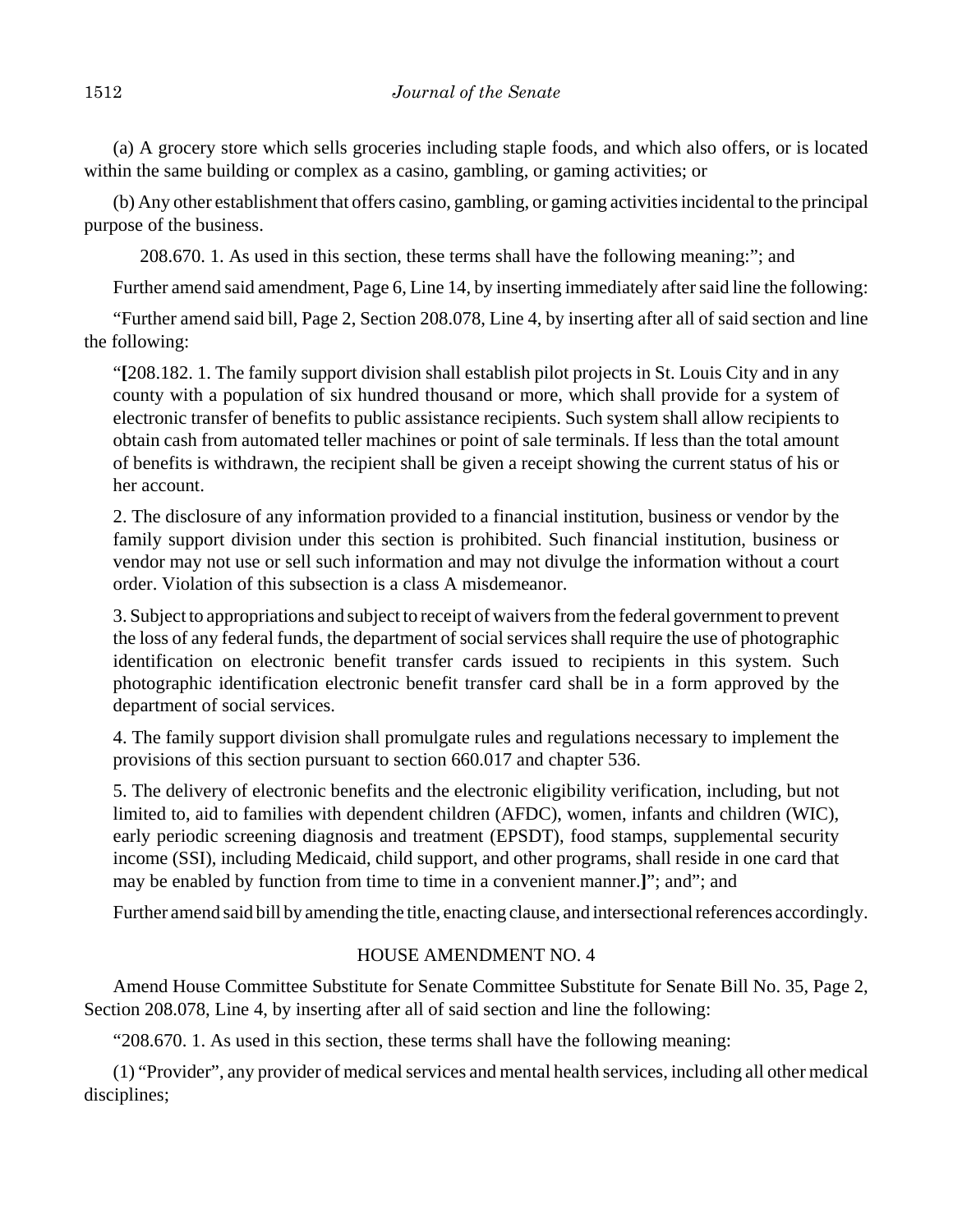(a) A grocery store which sells groceries including staple foods, and which also offers, or is located within the same building or complex as a casino, gambling, or gaming activities; or

(b) Any other establishment that offers casino, gambling, or gaming activities incidental to the principal purpose of the business.

208.670. 1. As used in this section, these terms shall have the following meaning:"; and

Further amend said amendment, Page 6, Line 14, by inserting immediately after said line the following:

"Further amend said bill, Page 2, Section 208.078, Line 4, by inserting after all of said section and line the following:

"**[**208.182. 1. The family support division shall establish pilot projects in St. Louis City and in any county with a population of six hundred thousand or more, which shall provide for a system of electronic transfer of benefits to public assistance recipients. Such system shall allow recipients to obtain cash from automated teller machines or point of sale terminals. If less than the total amount of benefits is withdrawn, the recipient shall be given a receipt showing the current status of his or her account.

2. The disclosure of any information provided to a financial institution, business or vendor by the family support division under this section is prohibited. Such financial institution, business or vendor may not use or sell such information and may not divulge the information without a court order. Violation of this subsection is a class A misdemeanor.

3. Subject to appropriations and subject to receipt of waivers from the federal government to prevent the loss of any federal funds, the department of social services shall require the use of photographic identification on electronic benefit transfer cards issued to recipients in this system. Such photographic identification electronic benefit transfer card shall be in a form approved by the department of social services.

4. The family support division shall promulgate rules and regulations necessary to implement the provisions of this section pursuant to section 660.017 and chapter 536.

5. The delivery of electronic benefits and the electronic eligibility verification, including, but not limited to, aid to families with dependent children (AFDC), women, infants and children (WIC), early periodic screening diagnosis and treatment (EPSDT), food stamps, supplemental security income (SSI), including Medicaid, child support, and other programs, shall reside in one card that may be enabled by function from time to time in a convenient manner.**]**"; and"; and

Further amend said bill by amending the title, enacting clause, and intersectional references accordingly.

HOUSE AMENDMENT NO. 4

Amend House Committee Substitute for Senate Committee Substitute for Senate Bill No. 35, Page 2, Section 208.078, Line 4, by inserting after all of said section and line the following:

"208.670. 1. As used in this section, these terms shall have the following meaning:

(1) "Provider", any provider of medical services and mental health services, including all other medical disciplines;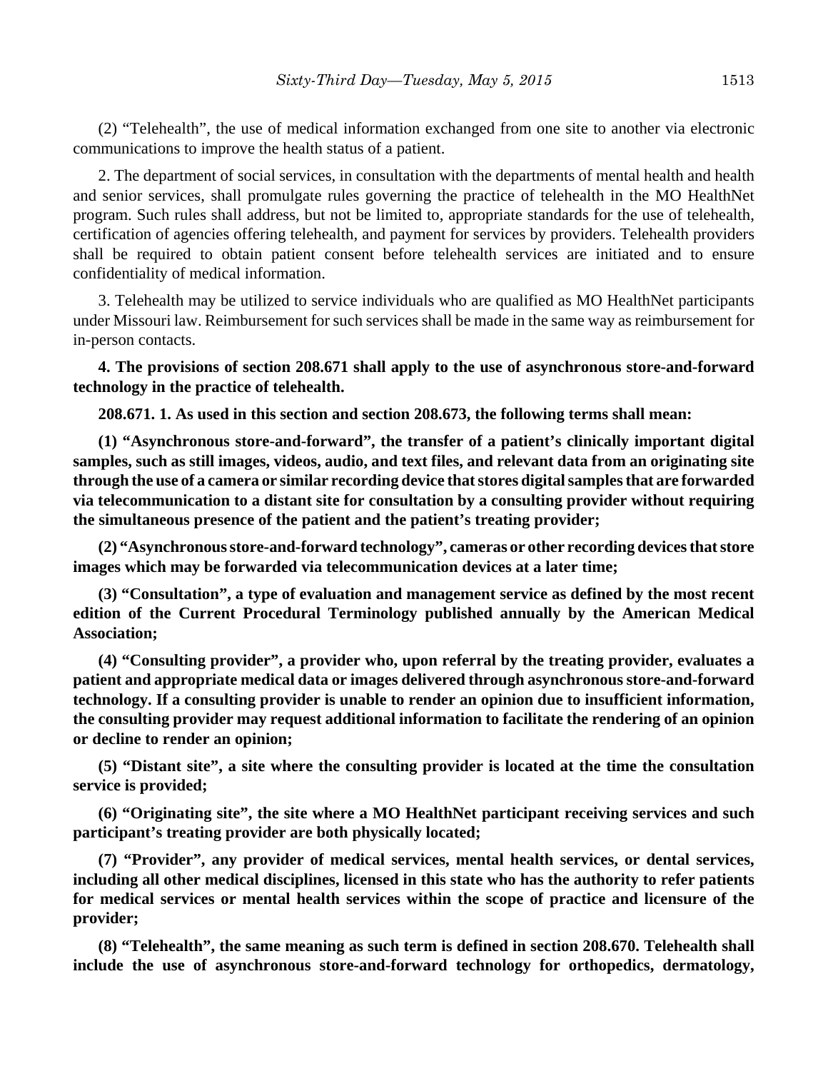(2) "Telehealth", the use of medical information exchanged from one site to another via electronic communications to improve the health status of a patient.

2. The department of social services, in consultation with the departments of mental health and health and senior services, shall promulgate rules governing the practice of telehealth in the MO HealthNet program. Such rules shall address, but not be limited to, appropriate standards for the use of telehealth, certification of agencies offering telehealth, and payment for services by providers. Telehealth providers shall be required to obtain patient consent before telehealth services are initiated and to ensure confidentiality of medical information.

3. Telehealth may be utilized to service individuals who are qualified as MO HealthNet participants under Missouri law. Reimbursement for such services shall be made in the same way as reimbursement for in-person contacts.

**4. The provisions of section 208.671 shall apply to the use of asynchronous store-and-forward technology in the practice of telehealth.**

**208.671. 1. As used in this section and section 208.673, the following terms shall mean:**

**(1) "Asynchronous store-and-forward", the transfer of a patient's clinically important digital samples, such as still images, videos, audio, and text files, and relevant data from an originating site through the use of a camera or similar recording device that stores digital samples that are forwarded via telecommunication to a distant site for consultation by a consulting provider without requiring the simultaneous presence of the patient and the patient's treating provider;**

**(2) "Asynchronous store-and-forward technology", cameras or other recording devices that store images which may be forwarded via telecommunication devices at a later time;**

**(3) "Consultation", a type of evaluation and management service as defined by the most recent edition of the Current Procedural Terminology published annually by the American Medical Association;**

**(4) "Consulting provider", a provider who, upon referral by the treating provider, evaluates a patient and appropriate medical data or images delivered through asynchronous store-and-forward technology. If a consulting provider is unable to render an opinion due to insufficient information, the consulting provider may request additional information to facilitate the rendering of an opinion or decline to render an opinion;**

**(5) "Distant site", a site where the consulting provider is located at the time the consultation service is provided;**

**(6) "Originating site", the site where a MO HealthNet participant receiving services and such participant's treating provider are both physically located;**

**(7) "Provider", any provider of medical services, mental health services, or dental services, including all other medical disciplines, licensed in this state who has the authority to refer patients for medical services or mental health services within the scope of practice and licensure of the provider;**

**(8) "Telehealth", the same meaning as such term is defined in section 208.670. Telehealth shall include the use of asynchronous store-and-forward technology for orthopedics, dermatology,**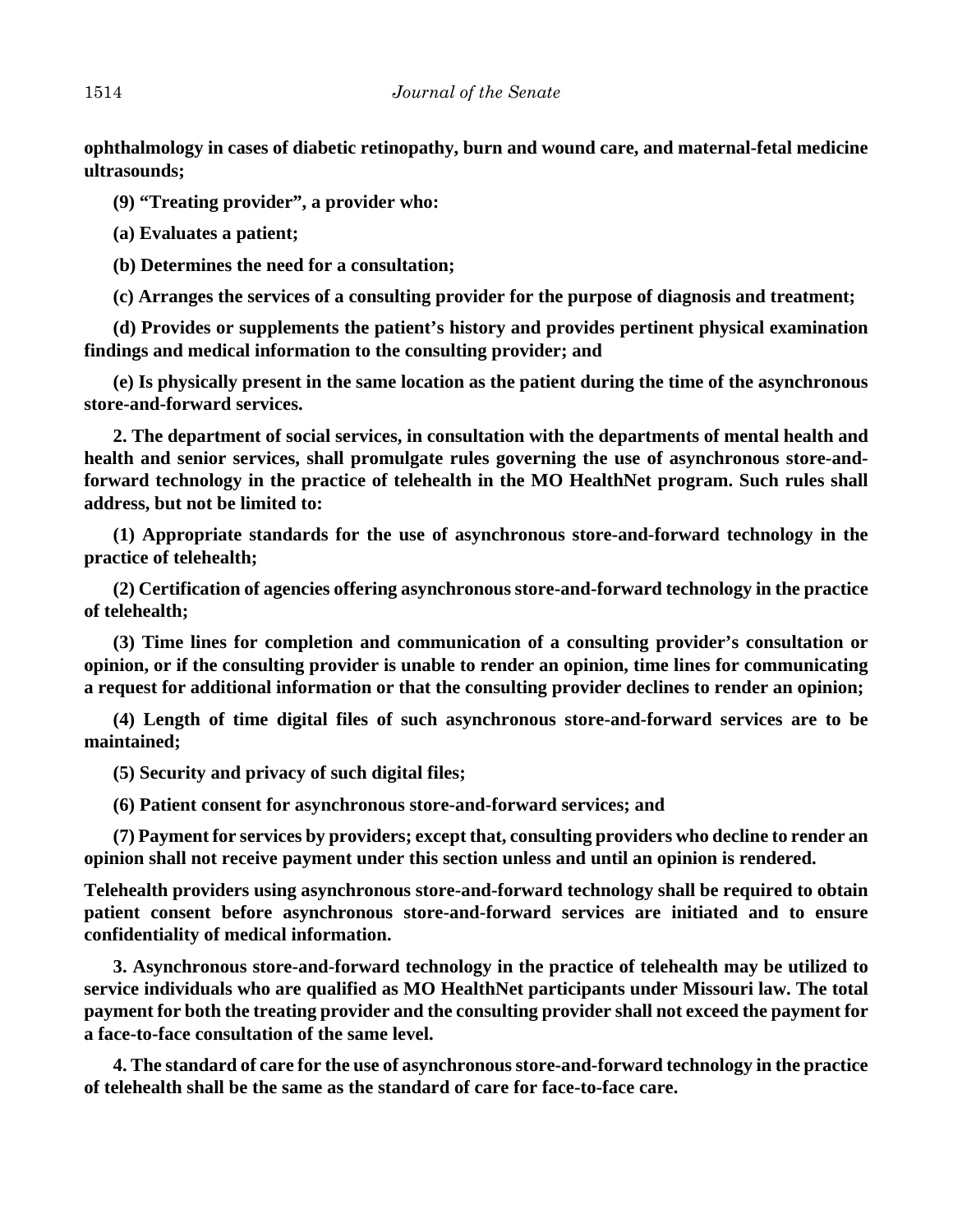**ophthalmology in cases of diabetic retinopathy, burn and wound care, and maternal-fetal medicine ultrasounds;**

**(9) "Treating provider", a provider who:**

**(a) Evaluates a patient;**

**(b) Determines the need for a consultation;**

**(c) Arranges the services of a consulting provider for the purpose of diagnosis and treatment;**

**(d) Provides or supplements the patient's history and provides pertinent physical examination findings and medical information to the consulting provider; and**

**(e) Is physically present in the same location as the patient during the time of the asynchronous store-and-forward services.**

**2. The department of social services, in consultation with the departments of mental health and health and senior services, shall promulgate rules governing the use of asynchronous store-and-forward technology in the practice of telehealth in the MO HealthNet program. Such rules shall address, but not be limited to:**

**(1) Appropriate standards for the use of asynchronous store-and-forward technology in the practice of telehealth;**

**(2) Certification of agencies offering asynchronous store-and-forward technology in the practice of telehealth;**

**(3) Time lines for completion and communication of a consulting provider's consultation or opinion, or if the consulting provider is unable to render an opinion, time lines for communicating a request for additional information or that the consulting provider declines to render an opinion;**

**(4) Length of time digital files of such asynchronous store-and-forward services are to be maintained;**

**(5) Security and privacy of such digital files;**

**(6) Patient consent for asynchronous store-and-forward services; and**

**(7) Payment for services by providers; except that, consulting providers who decline to render an opinion shall not receive payment under this section unless and until an opinion is rendered.**

**Telehealth providers using asynchronous store-and-forward technology shall be required to obtain patient consent before asynchronous store-and-forward services are initiated and to ensure confidentiality of medical information.**

**3. Asynchronous store-and-forward technology in the practice of telehealth may be utilized to service individuals who are qualified as MO HealthNet participants under Missouri law. The total payment for both the treating provider and the consulting provider shall not exceed the payment for a face-to-face consultation of the same level.**

**4. The standard of care for the use of asynchronous store-and-forward technology in the practice of telehealth shall be the same as the standard of care for face-to-face care.**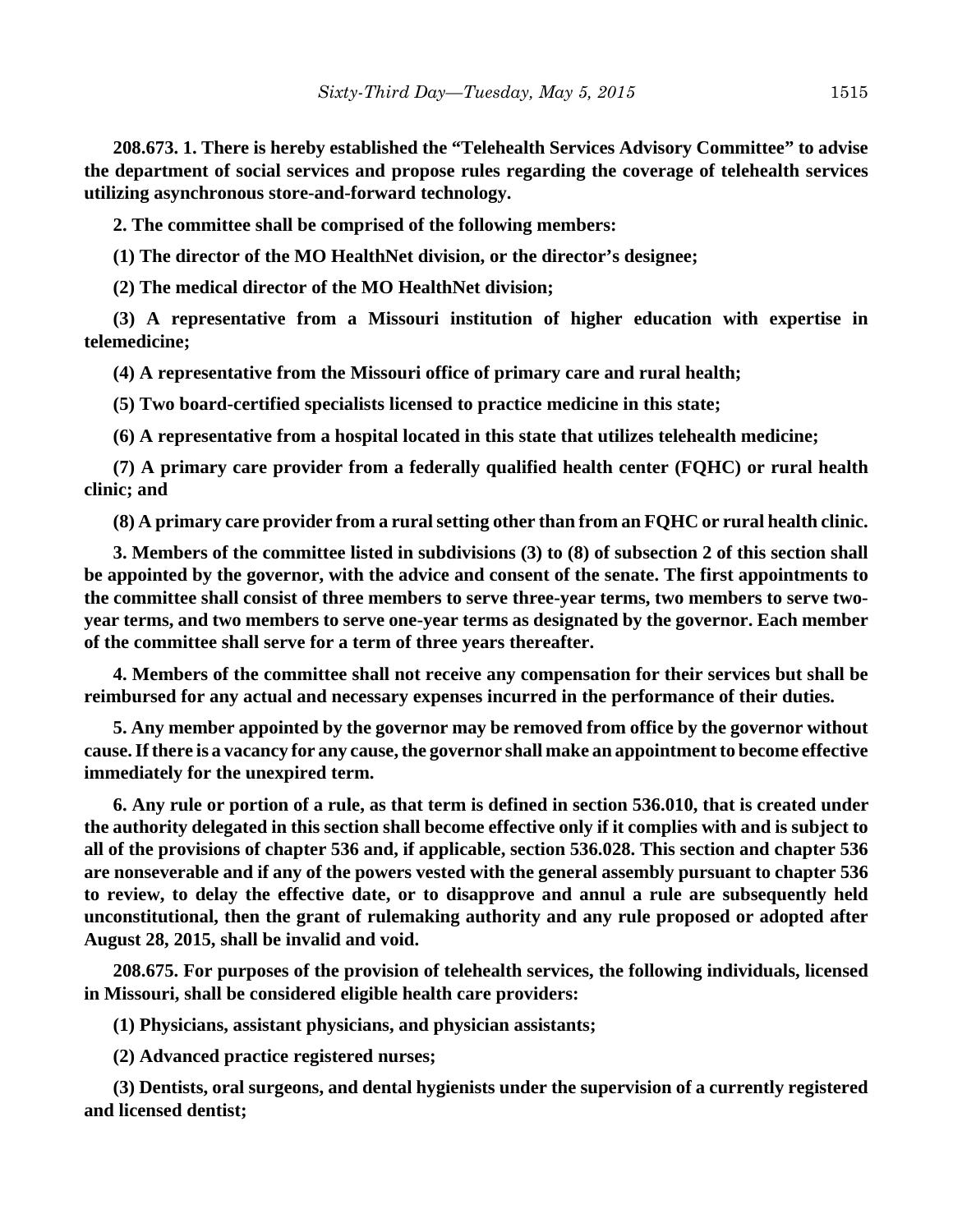**208.673. 1. There is hereby established the "Telehealth Services Advisory Committee" to advise the department of social services and propose rules regarding the coverage of telehealth services utilizing asynchronous store-and-forward technology.**

**2. The committee shall be comprised of the following members:**

**(1) The director of the MO HealthNet division, or the director's designee;**

**(2) The medical director of the MO HealthNet division;**

**(3) A representative from a Missouri institution of higher education with expertise in telemedicine;**

**(4) A representative from the Missouri office of primary care and rural health;**

**(5) Two board-certified specialists licensed to practice medicine in this state;**

**(6) A representative from a hospital located in this state that utilizes telehealth medicine;**

**(7) A primary care provider from a federally qualified health center (FQHC) or rural health clinic; and**

**(8) A primary care provider from a rural setting other than from an FQHC or rural health clinic.**

**3. Members of the committee listed in subdivisions (3) to (8) of subsection 2 of this section shall be appointed by the governor, with the advice and consent of the senate. The first appointments to the committee shall consist of three members to serve three-year terms, two members to serve two-year terms, and two members to serve one-year terms as designated by the governor. Each member of the committee shall serve for a term of three years thereafter.**

**4. Members of the committee shall not receive any compensation for their services but shall be reimbursed for any actual and necessary expenses incurred in the performance of their duties.**

**5. Any member appointed by the governor may be removed from office by the governor without cause. If there is a vacancy for any cause, the governor shall make an appointment to become effective immediately for the unexpired term.**

**6. Any rule or portion of a rule, as that term is defined in section 536.010, that is created under the authority delegated in this section shall become effective only if it complies with and is subject to all of the provisions of chapter 536 and, if applicable, section 536.028. This section and chapter 536 are nonseverable and if any of the powers vested with the general assembly pursuant to chapter 536 to review, to delay the effective date, or to disapprove and annul a rule are subsequently held unconstitutional, then the grant of rulemaking authority and any rule proposed or adopted after August 28, 2015, shall be invalid and void.**

**208.675. For purposes of the provision of telehealth services, the following individuals, licensed in Missouri, shall be considered eligible health care providers:**

**(1) Physicians, assistant physicians, and physician assistants;**

**(2) Advanced practice registered nurses;**

**(3) Dentists, oral surgeons, and dental hygienists under the supervision of a currently registered and licensed dentist;**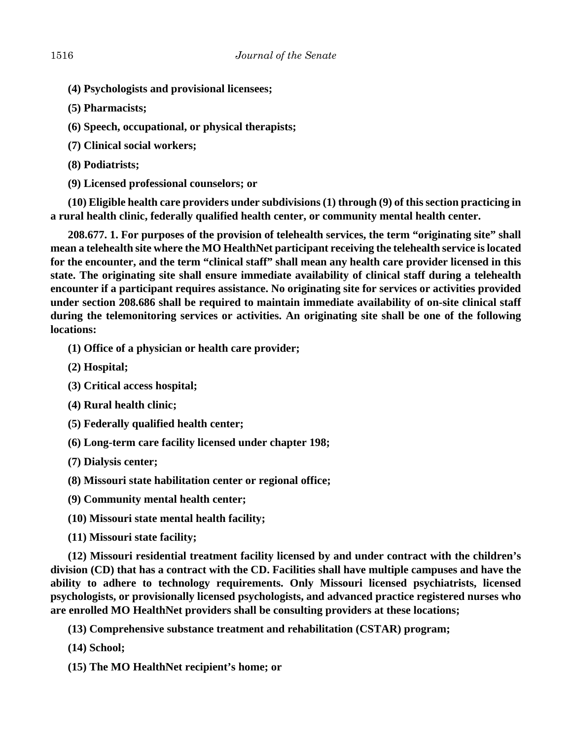**(4) Psychologists and provisional licensees;**

**(5) Pharmacists;**

**(6) Speech, occupational, or physical therapists;**

**(7) Clinical social workers;**

**(8) Podiatrists;**

**(9) Licensed professional counselors; or**

**(10) Eligible health care providers under subdivisions (1) through (9) of this section practicing in a rural health clinic, federally qualified health center, or community mental health center.**

**208.677. 1. For purposes of the provision of telehealth services, the term "originating site" shall mean a telehealth site where the MO HealthNet participant receiving the telehealth service is located for the encounter, and the term "clinical staff" shall mean any health care provider licensed in this state. The originating site shall ensure immediate availability of clinical staff during a telehealth encounter if a participant requires assistance. No originating site for services or activities provided under section 208.686 shall be required to maintain immediate availability of on-site clinical staff during the telemonitoring services or activities. An originating site shall be one of the following locations:**

**(1) Office of a physician or health care provider;**

**(2) Hospital;**

**(3) Critical access hospital;**

**(4) Rural health clinic;**

**(5) Federally qualified health center;**

**(6) Long-term care facility licensed under chapter 198;**

**(7) Dialysis center;**

**(8) Missouri state habilitation center or regional office;**

**(9) Community mental health center;**

**(10) Missouri state mental health facility;**

**(11) Missouri state facility;**

**(12) Missouri residential treatment facility licensed by and under contract with the children's division (CD) that has a contract with the CD. Facilities shall have multiple campuses and have the ability to adhere to technology requirements. Only Missouri licensed psychiatrists, licensed psychologists, or provisionally licensed psychologists, and advanced practice registered nurses who are enrolled MO HealthNet providers shall be consulting providers at these locations;**

**(13) Comprehensive substance treatment and rehabilitation (CSTAR) program;**

**(14) School;**

**(15) The MO HealthNet recipient's home; or**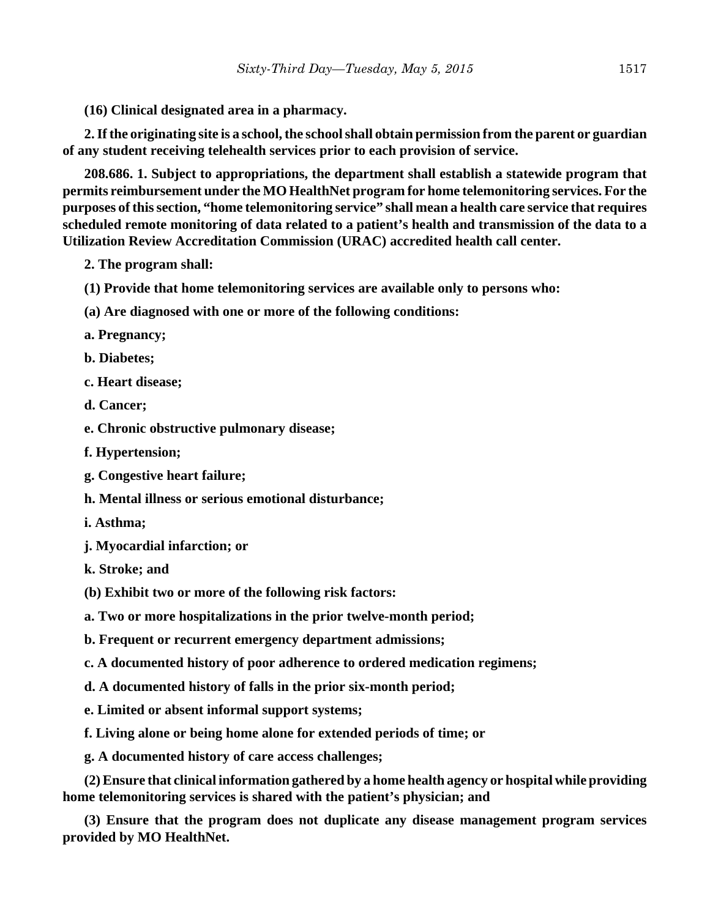**(16) Clinical designated area in a pharmacy.**

**2. If the originating site is a school, the school shall obtain permission from the parent or guardian of any student receiving telehealth services prior to each provision of service.**

**208.686. 1. Subject to appropriations, the department shall establish a statewide program that permits reimbursement under the MO HealthNet program for home telemonitoring services. For the purposes of this section, "home telemonitoring service" shall mean a health care service that requires scheduled remote monitoring of data related to a patient's health and transmission of the data to a Utilization Review Accreditation Commission (URAC) accredited health call center.**

**2. The program shall:**

**(1) Provide that home telemonitoring services are available only to persons who:**

**(a) Are diagnosed with one or more of the following conditions:**

**a. Pregnancy;**

**b. Diabetes;**

**c. Heart disease;**

**d. Cancer;**

**e. Chronic obstructive pulmonary disease;**

**f. Hypertension;**

**g. Congestive heart failure;**

**h. Mental illness or serious emotional disturbance;**

**i. Asthma;**

**j. Myocardial infarction; or**

**k. Stroke; and**

**(b) Exhibit two or more of the following risk factors:**

**a. Two or more hospitalizations in the prior twelve-month period;**

**b. Frequent or recurrent emergency department admissions;**

**c. A documented history of poor adherence to ordered medication regimens;**

**d. A documented history of falls in the prior six-month period;**

**e. Limited or absent informal support systems;**

**f. Living alone or being home alone for extended periods of time; or**

**g. A documented history of care access challenges;**

**(2) Ensure that clinical information gathered by a home health agency or hospital while providing home telemonitoring services is shared with the patient's physician; and**

**(3) Ensure that the program does not duplicate any disease management program services provided by MO HealthNet.**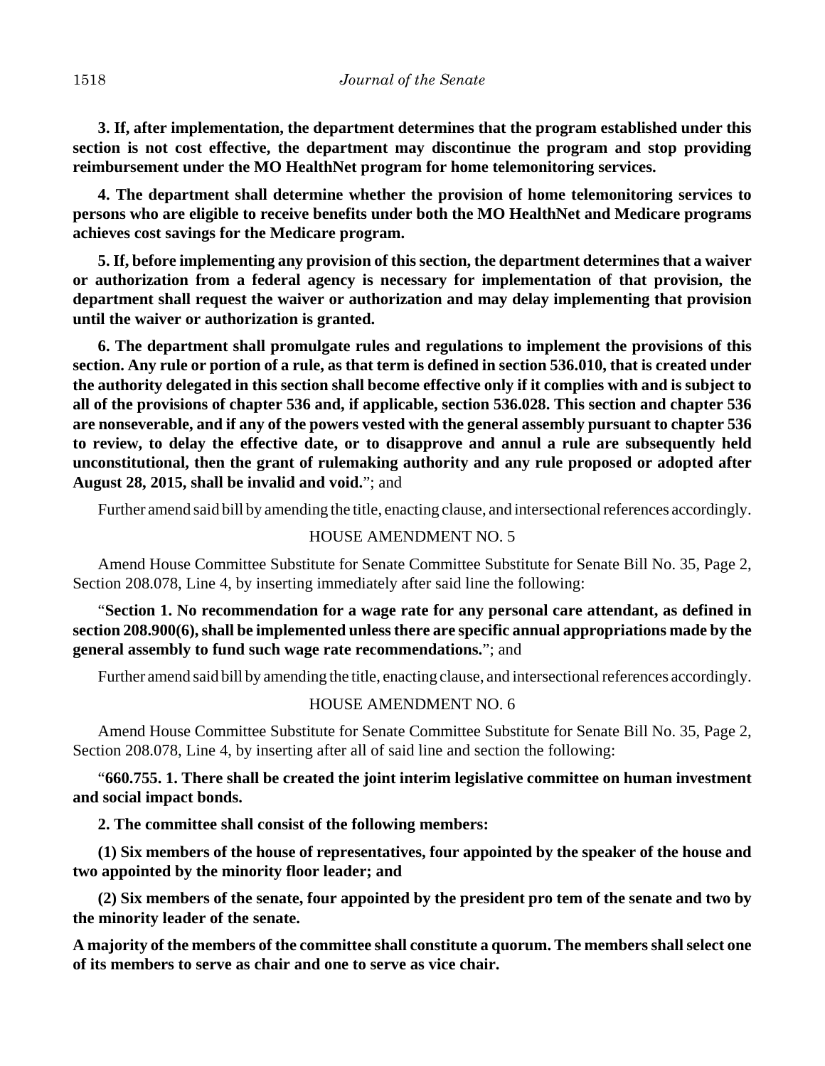**3. If, after implementation, the department determines that the program established under this section is not cost effective, the department may discontinue the program and stop providing reimbursement under the MO HealthNet program for home telemonitoring services.**

**4. The department shall determine whether the provision of home telemonitoring services to persons who are eligible to receive benefits under both the MO HealthNet and Medicare programs achieves cost savings for the Medicare program.**

**5. If, before implementing any provision of this section, the department determines that a waiver or authorization from a federal agency is necessary for implementation of that provision, the department shall request the waiver or authorization and may delay implementing that provision until the waiver or authorization is granted.**

**6. The department shall promulgate rules and regulations to implement the provisions of this section. Any rule or portion of a rule, as that term is defined in section 536.010, that is created under the authority delegated in this section shall become effective only if it complies with and is subject to all of the provisions of chapter 536 and, if applicable, section 536.028. This section and chapter 536 are nonseverable, and if any of the powers vested with the general assembly pursuant to chapter 536 to review, to delay the effective date, or to disapprove and annul a rule are subsequently held unconstitutional, then the grant of rulemaking authority and any rule proposed or adopted after August 28, 2015, shall be invalid and void.**"; and

Further amend said bill by amending the title, enacting clause, and intersectional references accordingly.

HOUSE AMENDMENT NO. 5

Amend House Committee Substitute for Senate Committee Substitute for Senate Bill No. 35, Page 2, Section 208.078, Line 4, by inserting immediately after said line the following:

"**Section 1. No recommendation for a wage rate for any personal care attendant, as defined in section 208.900(6), shall be implemented unless there are specific annual appropriations made by the general assembly to fund such wage rate recommendations.**"; and

Further amend said bill by amending the title, enacting clause, and intersectional references accordingly.

HOUSE AMENDMENT NO. 6

Amend House Committee Substitute for Senate Committee Substitute for Senate Bill No. 35, Page 2, Section 208.078, Line 4, by inserting after all of said line and section the following:

"**660.755. 1. There shall be created the joint interim legislative committee on human investment and social impact bonds.**

**2. The committee shall consist of the following members:**

**(1) Six members of the house of representatives, four appointed by the speaker of the house and two appointed by the minority floor leader; and**

**(2) Six members of the senate, four appointed by the president pro tem of the senate and two by the minority leader of the senate.**

**A majority of the members of the committee shall constitute a quorum. The members shall select one of its members to serve as chair and one to serve as vice chair.**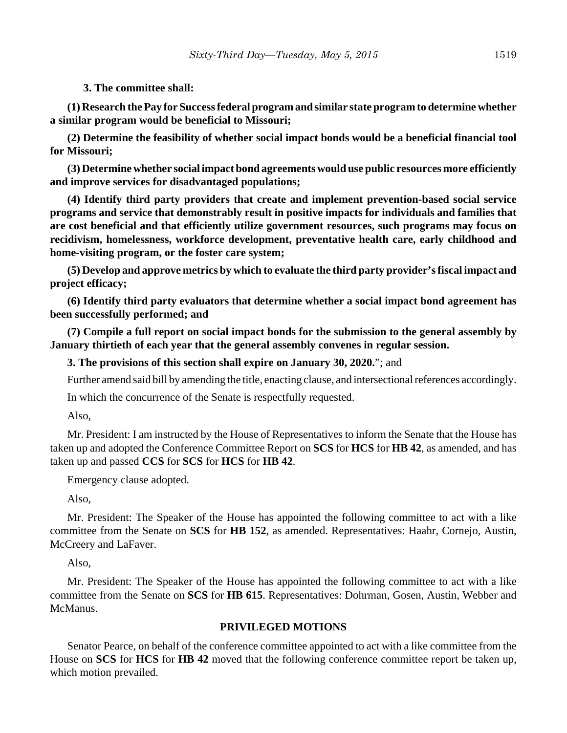**3. The committee shall:**

**(1) Research the Pay for Success federal program and similar state program to determine whether a similar program would be beneficial to Missouri;**

**(2) Determine the feasibility of whether social impact bonds would be a beneficial financial tool for Missouri;**

**(3) Determine whether social impact bond agreements would use public resources more efficiently and improve services for disadvantaged populations;**

**(4) Identify third party providers that create and implement prevention-based social service programs and service that demonstrably result in positive impacts for individuals and families that are cost beneficial and that efficiently utilize government resources, such programs may focus on recidivism, homelessness, workforce development, preventative health care, early childhood and home-visiting program, or the foster care system;**

**(5) Develop and approve metrics by which to evaluate the third party provider's fiscal impact and project efficacy;**

**(6) Identify third party evaluators that determine whether a social impact bond agreement has been successfully performed; and**

**(7) Compile a full report on social impact bonds for the submission to the general assembly by January thirtieth of each year that the general assembly convenes in regular session.**

**3. The provisions of this section shall expire on January 30, 2020.**"; and

Further amend said bill by amending the title, enacting clause, and intersectional references accordingly.

In which the concurrence of the Senate is respectfully requested.

Also,

Mr. President: I am instructed by the House of Representatives to inform the Senate that the House has taken up and adopted the Conference Committee Report on **SCS** for **HCS** for **HB 42**, as amended, and has taken up and passed **CCS** for **SCS** for **HCS** for **HB 42**.

Emergency clause adopted.

Also,

Mr. President: The Speaker of the House has appointed the following committee to act with a like committee from the Senate on **SCS** for **HB 152**, as amended. Representatives: Haahr, Cornejo, Austin, McCreery and LaFaver.

Also,

Mr. President: The Speaker of the House has appointed the following committee to act with a like committee from the Senate on **SCS** for **HB 615**. Representatives: Dohrman, Gosen, Austin, Webber and McManus.

## PRIVILEGED MOTIONS

Senator Pearce, on behalf of the conference committee appointed to act with a like committee from the House on **SCS** for **HCS** for **HB 42** moved that the following conference committee report be taken up, which motion prevailed.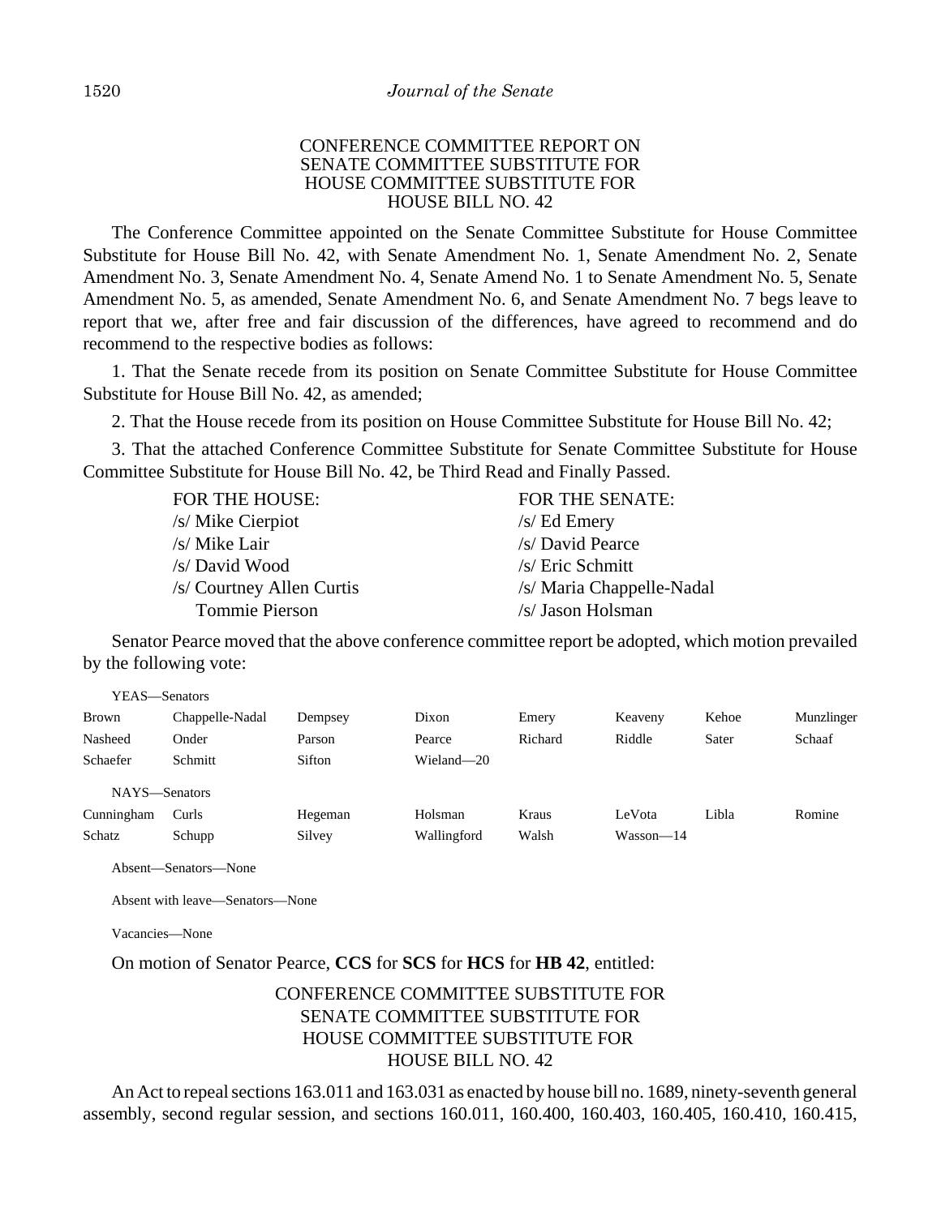CONFERENCE COMMITTEE REPORT ON
SENATE COMMITTEE SUBSTITUTE FOR
HOUSE COMMITTEE SUBSTITUTE FOR
HOUSE BILL NO. 42

The Conference Committee appointed on the Senate Committee Substitute for House Committee Substitute for House Bill No. 42, with Senate Amendment No. 1, Senate Amendment No. 2, Senate Amendment No. 3, Senate Amendment No. 4, Senate Amend No. 1 to Senate Amendment No. 5, Senate Amendment No. 5, as amended, Senate Amendment No. 6, and Senate Amendment No. 7 begs leave to report that we, after free and fair discussion of the differences, have agreed to recommend and do recommend to the respective bodies as follows:

1. That the Senate recede from its position on Senate Committee Substitute for House Committee Substitute for House Bill No. 42, as amended;

2. That the House recede from its position on House Committee Substitute for House Bill No. 42;

3. That the attached Conference Committee Substitute for Senate Committee Substitute for House Committee Substitute for House Bill No. 42, be Third Read and Finally Passed.

| FOR THE HOUSE: | FOR THE SENATE: |
|---|---|
| /s/ Mike Cierpiot | /s/ Ed Emery |
| /s/ Mike Lair | /s/ David Pearce |
| /s/ David Wood | /s/ Eric Schmitt |
| /s/ Courtney Allen Curtis | /s/ Maria Chappelle-Nadal |
| Tommie Pierson | /s/ Jason Holsman |

Senator Pearce moved that the above conference committee report be adopted, which motion prevailed by the following vote:

YEAS—Senators

| | | | | | | | |
|---|---|---|---|---|---|---|---|
| Brown | Chappelle-Nadal | Dempsey | Dixon | Emery | Keaveny | Kehoe | Munzlinger |
| Nasheed | Onder | Parson | Pearce | Richard | Riddle | Sater | Schaaf |
| Schaefer | Schmitt | Sifton | Wieland—20 | | | | |

NAYS—Senators

| | | | | | | | |
|---|---|---|---|---|---|---|---|
| Cunningham | Curls | Hegeman | Holsman | Kraus | LeVota | Libla | Romine |
| Schatz | Schupp | Silvey | Wallingford | Walsh | Wasson—14 | | |

Absent—Senators—None

Absent with leave—Senators—None

Vacancies—None

On motion of Senator Pearce, **CCS** for **SCS** for **HCS** for **HB 42**, entitled:

CONFERENCE COMMITTEE SUBSTITUTE FOR
SENATE COMMITTEE SUBSTITUTE FOR
HOUSE COMMITTEE SUBSTITUTE FOR
HOUSE BILL NO. 42

An Act to repeal sections 163.011 and 163.031 as enacted by house bill no. 1689, ninety-seventh general assembly, second regular session, and sections 160.011, 160.400, 160.403, 160.405, 160.410, 160.415,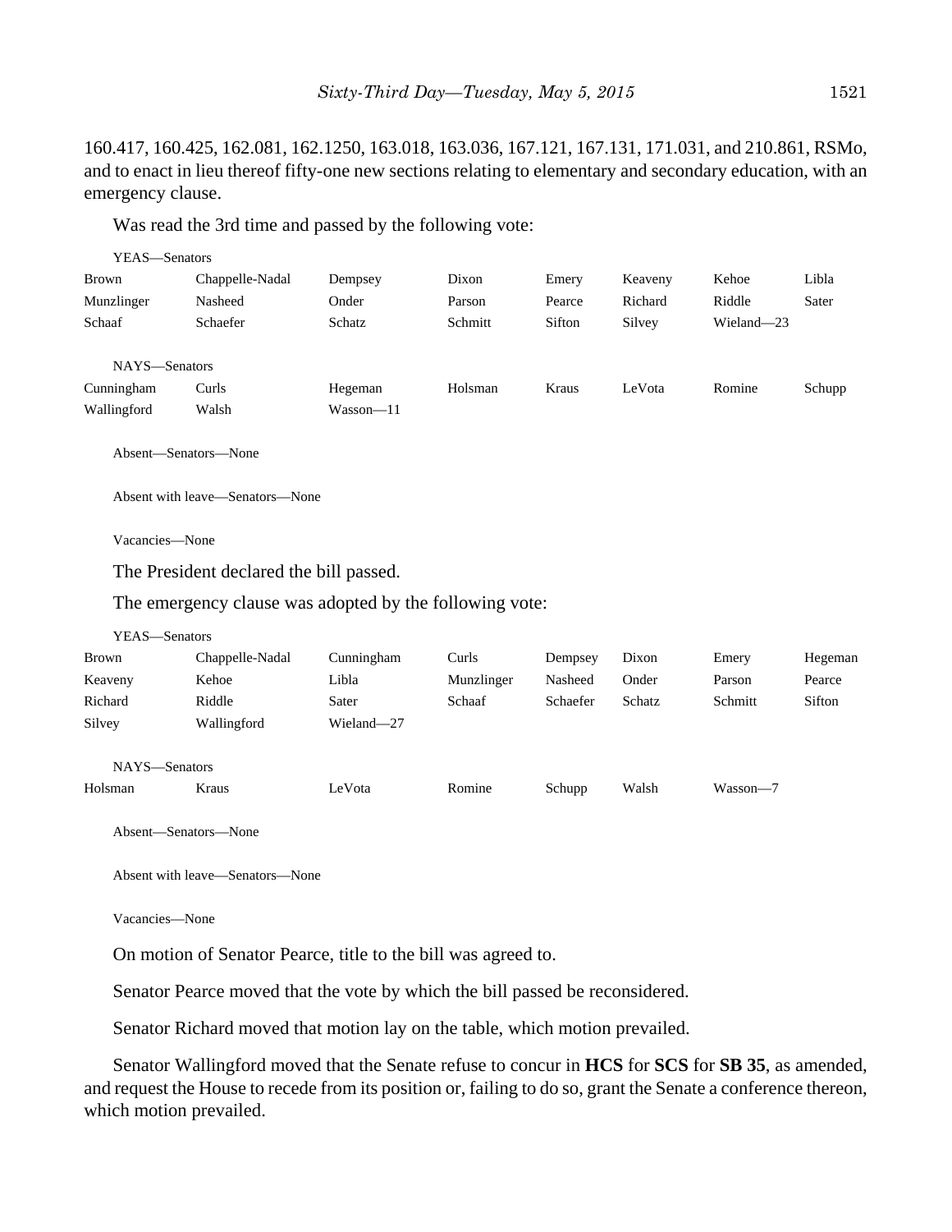160.417, 160.425, 162.081, 162.1250, 163.018, 163.036, 167.121, 167.131, 171.031, and 210.861, RSMo, and to enact in lieu thereof fifty-one new sections relating to elementary and secondary education, with an emergency clause.

Was read the 3rd time and passed by the following vote:

YEAS—Senators

| | | | | | | | |
|---|---|---|---|---|---|---|---|
| Brown | Chappelle-Nadal | Dempsey | Dixon | Emery | Keaveny | Kehoe | Libla |
| Munzlinger | Nasheed | Onder | Parson | Pearce | Richard | Riddle | Sater |
| Schaaf | Schaefer | Schatz | Schmitt | Sifton | Silvey | Wieland—23 | |

NAYS—Senators

| | | | | | | | |
|---|---|---|---|---|---|---|---|
| Cunningham | Curls | Hegeman | Holsman | Kraus | LeVota | Romine | Schupp |
| Wallingford | Walsh | Wasson—11 | | | | | |

Absent—Senators—None

Absent with leave—Senators—None

Vacancies—None

The President declared the bill passed.

The emergency clause was adopted by the following vote:

YEAS—Senators

| | | | | | | | |
|---|---|---|---|---|---|---|---|
| Brown | Chappelle-Nadal | Cunningham | Curls | Dempsey | Dixon | Emery | Hegeman |
| Keaveny | Kehoe | Libla | Munzlinger | Nasheed | Onder | Parson | Pearce |
| Richard | Riddle | Sater | Schaaf | Schaefer | Schatz | Schmitt | Sifton |
| Silvey | Wallingford | Wieland—27 | | | | | |

NAYS—Senators

| | | | | | | |
|---|---|---|---|---|---|---|
| Holsman | Kraus | LeVota | Romine | Schupp | Walsh | Wasson—7 |

Absent—Senators—None

Absent with leave—Senators—None

Vacancies—None

On motion of Senator Pearce, title to the bill was agreed to.

Senator Pearce moved that the vote by which the bill passed be reconsidered.

Senator Richard moved that motion lay on the table, which motion prevailed.

Senator Wallingford moved that the Senate refuse to concur in **HCS** for **SCS** for **SB 35**, as amended, and request the House to recede from its position or, failing to do so, grant the Senate a conference thereon, which motion prevailed.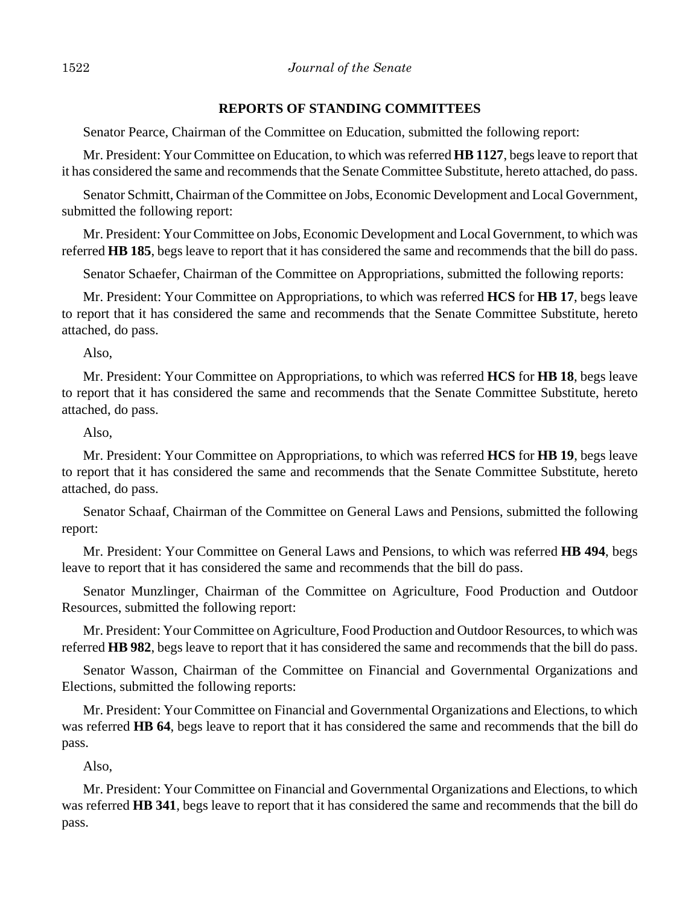## REPORTS OF STANDING COMMITTEES

Senator Pearce, Chairman of the Committee on Education, submitted the following report:

Mr. President: Your Committee on Education, to which was referred **HB 1127**, begs leave to report that it has considered the same and recommends that the Senate Committee Substitute, hereto attached, do pass.

Senator Schmitt, Chairman of the Committee on Jobs, Economic Development and Local Government, submitted the following report:

Mr. President: Your Committee on Jobs, Economic Development and Local Government, to which was referred **HB 185**, begs leave to report that it has considered the same and recommends that the bill do pass.

Senator Schaefer, Chairman of the Committee on Appropriations, submitted the following reports:

Mr. President: Your Committee on Appropriations, to which was referred **HCS** for **HB 17**, begs leave to report that it has considered the same and recommends that the Senate Committee Substitute, hereto attached, do pass.

Also,

Mr. President: Your Committee on Appropriations, to which was referred **HCS** for **HB 18**, begs leave to report that it has considered the same and recommends that the Senate Committee Substitute, hereto attached, do pass.

Also,

Mr. President: Your Committee on Appropriations, to which was referred **HCS** for **HB 19**, begs leave to report that it has considered the same and recommends that the Senate Committee Substitute, hereto attached, do pass.

Senator Schaaf, Chairman of the Committee on General Laws and Pensions, submitted the following report:

Mr. President: Your Committee on General Laws and Pensions, to which was referred **HB 494**, begs leave to report that it has considered the same and recommends that the bill do pass.

Senator Munzlinger, Chairman of the Committee on Agriculture, Food Production and Outdoor Resources, submitted the following report:

Mr. President: Your Committee on Agriculture, Food Production and Outdoor Resources, to which was referred **HB 982**, begs leave to report that it has considered the same and recommends that the bill do pass.

Senator Wasson, Chairman of the Committee on Financial and Governmental Organizations and Elections, submitted the following reports:

Mr. President: Your Committee on Financial and Governmental Organizations and Elections, to which was referred **HB 64**, begs leave to report that it has considered the same and recommends that the bill do pass.

Also,

Mr. President: Your Committee on Financial and Governmental Organizations and Elections, to which was referred **HB 341**, begs leave to report that it has considered the same and recommends that the bill do pass.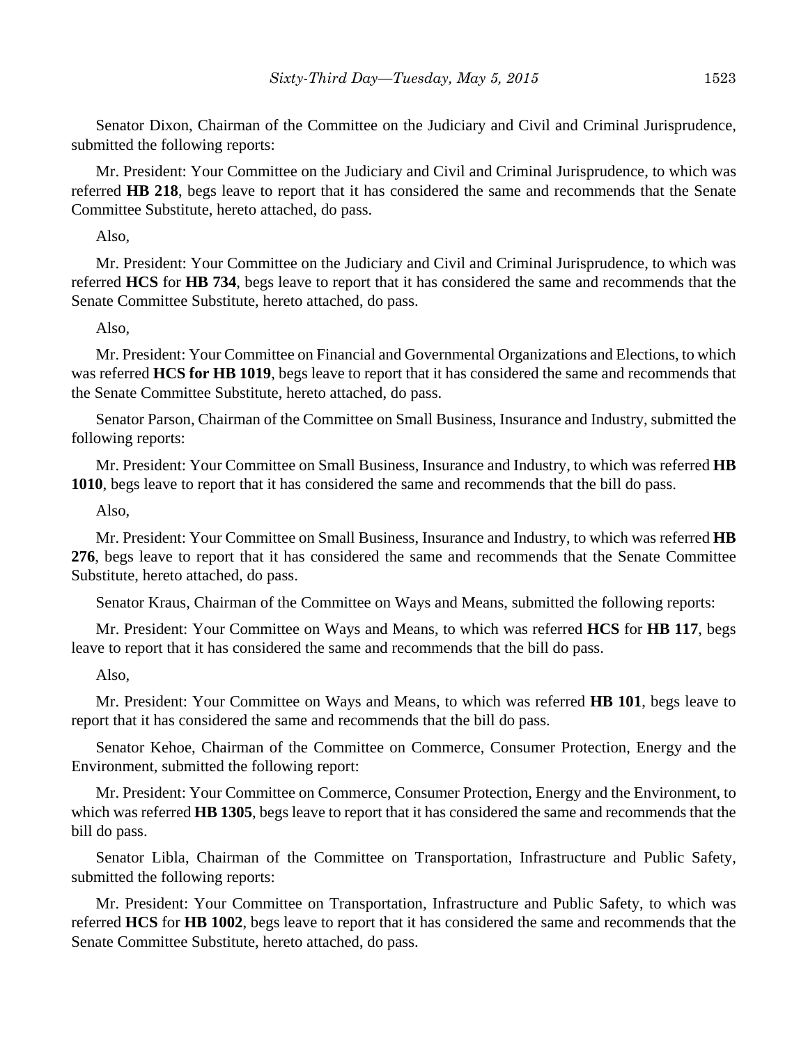Senator Dixon, Chairman of the Committee on the Judiciary and Civil and Criminal Jurisprudence, submitted the following reports:

Mr. President: Your Committee on the Judiciary and Civil and Criminal Jurisprudence, to which was referred **HB 218**, begs leave to report that it has considered the same and recommends that the Senate Committee Substitute, hereto attached, do pass.

Also,

Mr. President: Your Committee on the Judiciary and Civil and Criminal Jurisprudence, to which was referred **HCS** for **HB 734**, begs leave to report that it has considered the same and recommends that the Senate Committee Substitute, hereto attached, do pass.

Also,

Mr. President: Your Committee on Financial and Governmental Organizations and Elections, to which was referred **HCS for HB 1019**, begs leave to report that it has considered the same and recommends that the Senate Committee Substitute, hereto attached, do pass.

Senator Parson, Chairman of the Committee on Small Business, Insurance and Industry, submitted the following reports:

Mr. President: Your Committee on Small Business, Insurance and Industry, to which was referred **HB 1010**, begs leave to report that it has considered the same and recommends that the bill do pass.

Also,

Mr. President: Your Committee on Small Business, Insurance and Industry, to which was referred **HB 276**, begs leave to report that it has considered the same and recommends that the Senate Committee Substitute, hereto attached, do pass.

Senator Kraus, Chairman of the Committee on Ways and Means, submitted the following reports:

Mr. President: Your Committee on Ways and Means, to which was referred **HCS** for **HB 117**, begs leave to report that it has considered the same and recommends that the bill do pass.

Also,

Mr. President: Your Committee on Ways and Means, to which was referred **HB 101**, begs leave to report that it has considered the same and recommends that the bill do pass.

Senator Kehoe, Chairman of the Committee on Commerce, Consumer Protection, Energy and the Environment, submitted the following report:

Mr. President: Your Committee on Commerce, Consumer Protection, Energy and the Environment, to which was referred **HB 1305**, begs leave to report that it has considered the same and recommends that the bill do pass.

Senator Libla, Chairman of the Committee on Transportation, Infrastructure and Public Safety, submitted the following reports:

Mr. President: Your Committee on Transportation, Infrastructure and Public Safety, to which was referred **HCS** for **HB 1002**, begs leave to report that it has considered the same and recommends that the Senate Committee Substitute, hereto attached, do pass.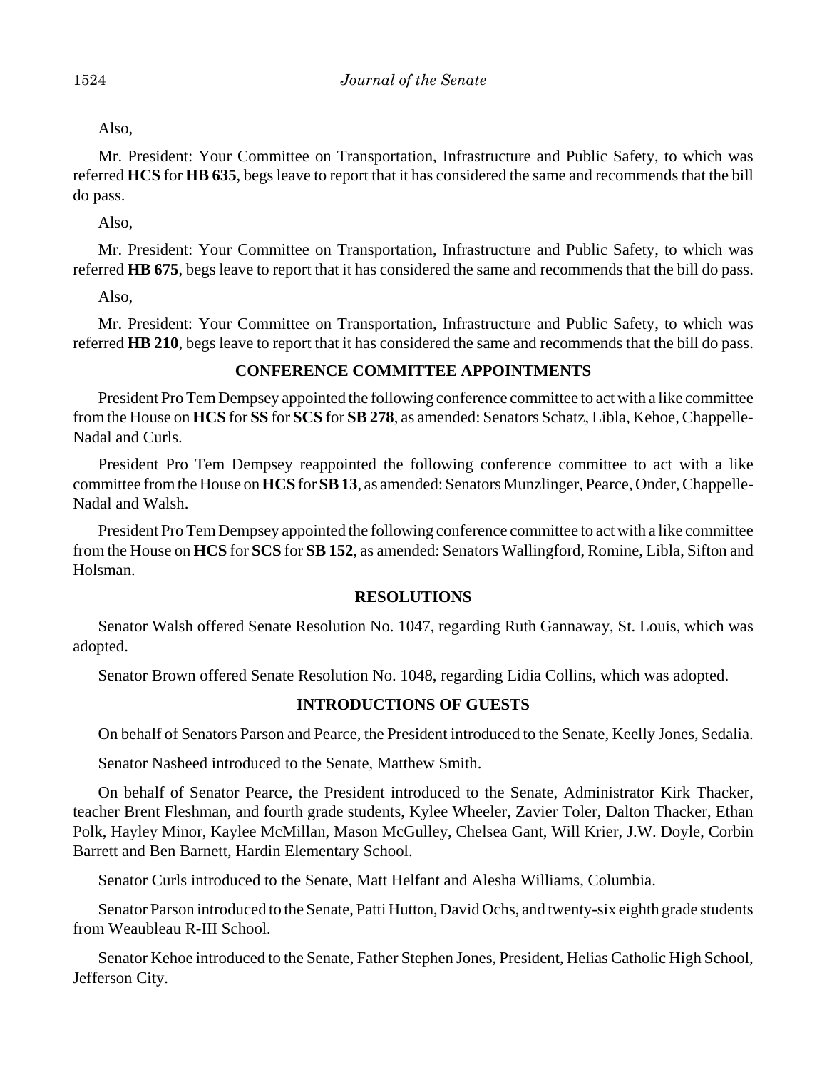Also,

Mr. President: Your Committee on Transportation, Infrastructure and Public Safety, to which was referred **HCS** for **HB 635**, begs leave to report that it has considered the same and recommends that the bill do pass.

Also,

Mr. President: Your Committee on Transportation, Infrastructure and Public Safety, to which was referred **HB 675**, begs leave to report that it has considered the same and recommends that the bill do pass.

Also,

Mr. President: Your Committee on Transportation, Infrastructure and Public Safety, to which was referred **HB 210**, begs leave to report that it has considered the same and recommends that the bill do pass.

## CONFERENCE COMMITTEE APPOINTMENTS

President Pro Tem Dempsey appointed the following conference committee to act with a like committee from the House on **HCS** for **SS** for **SCS** for **SB 278**, as amended: Senators Schatz, Libla, Kehoe, Chappelle-Nadal and Curls.

President Pro Tem Dempsey reappointed the following conference committee to act with a like committee from the House on **HCS** for **SB 13**, as amended: Senators Munzlinger, Pearce, Onder, Chappelle-Nadal and Walsh.

President Pro Tem Dempsey appointed the following conference committee to act with a like committee from the House on **HCS** for **SCS** for **SB 152**, as amended: Senators Wallingford, Romine, Libla, Sifton and Holsman.

## RESOLUTIONS

Senator Walsh offered Senate Resolution No. 1047, regarding Ruth Gannaway, St. Louis, which was adopted.

Senator Brown offered Senate Resolution No. 1048, regarding Lidia Collins, which was adopted.

## INTRODUCTIONS OF GUESTS

On behalf of Senators Parson and Pearce, the President introduced to the Senate, Keelly Jones, Sedalia.

Senator Nasheed introduced to the Senate, Matthew Smith.

On behalf of Senator Pearce, the President introduced to the Senate, Administrator Kirk Thacker, teacher Brent Fleshman, and fourth grade students, Kylee Wheeler, Zavier Toler, Dalton Thacker, Ethan Polk, Hayley Minor, Kaylee McMillan, Mason McGulley, Chelsea Gant, Will Krier, J.W. Doyle, Corbin Barrett and Ben Barnett, Hardin Elementary School.

Senator Curls introduced to the Senate, Matt Helfant and Alesha Williams, Columbia.

Senator Parson introduced to the Senate, Patti Hutton, David Ochs, and twenty-six eighth grade students from Weaubleau R-III School.

Senator Kehoe introduced to the Senate, Father Stephen Jones, President, Helias Catholic High School, Jefferson City.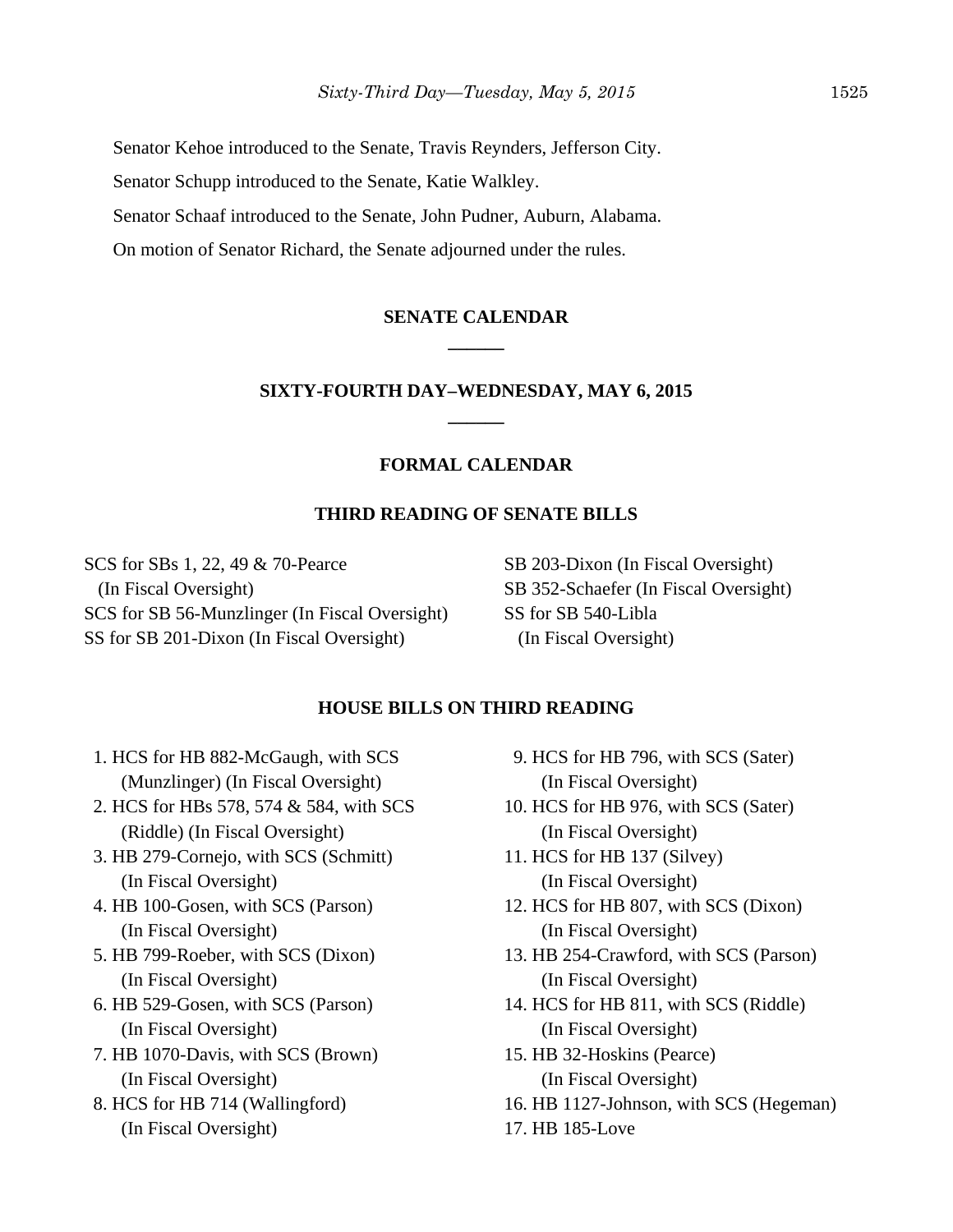Senator Kehoe introduced to the Senate, Travis Reynders, Jefferson City.

Senator Schupp introduced to the Senate, Katie Walkley.

Senator Schaaf introduced to the Senate, John Pudner, Auburn, Alabama.

On motion of Senator Richard, the Senate adjourned under the rules.

## SENATE CALENDAR

## SIXTY-FOURTH DAY–WEDNESDAY, MAY 6, 2015

### FORMAL CALENDAR

### THIRD READING OF SENATE BILLS

SCS for SBs 1, 22, 49 & 70-Pearce (In Fiscal Oversight)
SCS for SB 56-Munzlinger (In Fiscal Oversight)
SS for SB 201-Dixon (In Fiscal Oversight)
SB 203-Dixon (In Fiscal Oversight)
SB 352-Schaefer (In Fiscal Oversight)
SS for SB 540-Libla (In Fiscal Oversight)

### HOUSE BILLS ON THIRD READING

1. HCS for HB 882-McGaugh, with SCS (Munzlinger) (In Fiscal Oversight)
2. HCS for HBs 578, 574 & 584, with SCS (Riddle) (In Fiscal Oversight)
3. HB 279-Cornejo, with SCS (Schmitt) (In Fiscal Oversight)
4. HB 100-Gosen, with SCS (Parson) (In Fiscal Oversight)
5. HB 799-Roeber, with SCS (Dixon) (In Fiscal Oversight)
6. HB 529-Gosen, with SCS (Parson) (In Fiscal Oversight)
7. HB 1070-Davis, with SCS (Brown) (In Fiscal Oversight)
8. HCS for HB 714 (Wallingford) (In Fiscal Oversight)
9. HCS for HB 796, with SCS (Sater) (In Fiscal Oversight)
10. HCS for HB 976, with SCS (Sater) (In Fiscal Oversight)
11. HCS for HB 137 (Silvey) (In Fiscal Oversight)
12. HCS for HB 807, with SCS (Dixon) (In Fiscal Oversight)
13. HB 254-Crawford, with SCS (Parson) (In Fiscal Oversight)
14. HCS for HB 811, with SCS (Riddle) (In Fiscal Oversight)
15. HB 32-Hoskins (Pearce) (In Fiscal Oversight)
16. HB 1127-Johnson, with SCS (Hegeman)
17. HB 185-Love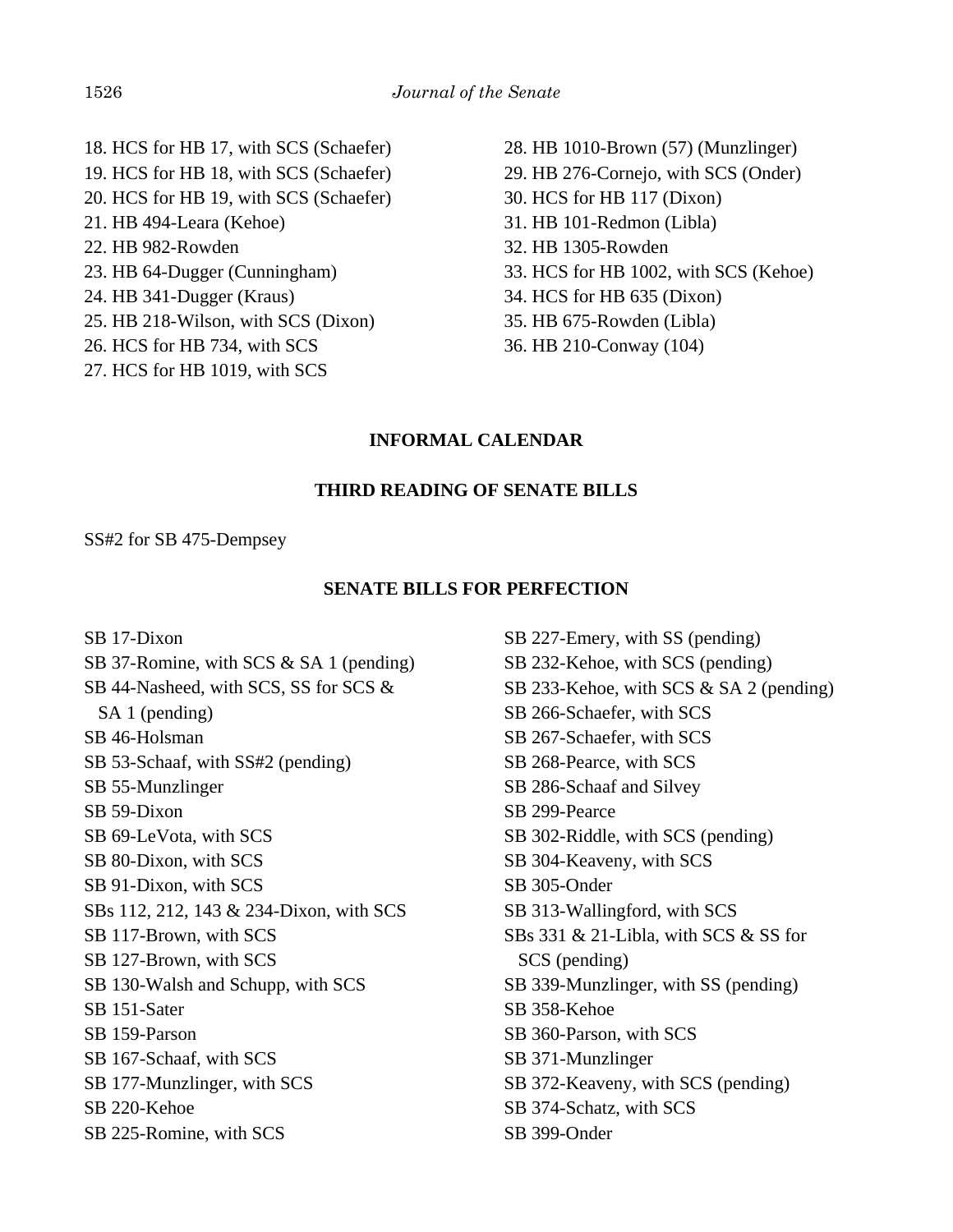18. HCS for HB 17, with SCS (Schaefer)
19. HCS for HB 18, with SCS (Schaefer)
20. HCS for HB 19, with SCS (Schaefer)
21. HB 494-Leara (Kehoe)
22. HB 982-Rowden
23. HB 64-Dugger (Cunningham)
24. HB 341-Dugger (Kraus)
25. HB 218-Wilson, with SCS (Dixon)
26. HCS for HB 734, with SCS
27. HCS for HB 1019, with SCS
28. HB 1010-Brown (57) (Munzlinger)
29. HB 276-Cornejo, with SCS (Onder)
30. HCS for HB 117 (Dixon)
31. HB 101-Redmon (Libla)
32. HB 1305-Rowden
33. HCS for HB 1002, with SCS (Kehoe)
34. HCS for HB 635 (Dixon)
35. HB 675-Rowden (Libla)
36. HB 210-Conway (104)

**INFORMAL CALENDAR**

**THIRD READING OF SENATE BILLS**

SS#2 for SB 475-Dempsey

**SENATE BILLS FOR PERFECTION**

SB 17-Dixon
SB 37-Romine, with SCS & SA 1 (pending)
SB 44-Nasheed, with SCS, SS for SCS & SA 1 (pending)
SB 46-Holsman
SB 53-Schaaf, with SS#2 (pending)
SB 55-Munzlinger
SB 59-Dixon
SB 69-LeVota, with SCS
SB 80-Dixon, with SCS
SB 91-Dixon, with SCS
SBs 112, 212, 143 & 234-Dixon, with SCS
SB 117-Brown, with SCS
SB 127-Brown, with SCS
SB 130-Walsh and Schupp, with SCS
SB 151-Sater
SB 159-Parson
SB 167-Schaaf, with SCS
SB 177-Munzlinger, with SCS
SB 220-Kehoe
SB 225-Romine, with SCS
SB 227-Emery, with SS (pending)
SB 232-Kehoe, with SCS (pending)
SB 233-Kehoe, with SCS & SA 2 (pending)
SB 266-Schaefer, with SCS
SB 267-Schaefer, with SCS
SB 268-Pearce, with SCS
SB 286-Schaaf and Silvey
SB 299-Pearce
SB 302-Riddle, with SCS (pending)
SB 304-Keaveny, with SCS
SB 305-Onder
SB 313-Wallingford, with SCS
SBs 331 & 21-Libla, with SCS & SS for SCS (pending)
SB 339-Munzlinger, with SS (pending)
SB 358-Kehoe
SB 360-Parson, with SCS
SB 371-Munzlinger
SB 372-Keaveny, with SCS (pending)
SB 374-Schatz, with SCS
SB 399-Onder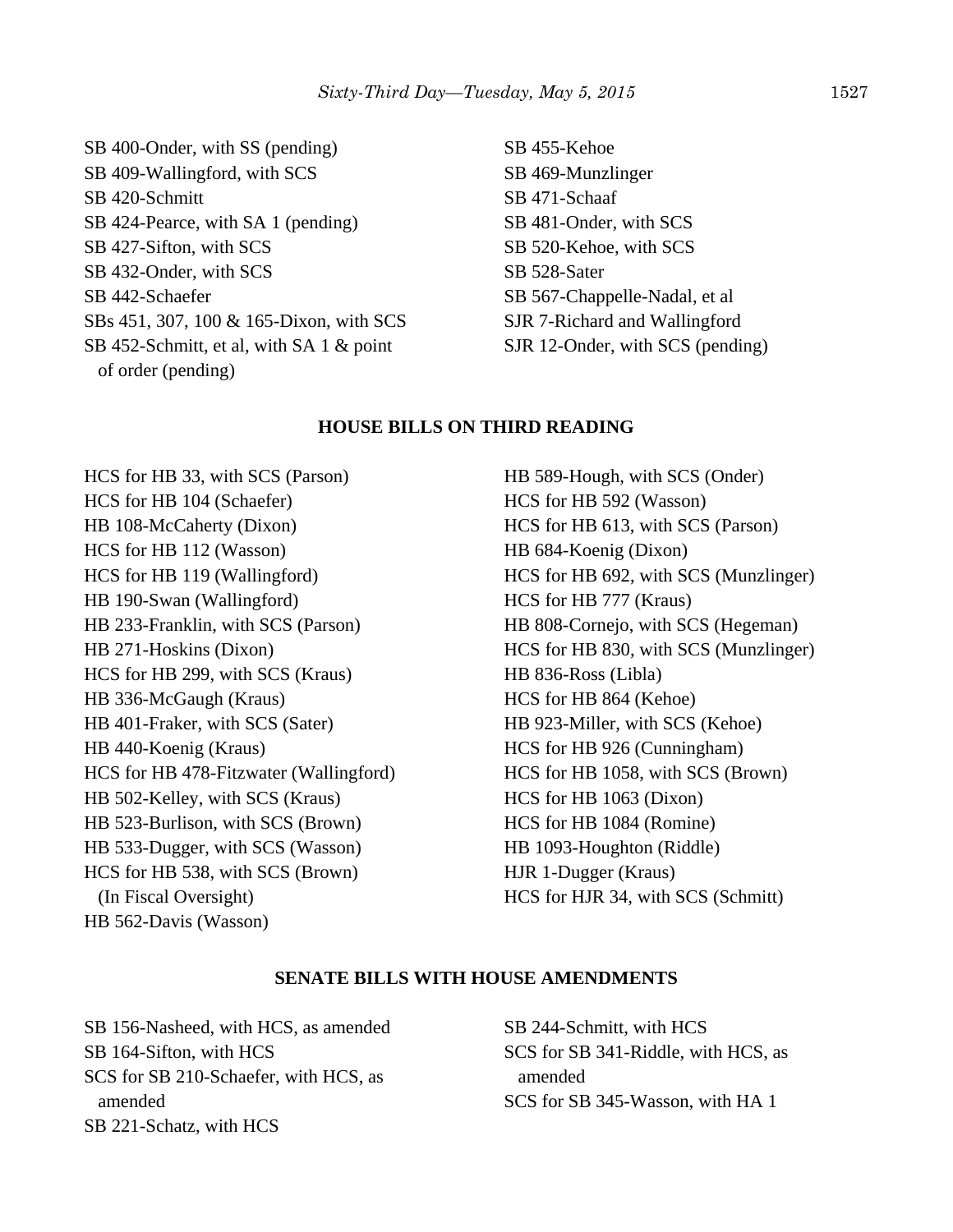SB 400-Onder, with SS (pending)
SB 409-Wallingford, with SCS
SB 420-Schmitt
SB 424-Pearce, with SA 1 (pending)
SB 427-Sifton, with SCS
SB 432-Onder, with SCS
SB 442-Schaefer
SBs 451, 307, 100 & 165-Dixon, with SCS
SB 452-Schmitt, et al, with SA 1 & point of order (pending)
SB 455-Kehoe
SB 469-Munzlinger
SB 471-Schaaf
SB 481-Onder, with SCS
SB 520-Kehoe, with SCS
SB 528-Sater
SB 567-Chappelle-Nadal, et al
SJR 7-Richard and Wallingford
SJR 12-Onder, with SCS (pending)

**HOUSE BILLS ON THIRD READING**

HCS for HB 33, with SCS (Parson)
HCS for HB 104 (Schaefer)
HB 108-McCaherty (Dixon)
HCS for HB 112 (Wasson)
HCS for HB 119 (Wallingford)
HB 190-Swan (Wallingford)
HB 233-Franklin, with SCS (Parson)
HB 271-Hoskins (Dixon)
HCS for HB 299, with SCS (Kraus)
HB 336-McGaugh (Kraus)
HB 401-Fraker, with SCS (Sater)
HB 440-Koenig (Kraus)
HCS for HB 478-Fitzwater (Wallingford)
HB 502-Kelley, with SCS (Kraus)
HB 523-Burlison, with SCS (Brown)
HB 533-Dugger, with SCS (Wasson)
HCS for HB 538, with SCS (Brown) (In Fiscal Oversight)
HB 562-Davis (Wasson)
HB 589-Hough, with SCS (Onder)
HCS for HB 592 (Wasson)
HCS for HB 613, with SCS (Parson)
HB 684-Koenig (Dixon)
HCS for HB 692, with SCS (Munzlinger)
HCS for HB 777 (Kraus)
HB 808-Cornejo, with SCS (Hegeman)
HCS for HB 830, with SCS (Munzlinger)
HB 836-Ross (Libla)
HCS for HB 864 (Kehoe)
HB 923-Miller, with SCS (Kehoe)
HCS for HB 926 (Cunningham)
HCS for HB 1058, with SCS (Brown)
HCS for HB 1063 (Dixon)
HCS for HB 1084 (Romine)
HB 1093-Houghton (Riddle)
HJR 1-Dugger (Kraus)
HCS for HJR 34, with SCS (Schmitt)

**SENATE BILLS WITH HOUSE AMENDMENTS**

SB 156-Nasheed, with HCS, as amended
SB 164-Sifton, with HCS
SCS for SB 210-Schaefer, with HCS, as amended
SB 221-Schatz, with HCS
SB 244-Schmitt, with HCS
SCS for SB 341-Riddle, with HCS, as amended
SCS for SB 345-Wasson, with HA 1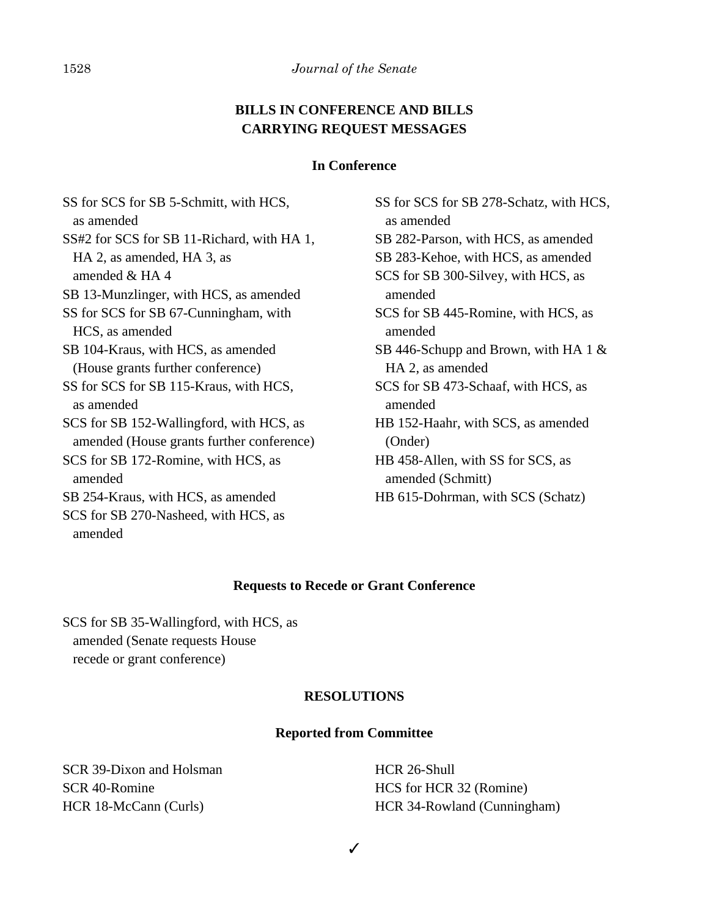## BILLS IN CONFERENCE AND BILLS CARRYING REQUEST MESSAGES

### In Conference

SS for SCS for SB 5-Schmitt, with HCS, as amended
SS#2 for SCS for SB 11-Richard, with HA 1, HA 2, as amended, HA 3, as amended & HA 4
SB 13-Munzlinger, with HCS, as amended
SS for SCS for SB 67-Cunningham, with HCS, as amended
SB 104-Kraus, with HCS, as amended (House grants further conference)
SS for SCS for SB 115-Kraus, with HCS, as amended
SCS for SB 152-Wallingford, with HCS, as amended (House grants further conference)
SCS for SB 172-Romine, with HCS, as amended
SB 254-Kraus, with HCS, as amended
SCS for SB 270-Nasheed, with HCS, as amended
SS for SCS for SB 278-Schatz, with HCS, as amended
SB 282-Parson, with HCS, as amended
SB 283-Kehoe, with HCS, as amended
SCS for SB 300-Silvey, with HCS, as amended
SCS for SB 445-Romine, with HCS, as amended
SB 446-Schupp and Brown, with HA 1 & HA 2, as amended
SCS for SB 473-Schaaf, with HCS, as amended
HB 152-Haahr, with SCS, as amended (Onder)
HB 458-Allen, with SS for SCS, as amended (Schmitt)
HB 615-Dohrman, with SCS (Schatz)

### Requests to Recede or Grant Conference

SCS for SB 35-Wallingford, with HCS, as amended (Senate requests House recede or grant conference)

## RESOLUTIONS

### Reported from Committee

SCR 39-Dixon and Holsman
SCR 40-Romine
HCR 18-McCann (Curls)
HCR 26-Shull
HCS for HCR 32 (Romine)
HCR 34-Rowland (Cunningham)

✓